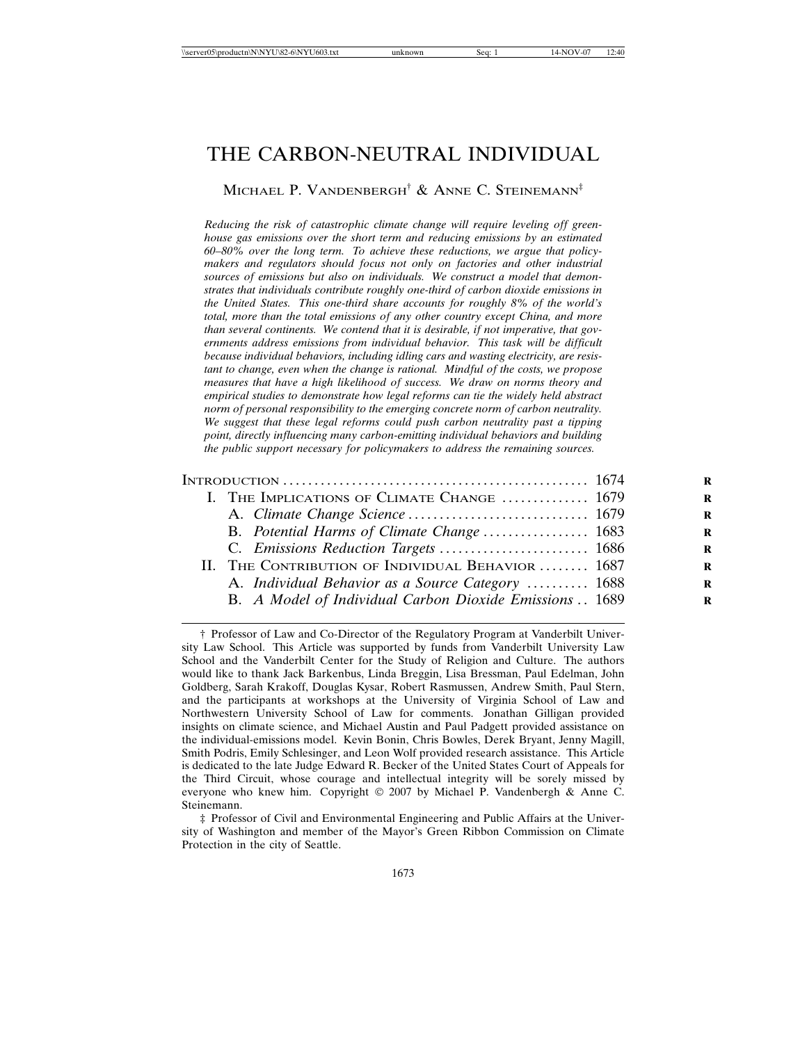# THE CARBON-NEUTRAL INDIVIDUAL

MICHAEL P. VANDENBERGH[†] & ANNE C. STEINEMANN[‡]

*Reducing the risk of catastrophic climate change will require leveling off greenhouse gas emissions over the short term and reducing emissions by an estimated 60–80% over the long term. To achieve these reductions, we argue that policymakers and regulators should focus not only on factories and other industrial sources of emissions but also on individuals. We construct a model that demonstrates that individuals contribute roughly one-third of carbon dioxide emissions in the United States. This one-third share accounts for roughly 8% of the world's total, more than the total emissions of any other country except China, and more than several continents. We contend that it is desirable, if not imperative, that governments address emissions from individual behavior. This task will be difficult because individual behaviors, including idling cars and wasting electricity, are resistant to change, even when the change is rational. Mindful of the costs, we propose measures that have a high likelihood of success. We draw on norms theory and empirical studies to demonstrate how legal reforms can tie the widely held abstract norm of personal responsibility to the emerging concrete norm of carbon neutrality. We suggest that these legal reforms could push carbon neutrality past a tipping point, directly influencing many carbon-emitting individual behaviors and building the public support necessary for policymakers to address the remaining sources.*

| | |
|---|---|
| INTRODUCTION | 1674 |
| I. THE IMPLICATIONS OF CLIMATE CHANGE | 1679 |
| A. *Climate Change Science* | 1679 |
| B. *Potential Harms of Climate Change* | 1683 |
| C. *Emissions Reduction Targets* | 1686 |
| II. THE CONTRIBUTION OF INDIVIDUAL BEHAVIOR | 1687 |
| A. *Individual Behavior as a Source Category* | 1688 |
| B. *A Model of Individual Carbon Dioxide Emissions* | 1689 |

† Professor of Law and Co-Director of the Regulatory Program at Vanderbilt University Law School. This Article was supported by funds from Vanderbilt University Law School and the Vanderbilt Center for the Study of Religion and Culture. The authors would like to thank Jack Barkenbus, Linda Breggin, Lisa Bressman, Paul Edelman, John Goldberg, Sarah Krakoff, Douglas Kysar, Robert Rasmussen, Andrew Smith, Paul Stern, and the participants at workshops at the University of Virginia School of Law and Northwestern University School of Law for comments. Jonathan Gilligan provided insights on climate science, and Michael Austin and Paul Padgett provided assistance on the individual-emissions model. Kevin Bonin, Chris Bowles, Derek Bryant, Jenny Magill, Smith Podris, Emily Schlesinger, and Leon Wolf provided research assistance. This Article is dedicated to the late Judge Edward R. Becker of the United States Court of Appeals for the Third Circuit, whose courage and intellectual integrity will be sorely missed by everyone who knew him. Copyright © 2007 by Michael P. Vandenbergh & Anne C. Steinemann.

‡ Professor of Civil and Environmental Engineering and Public Affairs at the University of Washington and member of the Mayor's Green Ribbon Commission on Climate Protection in the city of Seattle.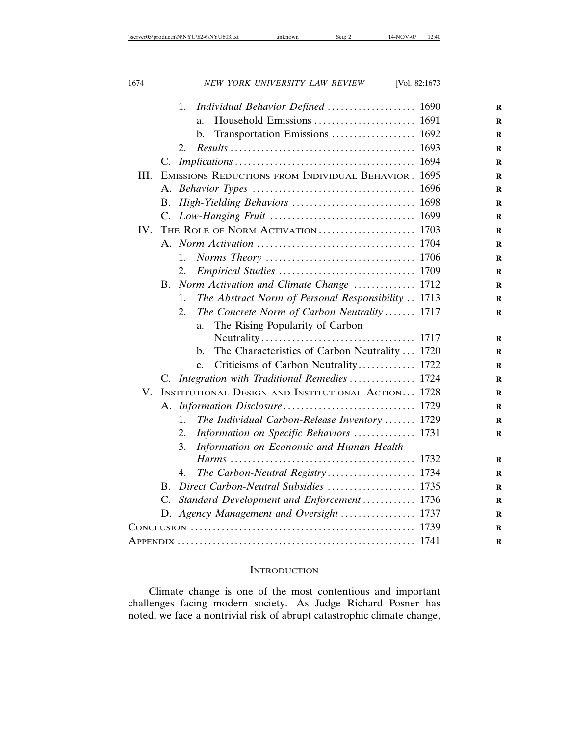1. *Individual Behavior Defined* .................... 1690
   a. Household Emissions ....................... 1691
   b. Transportation Emissions ................... 1692
2. *Results* .......................................... 1693

C. *Implications* ......................................... 1694

III. Emissions Reductions from Individual Behavior . 1695

A. *Behavior Types* .................................... 1696

B. *High-Yielding Behaviors* ............................ 1698

C. *Low-Hanging Fruit* ................................. 1699

IV. The Role of Norm Activation ...................... 1703

A. *Norm Activation* .................................... 1704
1. *Norms Theory* .................................. 1706
2. *Empirical Studies* ............................... 1709

B. *Norm Activation and Climate Change* ............. 1712
1. *The Abstract Norm of Personal Responsibility* .. 1713
2. *The Concrete Norm of Carbon Neutrality* ....... 1717
   a. The Rising Popularity of Carbon Neutrality................................... 1717
   b. The Characteristics of Carbon Neutrality ... 1720
   c. Criticisms of Carbon Neutrality............ 1722

C. *Integration with Traditional Remedies* ............... 1724

V. Institutional Design and Institutional Action... 1728

A. *Information Disclosure*............................. 1729
1. *The Individual Carbon-Release Inventory* ....... 1729
2. *Information on Specific Behaviors* ............. 1731
3. *Information on Economic and Human Health Harms* ......................................... 1732
4. *The Carbon-Neutral Registry*.................... 1734

B. *Direct Carbon-Neutral Subsidies* .................... 1735

C. *Standard Development and Enforcement* ............ 1736

D. *Agency Management and Oversight* ................. 1737

Conclusion .................................................. 1739

Appendix ..................................................... 1741

## Introduction

Climate change is one of the most contentious and important challenges facing modern society. As Judge Richard Posner has noted, we face a nontrivial risk of abrupt catastrophic climate change,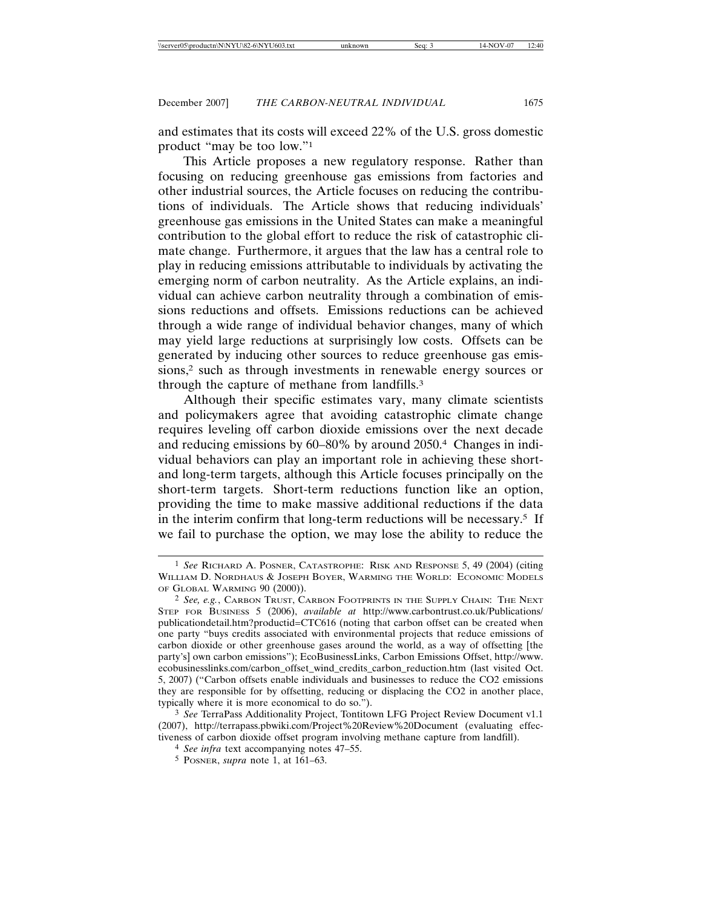and estimates that its costs will exceed 22% of the U.S. gross domestic product "may be too low."[1]

This Article proposes a new regulatory response. Rather than focusing on reducing greenhouse gas emissions from factories and other industrial sources, the Article focuses on reducing the contributions of individuals. The Article shows that reducing individuals' greenhouse gas emissions in the United States can make a meaningful contribution to the global effort to reduce the risk of catastrophic climate change. Furthermore, it argues that the law has a central role to play in reducing emissions attributable to individuals by activating the emerging norm of carbon neutrality. As the Article explains, an individual can achieve carbon neutrality through a combination of emissions reductions and offsets. Emissions reductions can be achieved through a wide range of individual behavior changes, many of which may yield large reductions at surprisingly low costs. Offsets can be generated by inducing other sources to reduce greenhouse gas emissions,[2] such as through investments in renewable energy sources or through the capture of methane from landfills.[3]

Although their specific estimates vary, many climate scientists and policymakers agree that avoiding catastrophic climate change requires leveling off carbon dioxide emissions over the next decade and reducing emissions by 60–80% by around 2050.[4] Changes in individual behaviors can play an important role in achieving these short- and long-term targets, although this Article focuses principally on the short-term targets. Short-term reductions function like an option, providing the time to make massive additional reductions if the data in the interim confirm that long-term reductions will be necessary.[5] If we fail to purchase the option, we may lose the ability to reduce the

---

[1] *See* Richard A. Posner, Catastrophe: Risk and Response 5, 49 (2004) (citing William D. Nordhaus & Joseph Boyer, Warming the World: Economic Models of Global Warming 90 (2000)).

[2] *See, e.g.*, Carbon Trust, Carbon Footprints in the Supply Chain: The Next Step for Business 5 (2006), *available at* http://www.carbontrust.co.uk/Publications/publicationdetail.htm?productid=CTC616 (noting that carbon offset can be created when one party "buys credits associated with environmental projects that reduce emissions of carbon dioxide or other greenhouse gases around the world, as a way of offsetting [the party's] own carbon emissions"); EcoBusinessLinks, Carbon Emissions Offset, http://www.ecobusinesslinks.com/carbon_offset_wind_credits_carbon_reduction.htm (last visited Oct. 5, 2007) ("Carbon offsets enable individuals and businesses to reduce the CO2 emissions they are responsible for by offsetting, reducing or displacing the CO2 in another place, typically where it is more economical to do so.").

[3] *See* TerraPass Additionality Project, Tontitown LFG Project Review Document v1.1 (2007), http://terrapass.pbwiki.com/Project%20Review%20Document (evaluating effectiveness of carbon dioxide offset program involving methane capture from landfill).

[4] *See infra* text accompanying notes 47–55.

[5] Posner, *supra* note 1, at 161–63.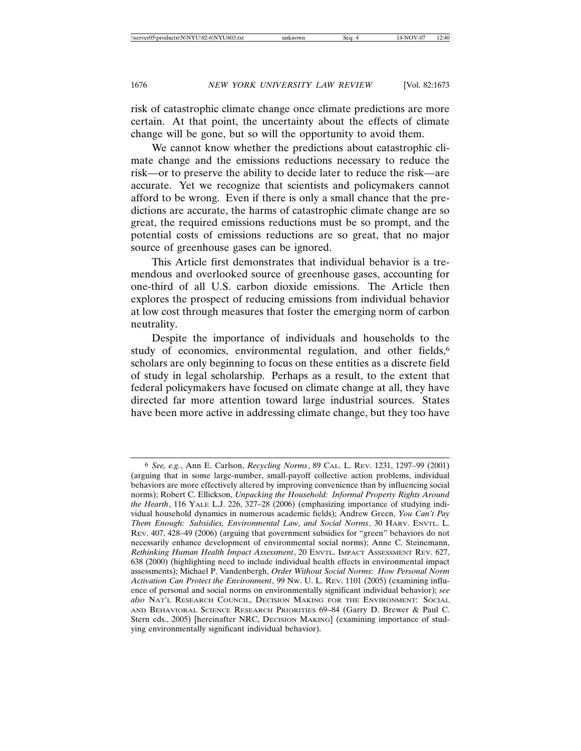risk of catastrophic climate change once climate predictions are more certain. At that point, the uncertainty about the effects of climate change will be gone, but so will the opportunity to avoid them.

We cannot know whether the predictions about catastrophic climate change and the emissions reductions necessary to reduce the risk—or to preserve the ability to decide later to reduce the risk—are accurate. Yet we recognize that scientists and policymakers cannot afford to be wrong. Even if there is only a small chance that the predictions are accurate, the harms of catastrophic climate change are so great, the required emissions reductions must be so prompt, and the potential costs of emissions reductions are so great, that no major source of greenhouse gases can be ignored.

This Article first demonstrates that individual behavior is a tremendous and overlooked source of greenhouse gases, accounting for one-third of all U.S. carbon dioxide emissions. The Article then explores the prospect of reducing emissions from individual behavior at low cost through measures that foster the emerging norm of carbon neutrality.

Despite the importance of individuals and households to the study of economics, environmental regulation, and other fields,[6] scholars are only beginning to focus on these entities as a discrete field of study in legal scholarship. Perhaps as a result, to the extent that federal policymakers have focused on climate change at all, they have directed far more attention toward large industrial sources. States have been more active in addressing climate change, but they too have

---

[6] *See, e.g.*, Ann E. Carlson, *Recycling Norms*, 89 CAL. L. REV. 1231, 1297–99 (2001) (arguing that in some large-number, small-payoff collective action problems, individual behaviors are more effectively altered by improving convenience than by influencing social norms); Robert C. Ellickson, *Unpacking the Household: Informal Property Rights Around the Hearth*, 116 YALE L.J. 226, 327–28 (2006) (emphasizing importance of studying individual household dynamics in numerous academic fields); Andrew Green, *You Can't Pay Them Enough: Subsidies, Environmental Law, and Social Norms*, 30 HARV. ENVTL. L. REV. 407, 428–49 (2006) (arguing that government subsidies for "green" behaviors do not necessarily enhance development of environmental social norms); Anne C. Steinemann, *Rethinking Human Health Impact Assessment*, 20 ENVTL. IMPACT ASSESSMENT REV. 627, 638 (2000) (highlighting need to include individual health effects in environmental impact assessments); Michael P. Vandenbergh, *Order Without Social Norms: How Personal Norm Activation Can Protect the Environment*, 99 NW. U. L. REV. 1101 (2005) (examining influence of personal and social norms on environmentally significant individual behavior); *see also* NAT'L RESEARCH COUNCIL, DECISION MAKING FOR THE ENVIRONMENT: SOCIAL AND BEHAVIORAL SCIENCE RESEARCH PRIORITIES 69–84 (Garry D. Brewer & Paul C. Stern eds., 2005) [hereinafter NRC, DECISION MAKING] (examining importance of studying environmentally significant individual behavior).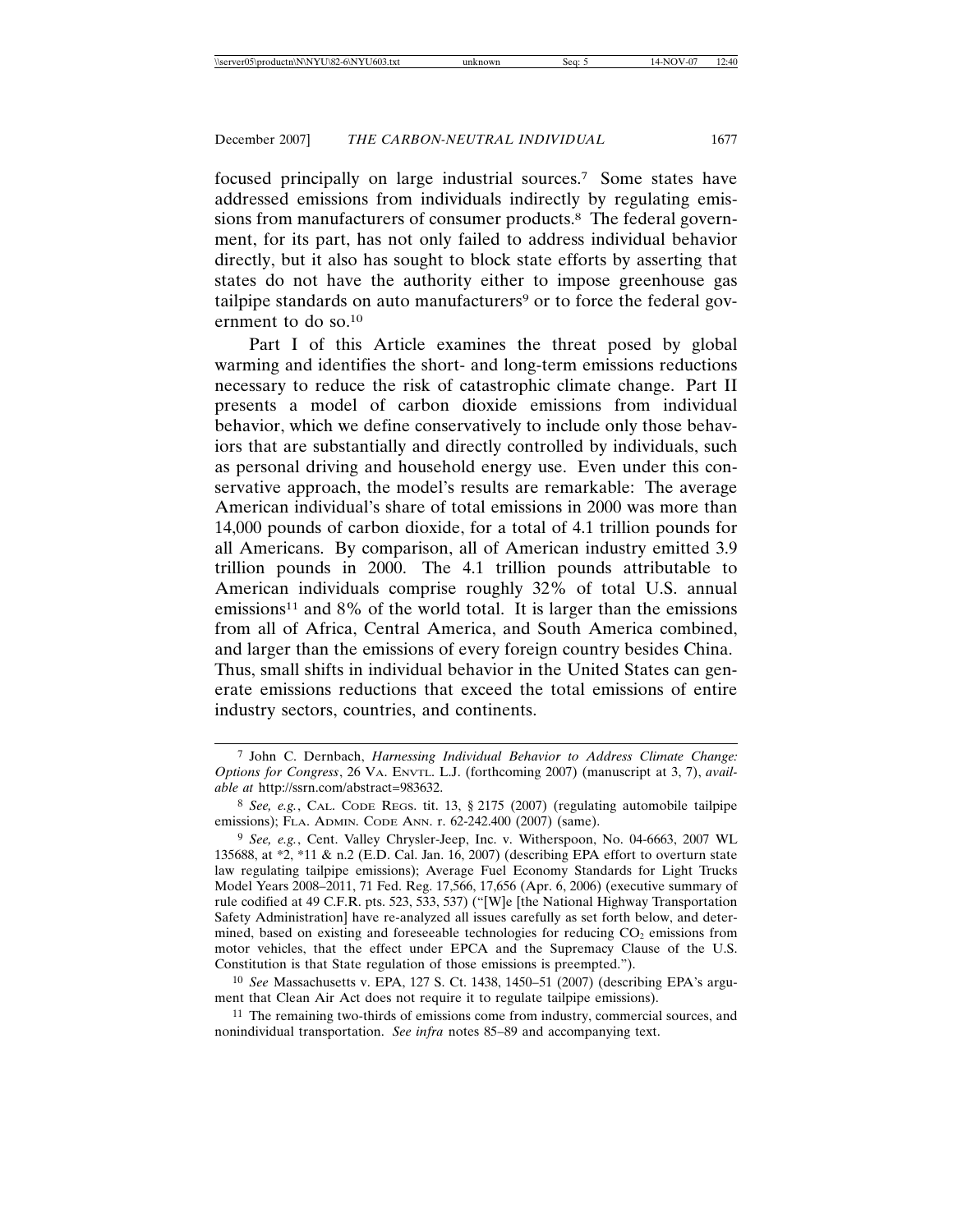focused principally on large industrial sources.[7] Some states have addressed emissions from individuals indirectly by regulating emissions from manufacturers of consumer products.[8] The federal government, for its part, has not only failed to address individual behavior directly, but it also has sought to block state efforts by asserting that states do not have the authority either to impose greenhouse gas tailpipe standards on auto manufacturers[9] or to force the federal government to do so.[10]

Part I of this Article examines the threat posed by global warming and identifies the short- and long-term emissions reductions necessary to reduce the risk of catastrophic climate change. Part II presents a model of carbon dioxide emissions from individual behavior, which we define conservatively to include only those behaviors that are substantially and directly controlled by individuals, such as personal driving and household energy use. Even under this conservative approach, the model's results are remarkable: The average American individual's share of total emissions in 2000 was more than 14,000 pounds of carbon dioxide, for a total of 4.1 trillion pounds for all Americans. By comparison, all of American industry emitted 3.9 trillion pounds in 2000. The 4.1 trillion pounds attributable to American individuals comprise roughly 32% of total U.S. annual emissions[11] and 8% of the world total. It is larger than the emissions from all of Africa, Central America, and South America combined, and larger than the emissions of every foreign country besides China. Thus, small shifts in individual behavior in the United States can generate emissions reductions that exceed the total emissions of entire industry sectors, countries, and continents.

---

[7] John C. Dernbach, *Harnessing Individual Behavior to Address Climate Change: Options for Congress*, 26 VA. ENVTL. L.J. (forthcoming 2007) (manuscript at 3, 7), *available at* http://ssrn.com/abstract=983632.

[8] *See, e.g.*, CAL. CODE REGS. tit. 13, § 2175 (2007) (regulating automobile tailpipe emissions); FLA. ADMIN. CODE ANN. r. 62-242.400 (2007) (same).

[9] *See, e.g.*, Cent. Valley Chrysler-Jeep, Inc. v. Witherspoon, No. 04-6663, 2007 WL 135688, at *2, *11 & n.2 (E.D. Cal. Jan. 16, 2007) (describing EPA effort to overturn state law regulating tailpipe emissions); Average Fuel Economy Standards for Light Trucks Model Years 2008–2011, 71 Fed. Reg. 17,566, 17,656 (Apr. 6, 2006) (executive summary of rule codified at 49 C.F.R. pts. 523, 533, 537) ("[W]e [the National Highway Transportation Safety Administration] have re-analyzed all issues carefully as set forth below, and determined, based on existing and foreseeable technologies for reducing $CO_2$ emissions from motor vehicles, that the effect under EPCA and the Supremacy Clause of the U.S. Constitution is that State regulation of those emissions is preempted.").

[10] *See* Massachusetts v. EPA, 127 S. Ct. 1438, 1450–51 (2007) (describing EPA's argument that Clean Air Act does not require it to regulate tailpipe emissions).

[11] The remaining two-thirds of emissions come from industry, commercial sources, and nonindividual transportation. *See infra* notes 85–89 and accompanying text.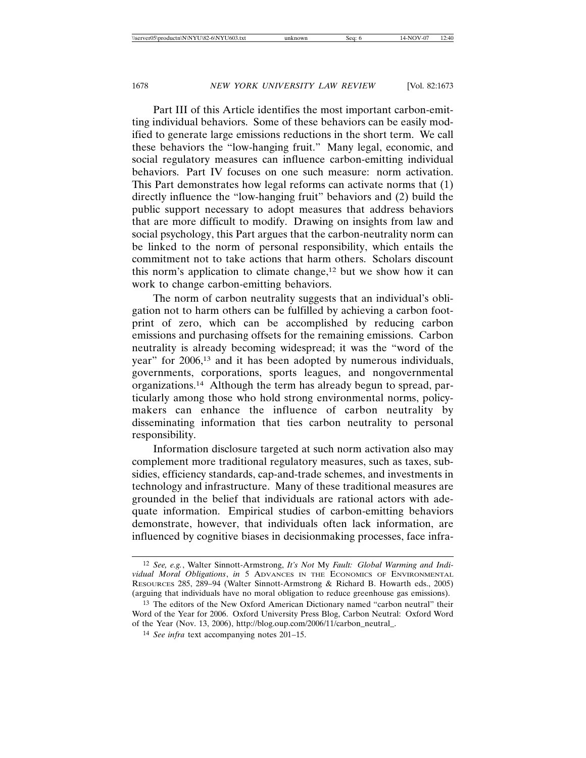Part III of this Article identifies the most important carbon-emitting individual behaviors. Some of these behaviors can be easily modified to generate large emissions reductions in the short term. We call these behaviors the "low-hanging fruit." Many legal, economic, and social regulatory measures can influence carbon-emitting individual behaviors. Part IV focuses on one such measure: norm activation. This Part demonstrates how legal reforms can activate norms that (1) directly influence the "low-hanging fruit" behaviors and (2) build the public support necessary to adopt measures that address behaviors that are more difficult to modify. Drawing on insights from law and social psychology, this Part argues that the carbon-neutrality norm can be linked to the norm of personal responsibility, which entails the commitment not to take actions that harm others. Scholars discount this norm's application to climate change,[12] but we show how it can work to change carbon-emitting behaviors.

The norm of carbon neutrality suggests that an individual's obligation not to harm others can be fulfilled by achieving a carbon footprint of zero, which can be accomplished by reducing carbon emissions and purchasing offsets for the remaining emissions. Carbon neutrality is already becoming widespread; it was the "word of the year" for 2006,[13] and it has been adopted by numerous individuals, governments, corporations, sports leagues, and nongovernmental organizations.[14] Although the term has already begun to spread, particularly among those who hold strong environmental norms, policymakers can enhance the influence of carbon neutrality by disseminating information that ties carbon neutrality to personal responsibility.

Information disclosure targeted at such norm activation also may complement more traditional regulatory measures, such as taxes, subsidies, efficiency standards, cap-and-trade schemes, and investments in technology and infrastructure. Many of these traditional measures are grounded in the belief that individuals are rational actors with adequate information. Empirical studies of carbon-emitting behaviors demonstrate, however, that individuals often lack information, are influenced by cognitive biases in decisionmaking processes, face infra-

[12] *See, e.g.*, Walter Sinnott-Armstrong, *It's Not* My *Fault: Global Warming and Individual Moral Obligations*, *in* 5 ADVANCES IN THE ECONOMICS OF ENVIRONMENTAL RESOURCES 285, 289–94 (Walter Sinnott-Armstrong & Richard B. Howarth eds., 2005) (arguing that individuals have no moral obligation to reduce greenhouse gas emissions).

[13] The editors of the New Oxford American Dictionary named "carbon neutral" their Word of the Year for 2006. Oxford University Press Blog, Carbon Neutral: Oxford Word of the Year (Nov. 13, 2006), http://blog.oup.com/2006/11/carbon_neutral_.

[14] *See infra* text accompanying notes 201–15.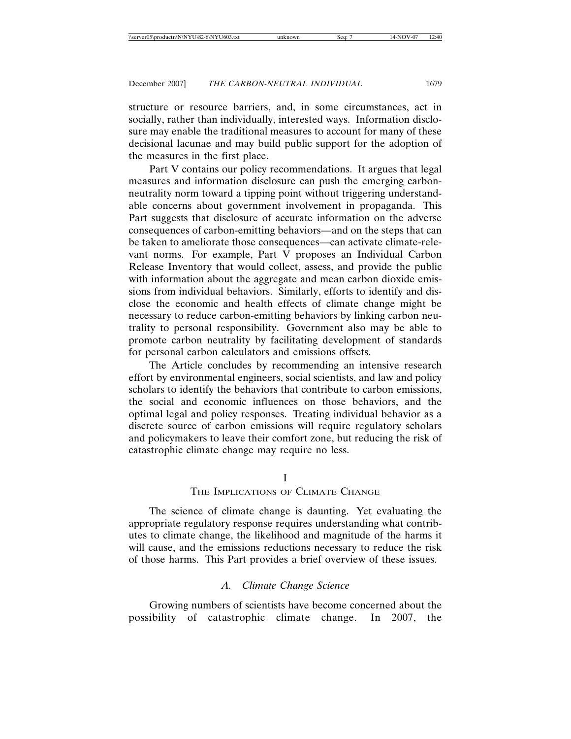structure or resource barriers, and, in some circumstances, act in socially, rather than individually, interested ways. Information disclosure may enable the traditional measures to account for many of these decisional lacunae and may build public support for the adoption of the measures in the first place.

Part V contains our policy recommendations. It argues that legal measures and information disclosure can push the emerging carbon-neutrality norm toward a tipping point without triggering understandable concerns about government involvement in propaganda. This Part suggests that disclosure of accurate information on the adverse consequences of carbon-emitting behaviors—and on the steps that can be taken to ameliorate those consequences—can activate climate-relevant norms. For example, Part V proposes an Individual Carbon Release Inventory that would collect, assess, and provide the public with information about the aggregate and mean carbon dioxide emissions from individual behaviors. Similarly, efforts to identify and disclose the economic and health effects of climate change might be necessary to reduce carbon-emitting behaviors by linking carbon neutrality to personal responsibility. Government also may be able to promote carbon neutrality by facilitating development of standards for personal carbon calculators and emissions offsets.

The Article concludes by recommending an intensive research effort by environmental engineers, social scientists, and law and policy scholars to identify the behaviors that contribute to carbon emissions, the social and economic influences on those behaviors, and the optimal legal and policy responses. Treating individual behavior as a discrete source of carbon emissions will require regulatory scholars and policymakers to leave their comfort zone, but reducing the risk of catastrophic climate change may require no less.

## I
## The Implications of Climate Change

The science of climate change is daunting. Yet evaluating the appropriate regulatory response requires understanding what contributes to climate change, the likelihood and magnitude of the harms it will cause, and the emissions reductions necessary to reduce the risk of those harms. This Part provides a brief overview of these issues.

### *A. Climate Change Science*

Growing numbers of scientists have become concerned about the possibility of catastrophic climate change. In 2007, the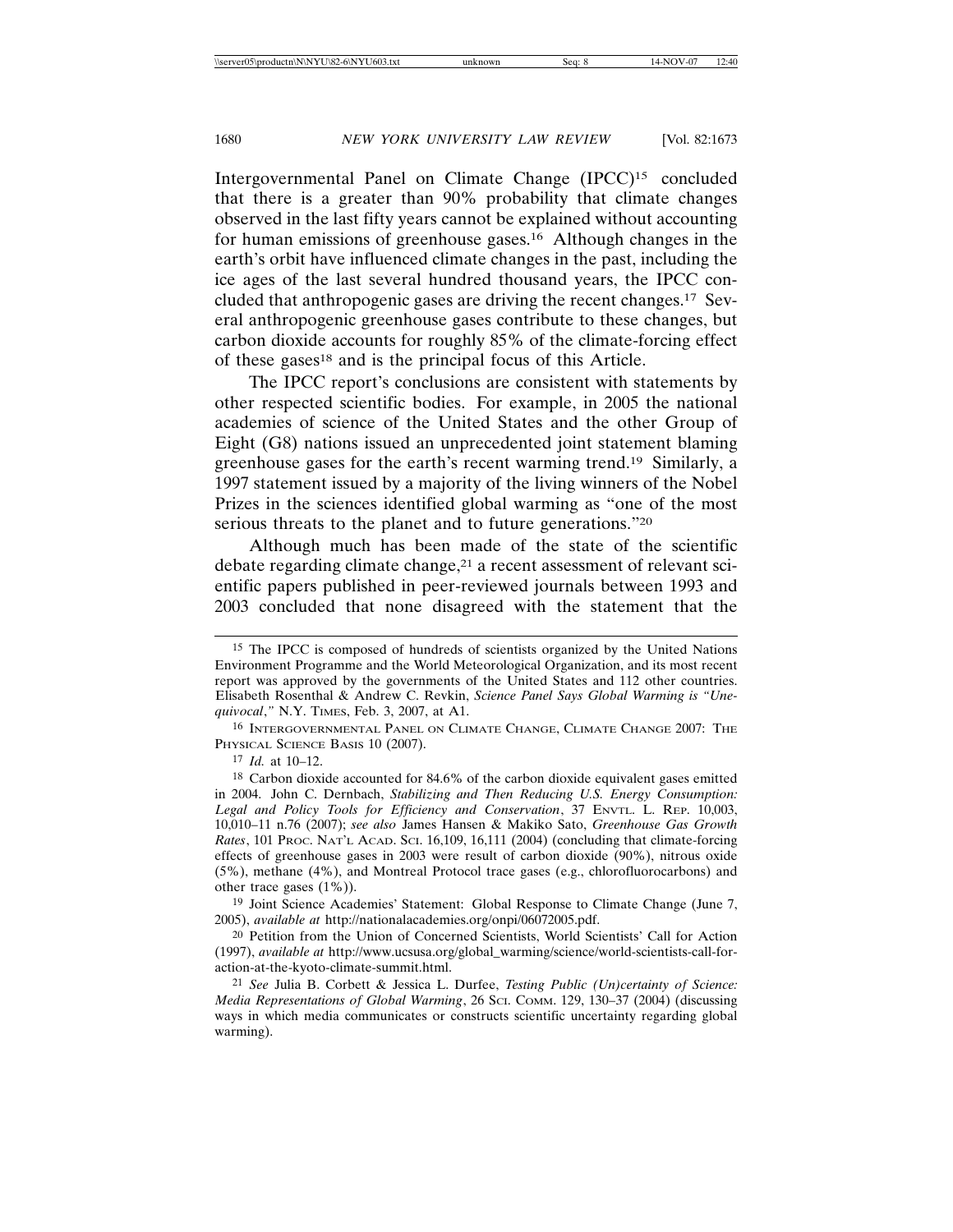Intergovernmental Panel on Climate Change (IPCC)[15] concluded that there is a greater than 90% probability that climate changes observed in the last fifty years cannot be explained without accounting for human emissions of greenhouse gases.[16] Although changes in the earth's orbit have influenced climate changes in the past, including the ice ages of the last several hundred thousand years, the IPCC concluded that anthropogenic gases are driving the recent changes.[17] Several anthropogenic greenhouse gases contribute to these changes, but carbon dioxide accounts for roughly 85% of the climate-forcing effect of these gases[18] and is the principal focus of this Article.

The IPCC report's conclusions are consistent with statements by other respected scientific bodies. For example, in 2005 the national academies of science of the United States and the other Group of Eight (G8) nations issued an unprecedented joint statement blaming greenhouse gases for the earth's recent warming trend.[19] Similarly, a 1997 statement issued by a majority of the living winners of the Nobel Prizes in the sciences identified global warming as "one of the most serious threats to the planet and to future generations."[20]

Although much has been made of the state of the scientific debate regarding climate change,[21] a recent assessment of relevant scientific papers published in peer-reviewed journals between 1993 and 2003 concluded that none disagreed with the statement that the

---

[15] The IPCC is composed of hundreds of scientists organized by the United Nations Environment Programme and the World Meteorological Organization, and its most recent report was approved by the governments of the United States and 112 other countries. Elisabeth Rosenthal & Andrew C. Revkin, *Science Panel Says Global Warming is "Unequivocal*,*"* N.Y. TIMES, Feb. 3, 2007, at A1.

[16] INTERGOVERNMENTAL PANEL ON CLIMATE CHANGE, CLIMATE CHANGE 2007: THE PHYSICAL SCIENCE BASIS 10 (2007).

[17] *Id.* at 10–12.

[18] Carbon dioxide accounted for 84.6% of the carbon dioxide equivalent gases emitted in 2004. John C. Dernbach, *Stabilizing and Then Reducing U.S. Energy Consumption: Legal and Policy Tools for Efficiency and Conservation*, 37 ENVTL. L. REP. 10,003, 10,010–11 n.76 (2007); *see also* James Hansen & Makiko Sato, *Greenhouse Gas Growth Rates*, 101 PROC. NAT'L ACAD. SCI. 16,109, 16,111 (2004) (concluding that climate-forcing effects of greenhouse gases in 2003 were result of carbon dioxide (90%), nitrous oxide (5%), methane (4%), and Montreal Protocol trace gases (e.g., chlorofluorocarbons) and other trace gases (1%)).

[19] Joint Science Academies' Statement: Global Response to Climate Change (June 7, 2005), *available at* http://nationalacademies.org/onpi/06072005.pdf.

[20] Petition from the Union of Concerned Scientists, World Scientists' Call for Action (1997), *available at* http://www.ucsusa.org/global_warming/science/world-scientists-call-for-action-at-the-kyoto-climate-summit.html.

[21] *See* Julia B. Corbett & Jessica L. Durfee, *Testing Public (Un)certainty of Science: Media Representations of Global Warming*, 26 SCI. COMM. 129, 130–37 (2004) (discussing ways in which media communicates or constructs scientific uncertainty regarding global warming).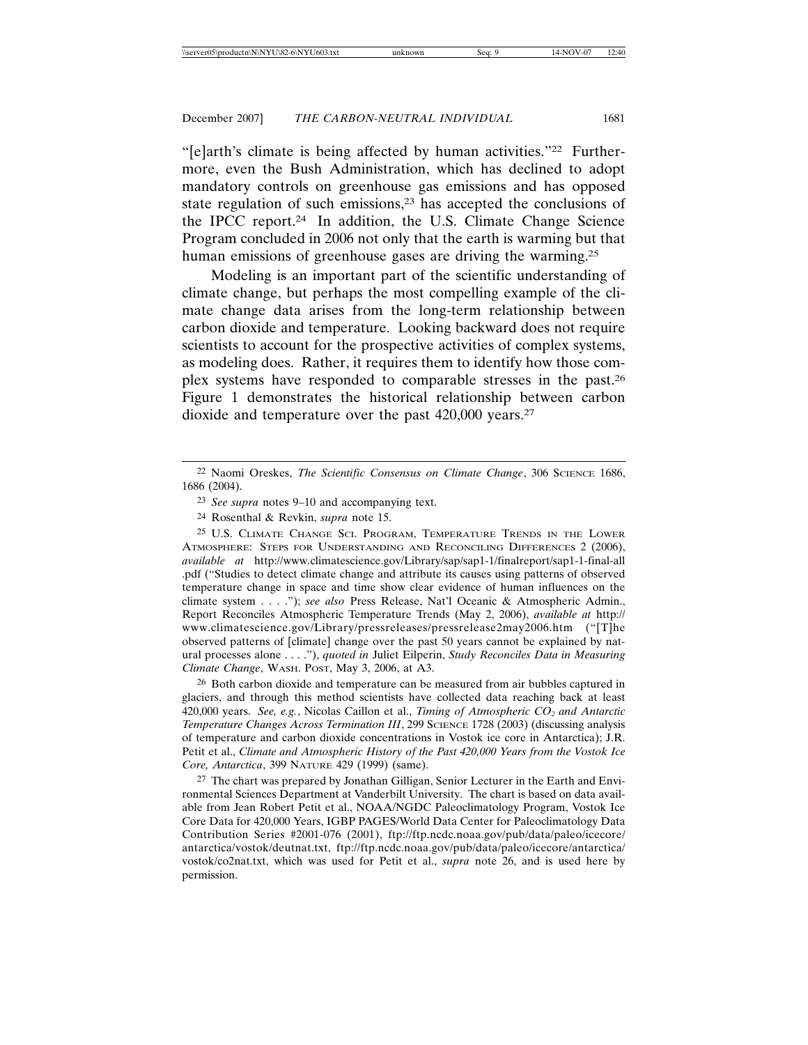"[e]arth's climate is being affected by human activities."[22] Furthermore, even the Bush Administration, which has declined to adopt mandatory controls on greenhouse gas emissions and has opposed state regulation of such emissions,[23] has accepted the conclusions of the IPCC report.[24] In addition, the U.S. Climate Change Science Program concluded in 2006 not only that the earth is warming but that human emissions of greenhouse gases are driving the warming.[25]

Modeling is an important part of the scientific understanding of climate change, but perhaps the most compelling example of the climate change data arises from the long-term relationship between carbon dioxide and temperature. Looking backward does not require scientists to account for the prospective activities of complex systems, as modeling does. Rather, it requires them to identify how those complex systems have responded to comparable stresses in the past.[26] Figure 1 demonstrates the historical relationship between carbon dioxide and temperature over the past 420,000 years.[27]

---

[22] Naomi Oreskes, *The Scientific Consensus on Climate Change*, 306 SCIENCE 1686, 1686 (2004).

[23] *See supra* notes 9–10 and accompanying text.

[24] Rosenthal & Revkin, *supra* note 15.

[25] U.S. CLIMATE CHANGE SCI. PROGRAM, TEMPERATURE TRENDS IN THE LOWER ATMOSPHERE: STEPS FOR UNDERSTANDING AND RECONCILING DIFFERENCES 2 (2006), *available at* http://www.climatescience.gov/Library/sap/sap1-1/finalreport/sap1-1-final-all.pdf ("Studies to detect climate change and attribute its causes using patterns of observed temperature change in space and time show clear evidence of human influences on the climate system . . . ."); *see also* Press Release, Nat'l Oceanic & Atmospheric Admin., Report Reconciles Atmospheric Temperature Trends (May 2, 2006), *available at* http://www.climatescience.gov/Library/pressreleases/pressrelease2may2006.htm ("[T]he observed patterns of [climate] change over the past 50 years cannot be explained by natural processes alone . . . ."), *quoted in* Juliet Eilperin, *Study Reconciles Data in Measuring Climate Change*, WASH. POST, May 3, 2006, at A3.

[26] Both carbon dioxide and temperature can be measured from air bubbles captured in glaciers, and through this method scientists have collected data reaching back at least 420,000 years. *See, e.g.*, Nicolas Caillon et al., *Timing of Atmospheric $CO_2$ and Antarctic Temperature Changes Across Termination III*, 299 SCIENCE 1728 (2003) (discussing analysis of temperature and carbon dioxide concentrations in Vostok ice core in Antarctica); J.R. Petit et al., *Climate and Atmospheric History of the Past 420,000 Years from the Vostok Ice Core, Antarctica*, 399 NATURE 429 (1999) (same).

[27] The chart was prepared by Jonathan Gilligan, Senior Lecturer in the Earth and Environmental Sciences Department at Vanderbilt University. The chart is based on data available from Jean Robert Petit et al., NOAA/NGDC Paleoclimatology Program, Vostok Ice Core Data for 420,000 Years, IGBP PAGES/World Data Center for Paleoclimatology Data Contribution Series #2001-076 (2001), ftp://ftp.ncdc.noaa.gov/pub/data/paleo/icecore/antarctica/vostok/deutnat.txt, ftp://ftp.ncdc.noaa.gov/pub/data/paleo/icecore/antarctica/vostok/co2nat.txt, which was used for Petit et al., *supra* note 26, and is used here by permission.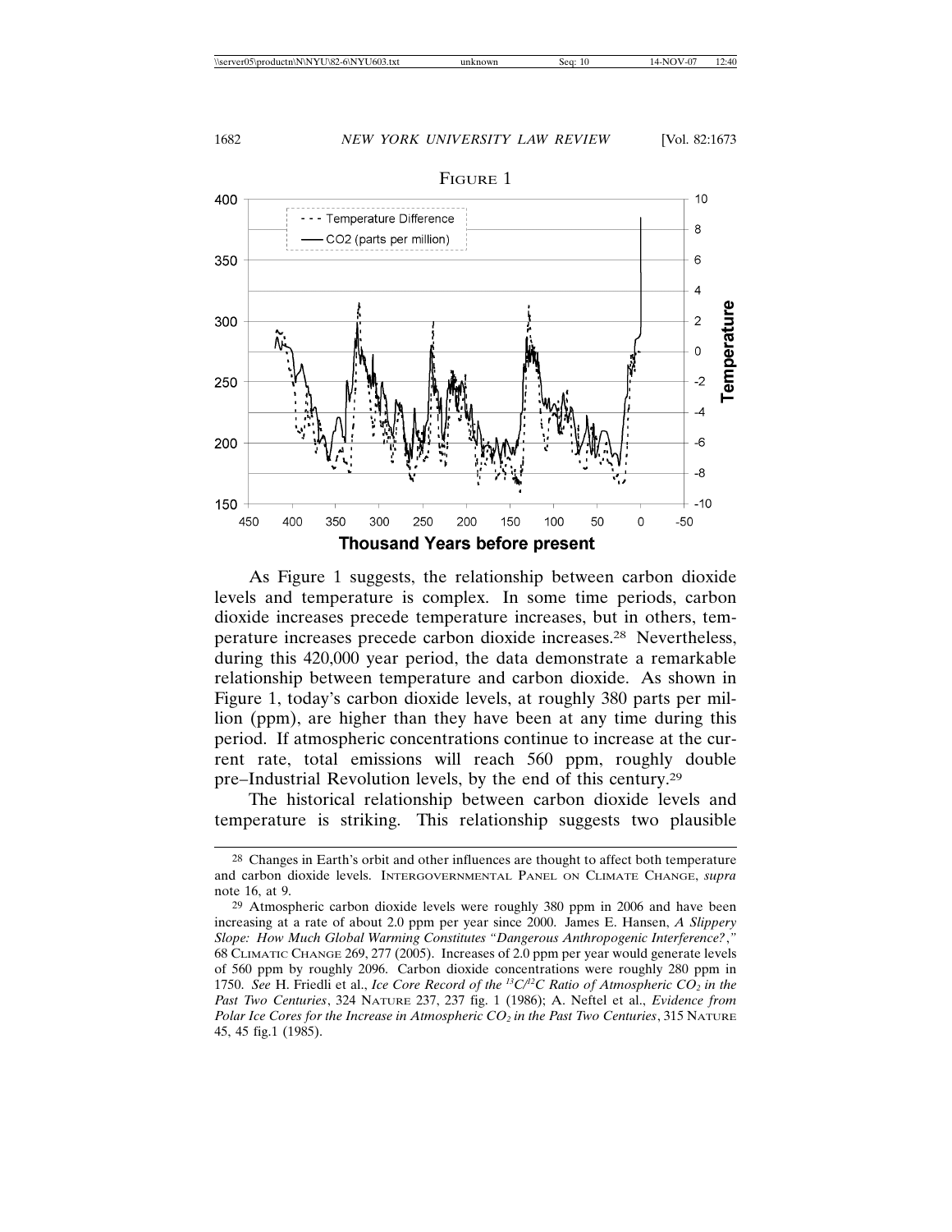FIGURE 1

As Figure 1 suggests, the relationship between carbon dioxide levels and temperature is complex. In some time periods, carbon dioxide increases precede temperature increases, but in others, temperature increases precede carbon dioxide increases.[28] Nevertheless, during this 420,000 year period, the data demonstrate a remarkable relationship between temperature and carbon dioxide. As shown in Figure 1, today's carbon dioxide levels, at roughly 380 parts per million (ppm), are higher than they have been at any time during this period. If atmospheric concentrations continue to increase at the current rate, total emissions will reach 560 ppm, roughly double pre–Industrial Revolution levels, by the end of this century.[29]

The historical relationship between carbon dioxide levels and temperature is striking. This relationship suggests two plausible

---

[28] Changes in Earth's orbit and other influences are thought to affect both temperature and carbon dioxide levels. INTERGOVERNMENTAL PANEL ON CLIMATE CHANGE, *supra* note 16, at 9.

[29] Atmospheric carbon dioxide levels were roughly 380 ppm in 2006 and have been increasing at a rate of about 2.0 ppm per year since 2000. James E. Hansen, *A Slippery Slope: How Much Global Warming Constitutes "Dangerous Anthropogenic Interference?*," 68 CLIMATIC CHANGE 269, 277 (2005). Increases of 2.0 ppm per year would generate levels of 560 ppm by roughly 2096. Carbon dioxide concentrations were roughly 280 ppm in 1750. *See* H. Friedli et al., *Ice Core Record of the $^{13}C/^{12}C$ Ratio of Atmospheric $CO_2$ in the Past Two Centuries*, 324 NATURE 237, 237 fig. 1 (1986); A. Neftel et al., *Evidence from Polar Ice Cores for the Increase in Atmospheric $CO_2$ in the Past Two Centuries*, 315 NATURE 45, 45 fig.1 (1985).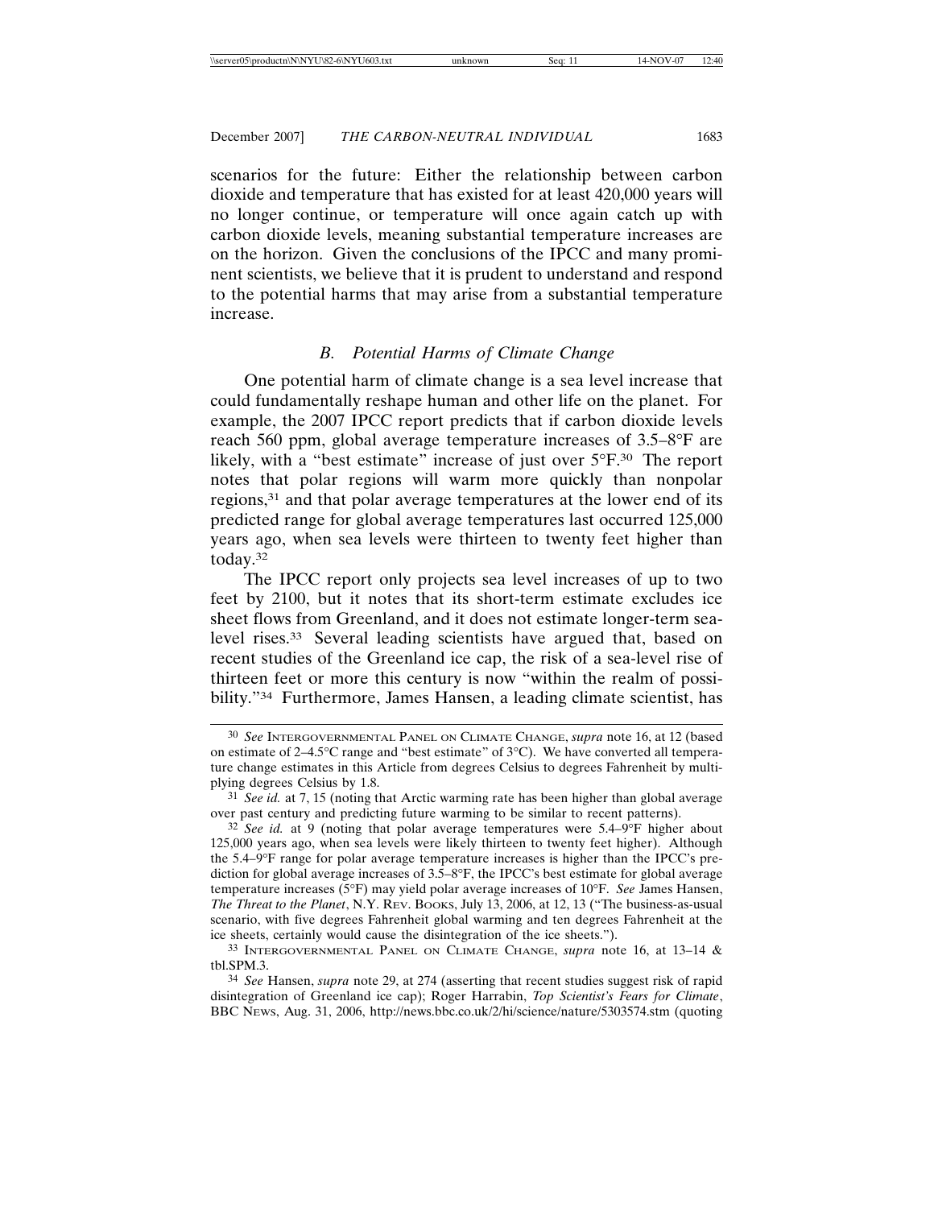scenarios for the future: Either the relationship between carbon dioxide and temperature that has existed for at least 420,000 years will no longer continue, or temperature will once again catch up with carbon dioxide levels, meaning substantial temperature increases are on the horizon. Given the conclusions of the IPCC and many prominent scientists, we believe that it is prudent to understand and respond to the potential harms that may arise from a substantial temperature increase.

### *B. Potential Harms of Climate Change*

One potential harm of climate change is a sea level increase that could fundamentally reshape human and other life on the planet. For example, the 2007 IPCC report predicts that if carbon dioxide levels reach 560 ppm, global average temperature increases of 3.5–8°F are likely, with a "best estimate" increase of just over 5°F.[30] The report notes that polar regions will warm more quickly than nonpolar regions,[31] and that polar average temperatures at the lower end of its predicted range for global average temperatures last occurred 125,000 years ago, when sea levels were thirteen to twenty feet higher than today.[32]

The IPCC report only projects sea level increases of up to two feet by 2100, but it notes that its short-term estimate excludes ice sheet flows from Greenland, and it does not estimate longer-term sea-level rises.[33] Several leading scientists have argued that, based on recent studies of the Greenland ice cap, the risk of a sea-level rise of thirteen feet or more this century is now "within the realm of possibility."[34] Furthermore, James Hansen, a leading climate scientist, has

---

[30] *See* INTERGOVERNMENTAL PANEL ON CLIMATE CHANGE, *supra* note 16, at 12 (based on estimate of 2–4.5°C range and "best estimate" of 3°C). We have converted all temperature change estimates in this Article from degrees Celsius to degrees Fahrenheit by multiplying degrees Celsius by 1.8.

[31] *See id.* at 7, 15 (noting that Arctic warming rate has been higher than global average over past century and predicting future warming to be similar to recent patterns).

[32] *See id.* at 9 (noting that polar average temperatures were 5.4–9°F higher about 125,000 years ago, when sea levels were likely thirteen to twenty feet higher). Although the 5.4–9°F range for polar average temperature increases is higher than the IPCC's prediction for global average increases of 3.5–8°F, the IPCC's best estimate for global average temperature increases (5°F) may yield polar average increases of 10°F. *See* James Hansen, *The Threat to the Planet*, N.Y. REV. BOOKS, July 13, 2006, at 12, 13 ("The business-as-usual scenario, with five degrees Fahrenheit global warming and ten degrees Fahrenheit at the ice sheets, certainly would cause the disintegration of the ice sheets.").

[33] INTERGOVERNMENTAL PANEL ON CLIMATE CHANGE, *supra* note 16, at 13–14 & tbl.SPM.3.

[34] *See* Hansen, *supra* note 29, at 274 (asserting that recent studies suggest risk of rapid disintegration of Greenland ice cap); Roger Harrabin, *Top Scientist's Fears for Climate*, BBC NEWS, Aug. 31, 2006, http://news.bbc.co.uk/2/hi/science/nature/5303574.stm (quoting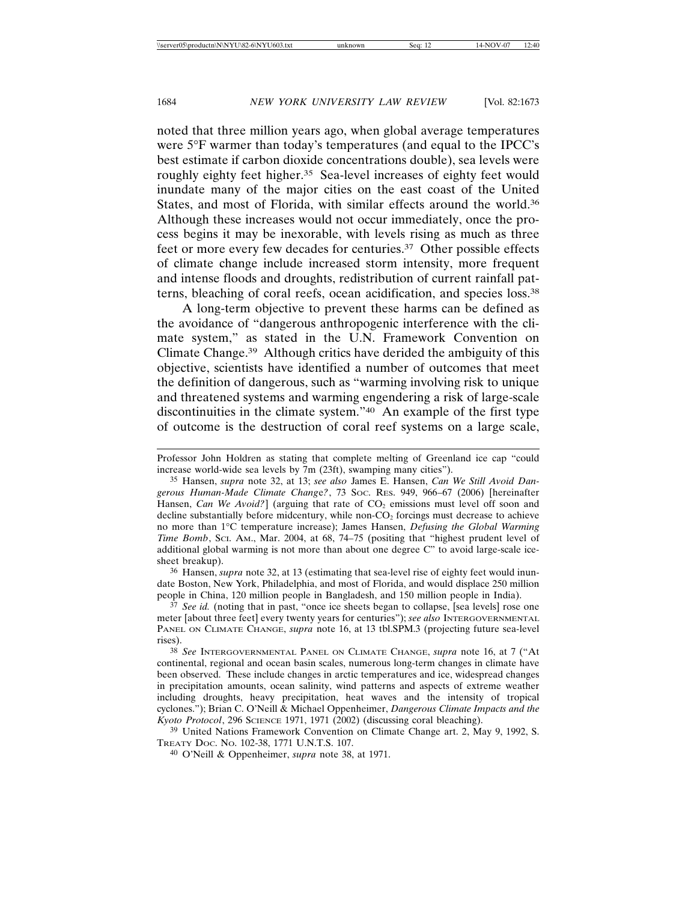noted that three million years ago, when global average temperatures were 5°F warmer than today's temperatures (and equal to the IPCC's best estimate if carbon dioxide concentrations double), sea levels were roughly eighty feet higher.[35] Sea-level increases of eighty feet would inundate many of the major cities on the east coast of the United States, and most of Florida, with similar effects around the world.[36] Although these increases would not occur immediately, once the process begins it may be inexorable, with levels rising as much as three feet or more every few decades for centuries.[37] Other possible effects of climate change include increased storm intensity, more frequent and intense floods and droughts, redistribution of current rainfall patterns, bleaching of coral reefs, ocean acidification, and species loss.[38]

A long-term objective to prevent these harms can be defined as the avoidance of "dangerous anthropogenic interference with the climate system," as stated in the U.N. Framework Convention on Climate Change.[39] Although critics have derided the ambiguity of this objective, scientists have identified a number of outcomes that meet the definition of dangerous, such as "warming involving risk to unique and threatened systems and warming engendering a risk of large-scale discontinuities in the climate system."[40] An example of the first type of outcome is the destruction of coral reef systems on a large scale,

---

Professor John Holdren as stating that complete melting of Greenland ice cap "could increase world-wide sea levels by 7m (23ft), swamping many cities").

[35] Hansen, *supra* note 32, at 13; *see also* James E. Hansen, *Can We Still Avoid Dangerous Human-Made Climate Change?*, 73 SOC. RES. 949, 966–67 (2006) [hereinafter Hansen, *Can We Avoid?*] (arguing that rate of $CO_2$ emissions must level off soon and decline substantially before midcentury, while non-$CO_2$ forcings must decrease to achieve no more than 1°C temperature increase); James Hansen, *Defusing the Global Warming Time Bomb*, SCI. AM., Mar. 2004, at 68, 74–75 (positing that "highest prudent level of additional global warming is not more than about one degree C" to avoid large-scale ice-sheet breakup).

[36] Hansen, *supra* note 32, at 13 (estimating that sea-level rise of eighty feet would inundate Boston, New York, Philadelphia, and most of Florida, and would displace 250 million people in China, 120 million people in Bangladesh, and 150 million people in India).

[37] *See id.* (noting that in past, "once ice sheets began to collapse, [sea levels] rose one meter [about three feet] every twenty years for centuries"); *see also* INTERGOVERNMENTAL PANEL ON CLIMATE CHANGE, *supra* note 16, at 13 tbl.SPM.3 (projecting future sea-level rises).

[38] *See* INTERGOVERNMENTAL PANEL ON CLIMATE CHANGE, *supra* note 16, at 7 ("At continental, regional and ocean basin scales, numerous long-term changes in climate have been observed. These include changes in arctic temperatures and ice, widespread changes in precipitation amounts, ocean salinity, wind patterns and aspects of extreme weather including droughts, heavy precipitation, heat waves and the intensity of tropical cyclones."); Brian C. O'Neill & Michael Oppenheimer, *Dangerous Climate Impacts and the Kyoto Protocol*, 296 SCIENCE 1971, 1971 (2002) (discussing coral bleaching).

[39] United Nations Framework Convention on Climate Change art. 2, May 9, 1992, S. TREATY DOC. NO. 102-38, 1771 U.N.T.S. 107.

[40] O'Neill & Oppenheimer, *supra* note 38, at 1971.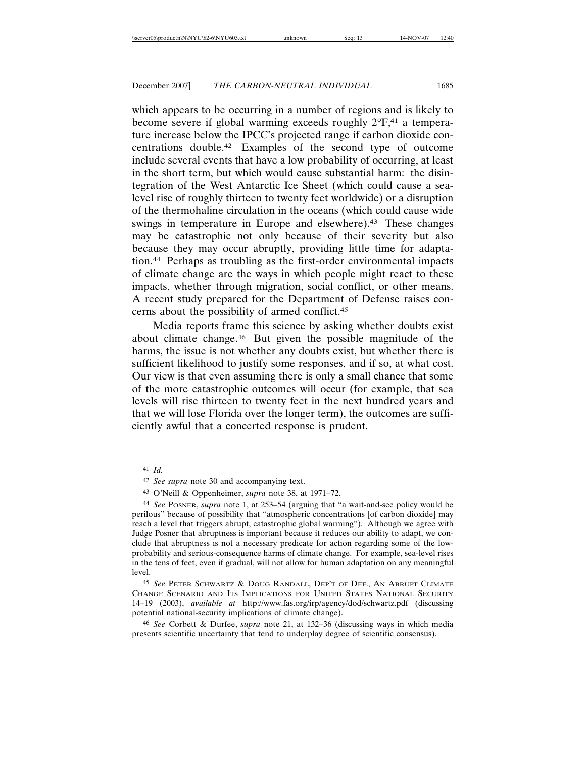which appears to be occurring in a number of regions and is likely to become severe if global warming exceeds roughly 2°F,[41] a temperature increase below the IPCC's projected range if carbon dioxide concentrations double.[42] Examples of the second type of outcome include several events that have a low probability of occurring, at least in the short term, but which would cause substantial harm: the disintegration of the West Antarctic Ice Sheet (which could cause a sea-level rise of roughly thirteen to twenty feet worldwide) or a disruption of the thermohaline circulation in the oceans (which could cause wide swings in temperature in Europe and elsewhere).[43] These changes may be catastrophic not only because of their severity but also because they may occur abruptly, providing little time for adaptation.[44] Perhaps as troubling as the first-order environmental impacts of climate change are the ways in which people might react to these impacts, whether through migration, social conflict, or other means. A recent study prepared for the Department of Defense raises concerns about the possibility of armed conflict.[45]

Media reports frame this science by asking whether doubts exist about climate change.[46] But given the possible magnitude of the harms, the issue is not whether any doubts exist, but whether there is sufficient likelihood to justify some responses, and if so, at what cost. Our view is that even assuming there is only a small chance that some of the more catastrophic outcomes will occur (for example, that sea levels will rise thirteen to twenty feet in the next hundred years and that we will lose Florida over the longer term), the outcomes are sufficiently awful that a concerted response is prudent.

---

[41] *Id.*

[42] *See supra* note 30 and accompanying text.

[43] O'Neill & Oppenheimer, *supra* note 38, at 1971–72.

[44] *See* Posner, *supra* note 1, at 253–54 (arguing that "a wait-and-see policy would be perilous" because of possibility that "atmospheric concentrations [of carbon dioxide] may reach a level that triggers abrupt, catastrophic global warming"). Although we agree with Judge Posner that abruptness is important because it reduces our ability to adapt, we conclude that abruptness is not a necessary predicate for action regarding some of the low-probability and serious-consequence harms of climate change. For example, sea-level rises in the tens of feet, even if gradual, will not allow for human adaptation on any meaningful level.

[45] *See* Peter Schwartz & Doug Randall, Dep't of Def., An Abrupt Climate Change Scenario and Its Implications for United States National Security 14–19 (2003), *available at* http://www.fas.org/irp/agency/dod/schwartz.pdf (discussing potential national-security implications of climate change).

[46] *See* Corbett & Durfee, *supra* note 21, at 132–36 (discussing ways in which media presents scientific uncertainty that tend to underplay degree of scientific consensus).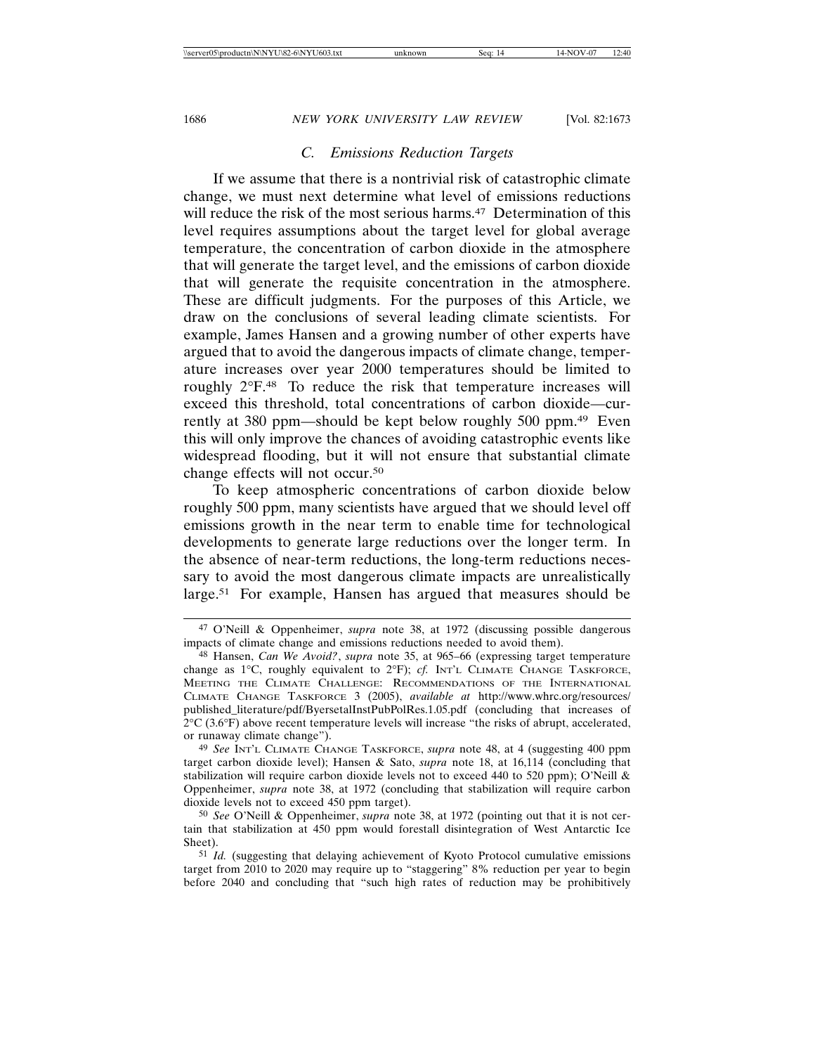### C. *Emissions Reduction Targets*

If we assume that there is a nontrivial risk of catastrophic climate change, we must next determine what level of emissions reductions will reduce the risk of the most serious harms.[47] Determination of this level requires assumptions about the target level for global average temperature, the concentration of carbon dioxide in the atmosphere that will generate the target level, and the emissions of carbon dioxide that will generate the requisite concentration in the atmosphere. These are difficult judgments. For the purposes of this Article, we draw on the conclusions of several leading climate scientists. For example, James Hansen and a growing number of other experts have argued that to avoid the dangerous impacts of climate change, temperature increases over year 2000 temperatures should be limited to roughly 2°F.[48] To reduce the risk that temperature increases will exceed this threshold, total concentrations of carbon dioxide—currently at 380 ppm—should be kept below roughly 500 ppm.[49] Even this will only improve the chances of avoiding catastrophic events like widespread flooding, but it will not ensure that substantial climate change effects will not occur.[50]

To keep atmospheric concentrations of carbon dioxide below roughly 500 ppm, many scientists have argued that we should level off emissions growth in the near term to enable time for technological developments to generate large reductions over the longer term. In the absence of near-term reductions, the long-term reductions necessary to avoid the most dangerous climate impacts are unrealistically large.[51] For example, Hansen has argued that measures should be

---

[47] O'Neill & Oppenheimer, *supra* note 38, at 1972 (discussing possible dangerous impacts of climate change and emissions reductions needed to avoid them).

[48] Hansen, *Can We Avoid?*, *supra* note 35, at 965–66 (expressing target temperature change as 1°C, roughly equivalent to 2°F); *cf.* INT'L CLIMATE CHANGE TASKFORCE, MEETING THE CLIMATE CHALLENGE: RECOMMENDATIONS OF THE INTERNATIONAL CLIMATE CHANGE TASKFORCE 3 (2005), *available at* http://www.whrc.org/resources/published_literature/pdf/ByersetalInstPubPolRes.1.05.pdf (concluding that increases of 2°C (3.6°F) above recent temperature levels will increase "the risks of abrupt, accelerated, or runaway climate change").

[49] *See* INT'L CLIMATE CHANGE TASKFORCE, *supra* note 48, at 4 (suggesting 400 ppm target carbon dioxide level); Hansen & Sato, *supra* note 18, at 16,114 (concluding that stabilization will require carbon dioxide levels not to exceed 440 to 520 ppm); O'Neill & Oppenheimer, *supra* note 38, at 1972 (concluding that stabilization will require carbon dioxide levels not to exceed 450 ppm target).

[50] *See* O'Neill & Oppenheimer, *supra* note 38, at 1972 (pointing out that it is not certain that stabilization at 450 ppm would forestall disintegration of West Antarctic Ice Sheet).

[51] *Id.* (suggesting that delaying achievement of Kyoto Protocol cumulative emissions target from 2010 to 2020 may require up to "staggering" 8% reduction per year to begin before 2040 and concluding that "such high rates of reduction may be prohibitively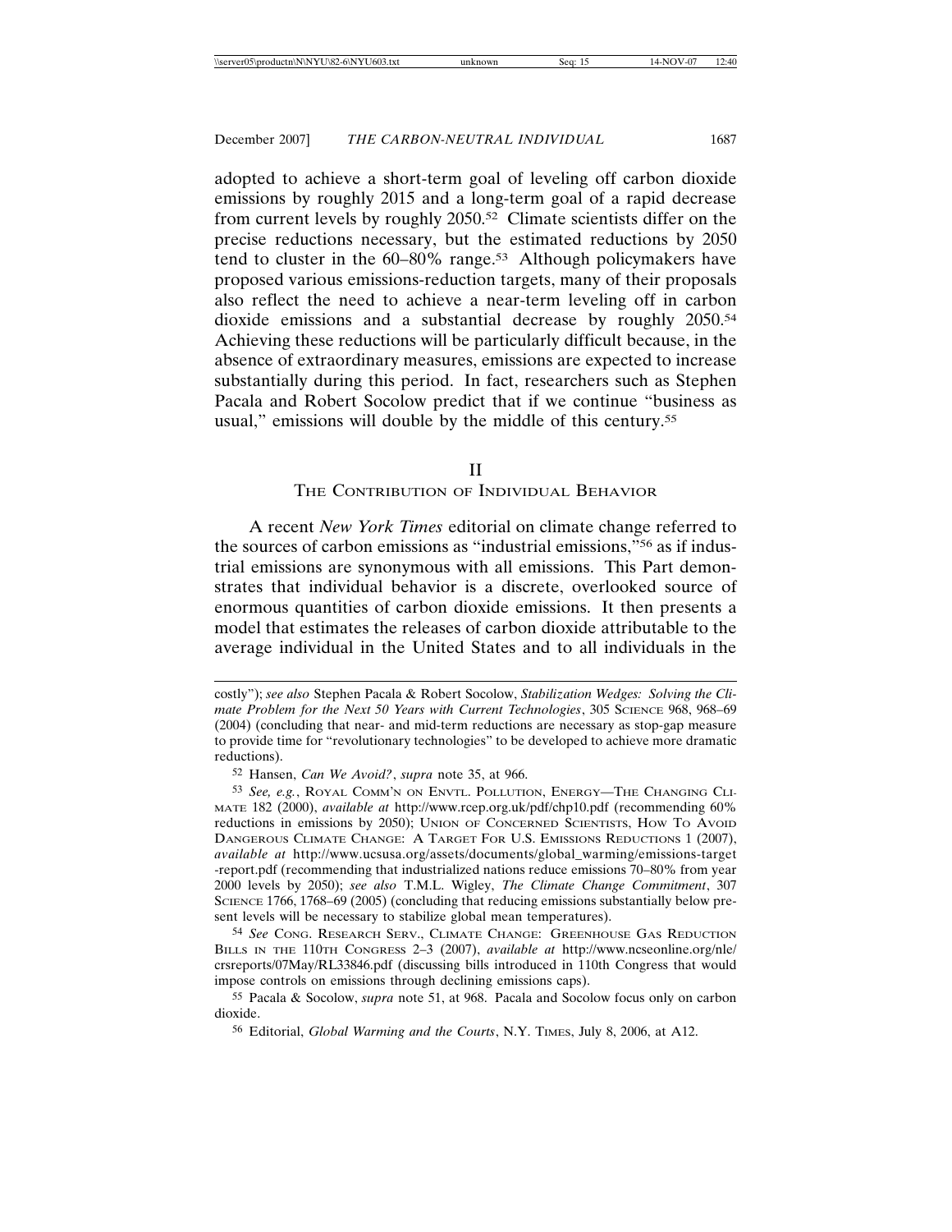adopted to achieve a short-term goal of leveling off carbon dioxide emissions by roughly 2015 and a long-term goal of a rapid decrease from current levels by roughly 2050.[52] Climate scientists differ on the precise reductions necessary, but the estimated reductions by 2050 tend to cluster in the 60–80% range.[53] Although policymakers have proposed various emissions-reduction targets, many of their proposals also reflect the need to achieve a near-term leveling off in carbon dioxide emissions and a substantial decrease by roughly 2050.[54] Achieving these reductions will be particularly difficult because, in the absence of extraordinary measures, emissions are expected to increase substantially during this period. In fact, researchers such as Stephen Pacala and Robert Socolow predict that if we continue "business as usual," emissions will double by the middle of this century.[55]

## II
## THE CONTRIBUTION OF INDIVIDUAL BEHAVIOR

A recent *New York Times* editorial on climate change referred to the sources of carbon emissions as "industrial emissions,"[56] as if industrial emissions are synonymous with all emissions. This Part demonstrates that individual behavior is a discrete, overlooked source of enormous quantities of carbon dioxide emissions. It then presents a model that estimates the releases of carbon dioxide attributable to the average individual in the United States and to all individuals in the

---

costly"); *see also* Stephen Pacala & Robert Socolow, *Stabilization Wedges: Solving the Climate Problem for the Next 50 Years with Current Technologies*, 305 SCIENCE 968, 968–69 (2004) (concluding that near- and mid-term reductions are necessary as stop-gap measure to provide time for "revolutionary technologies" to be developed to achieve more dramatic reductions).

[52] Hansen, *Can We Avoid?*, *supra* note 35, at 966.

[53] *See, e.g.*, ROYAL COMM'N ON ENVTL. POLLUTION, ENERGY—THE CHANGING CLIMATE 182 (2000), *available at* http://www.rcep.org.uk/pdf/chp10.pdf (recommending 60% reductions in emissions by 2050); UNION OF CONCERNED SCIENTISTS, HOW TO AVOID DANGEROUS CLIMATE CHANGE: A TARGET FOR U.S. EMISSIONS REDUCTIONS 1 (2007), *available at* http://www.ucsusa.org/assets/documents/global_warming/emissions-target-report.pdf (recommending that industrialized nations reduce emissions 70–80% from year 2000 levels by 2050); *see also* T.M.L. Wigley, *The Climate Change Commitment*, 307 SCIENCE 1766, 1768–69 (2005) (concluding that reducing emissions substantially below present levels will be necessary to stabilize global mean temperatures).

[54] *See* CONG. RESEARCH SERV., CLIMATE CHANGE: GREENHOUSE GAS REDUCTION BILLS IN THE 110TH CONGRESS 2–3 (2007), *available at* http://www.ncseonline.org/nle/crsreports/07May/RL33846.pdf (discussing bills introduced in 110th Congress that would impose controls on emissions through declining emissions caps).

[55] Pacala & Socolow, *supra* note 51, at 968. Pacala and Socolow focus only on carbon dioxide.

[56] Editorial, *Global Warming and the Courts*, N.Y. TIMES, July 8, 2006, at A12.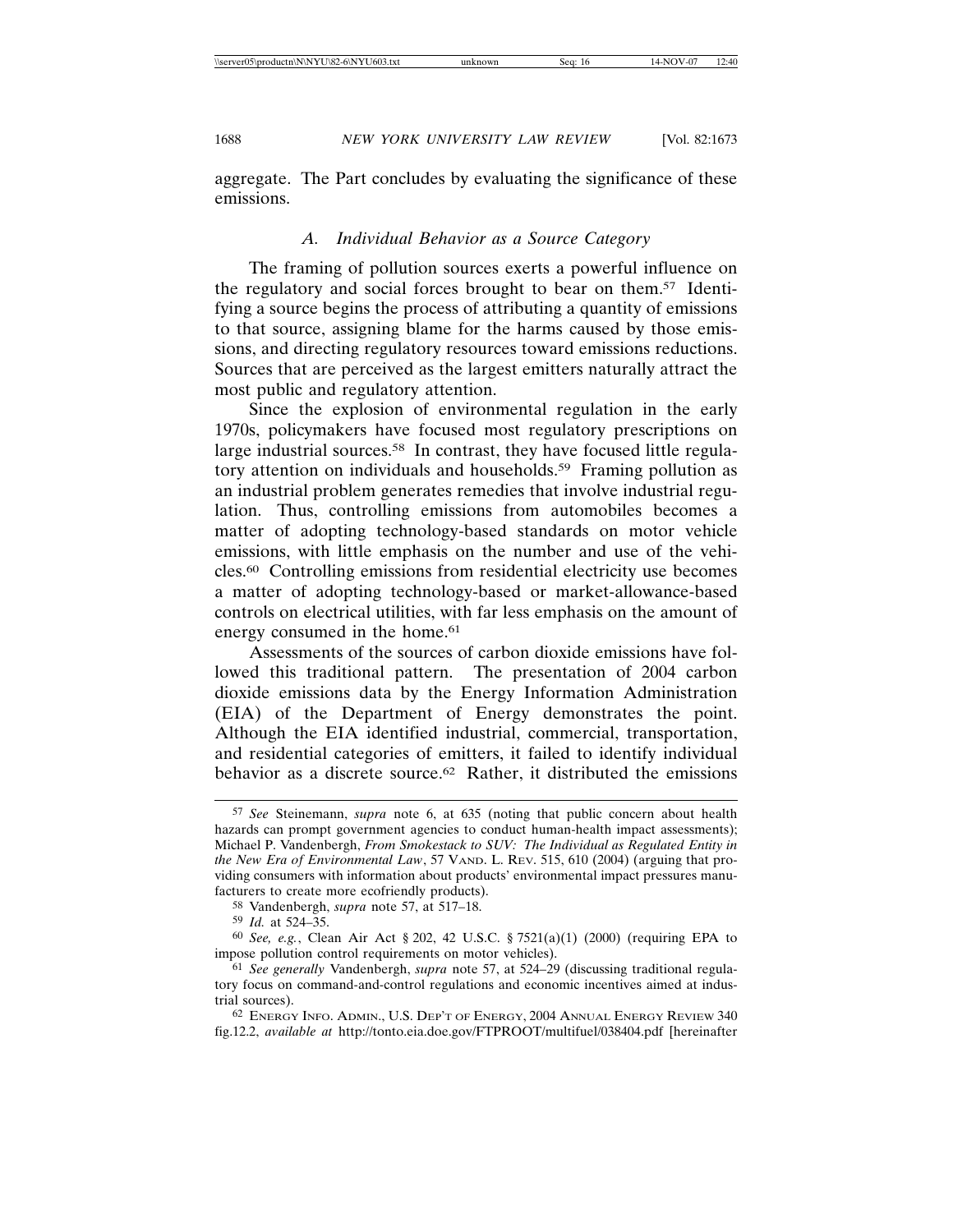aggregate. The Part concludes by evaluating the significance of these emissions.

### *A. Individual Behavior as a Source Category*

The framing of pollution sources exerts a powerful influence on the regulatory and social forces brought to bear on them.[57] Identifying a source begins the process of attributing a quantity of emissions to that source, assigning blame for the harms caused by those emissions, and directing regulatory resources toward emissions reductions. Sources that are perceived as the largest emitters naturally attract the most public and regulatory attention.

Since the explosion of environmental regulation in the early 1970s, policymakers have focused most regulatory prescriptions on large industrial sources.[58] In contrast, they have focused little regulatory attention on individuals and households.[59] Framing pollution as an industrial problem generates remedies that involve industrial regulation. Thus, controlling emissions from automobiles becomes a matter of adopting technology-based standards on motor vehicle emissions, with little emphasis on the number and use of the vehicles.[60] Controlling emissions from residential electricity use becomes a matter of adopting technology-based or market-allowance-based controls on electrical utilities, with far less emphasis on the amount of energy consumed in the home.[61]

Assessments of the sources of carbon dioxide emissions have followed this traditional pattern. The presentation of 2004 carbon dioxide emissions data by the Energy Information Administration (EIA) of the Department of Energy demonstrates the point. Although the EIA identified industrial, commercial, transportation, and residential categories of emitters, it failed to identify individual behavior as a discrete source.[62] Rather, it distributed the emissions

---

[57] *See* Steinemann, *supra* note 6, at 635 (noting that public concern about health hazards can prompt government agencies to conduct human-health impact assessments); Michael P. Vandenbergh, *From Smokestack to SUV: The Individual as Regulated Entity in the New Era of Environmental Law*, 57 VAND. L. REV. 515, 610 (2004) (arguing that providing consumers with information about products' environmental impact pressures manufacturers to create more ecofriendly products).

[58] Vandenbergh, *supra* note 57, at 517–18.

[59] *Id.* at 524–35.

[60] *See, e.g.*, Clean Air Act § 202, 42 U.S.C. § 7521(a)(1) (2000) (requiring EPA to impose pollution control requirements on motor vehicles).

[61] *See generally* Vandenbergh, *supra* note 57, at 524–29 (discussing traditional regulatory focus on command-and-control regulations and economic incentives aimed at industrial sources).

[62] ENERGY INFO. ADMIN., U.S. DEP'T OF ENERGY, 2004 ANNUAL ENERGY REVIEW 340 fig.12.2, *available at* http://tonto.eia.doe.gov/FTPROOT/multifuel/038404.pdf [hereinafter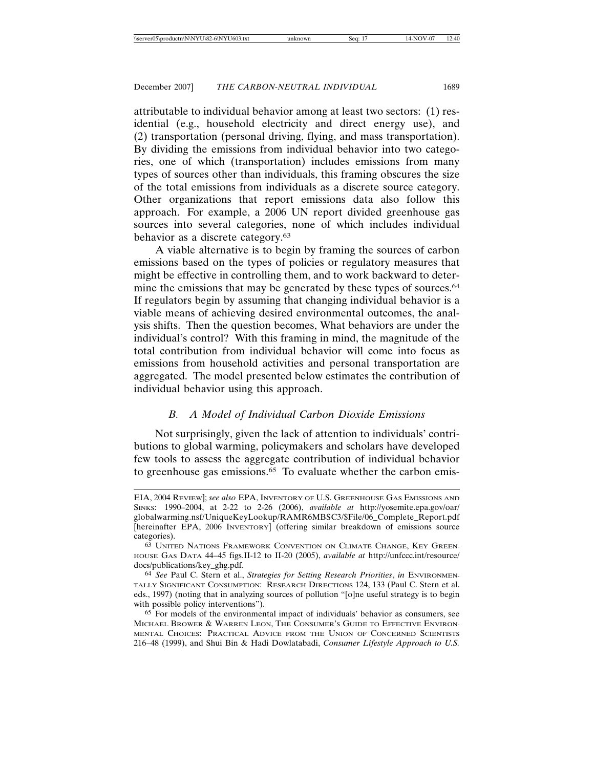attributable to individual behavior among at least two sectors: (1) residential (e.g., household electricity and direct energy use), and (2) transportation (personal driving, flying, and mass transportation). By dividing the emissions from individual behavior into two categories, one of which (transportation) includes emissions from many types of sources other than individuals, this framing obscures the size of the total emissions from individuals as a discrete source category. Other organizations that report emissions data also follow this approach. For example, a 2006 UN report divided greenhouse gas sources into several categories, none of which includes individual behavior as a discrete category.[63]

A viable alternative is to begin by framing the sources of carbon emissions based on the types of policies or regulatory measures that might be effective in controlling them, and to work backward to determine the emissions that may be generated by these types of sources.[64] If regulators begin by assuming that changing individual behavior is a viable means of achieving desired environmental outcomes, the analysis shifts. Then the question becomes, What behaviors are under the individual's control? With this framing in mind, the magnitude of the total contribution from individual behavior will come into focus as emissions from household activities and personal transportation are aggregated. The model presented below estimates the contribution of individual behavior using this approach.

### *B. A Model of Individual Carbon Dioxide Emissions*

Not surprisingly, given the lack of attention to individuals' contributions to global warming, policymakers and scholars have developed few tools to assess the aggregate contribution of individual behavior to greenhouse gas emissions.[65] To evaluate whether the carbon emis-

---

EIA, 2004 REVIEW]; *see also* EPA, INVENTORY OF U.S. GREENHOUSE GAS EMISSIONS AND SINKS: 1990–2004, at 2-22 to 2-26 (2006), *available at* http://yosemite.epa.gov/oar/globalwarming.nsf/UniqueKeyLookup/RAMR6MBSC3/$File/06_Complete_Report.pdf [hereinafter EPA, 2006 INVENTORY] (offering similar breakdown of emissions source categories).

[63] UNITED NATIONS FRAMEWORK CONVENTION ON CLIMATE CHANGE, KEY GREENHOUSE GAS DATA 44–45 figs.II-12 to II-20 (2005), *available at* http://unfccc.int/resource/docs/publications/key_ghg.pdf.

[64] *See* Paul C. Stern et al., *Strategies for Setting Research Priorities*, *in* ENVIRONMENTALLY SIGNIFICANT CONSUMPTION: RESEARCH DIRECTIONS 124, 133 (Paul C. Stern et al. eds., 1997) (noting that in analyzing sources of pollution "[o]ne useful strategy is to begin with possible policy interventions").

[65] For models of the environmental impact of individuals' behavior as consumers, see MICHAEL BROWER & WARREN LEON, THE CONSUMER'S GUIDE TO EFFECTIVE ENVIRONMENTAL CHOICES: PRACTICAL ADVICE FROM THE UNION OF CONCERNED SCIENTISTS 216–48 (1999), and Shui Bin & Hadi Dowlatabadi, *Consumer Lifestyle Approach to U.S.*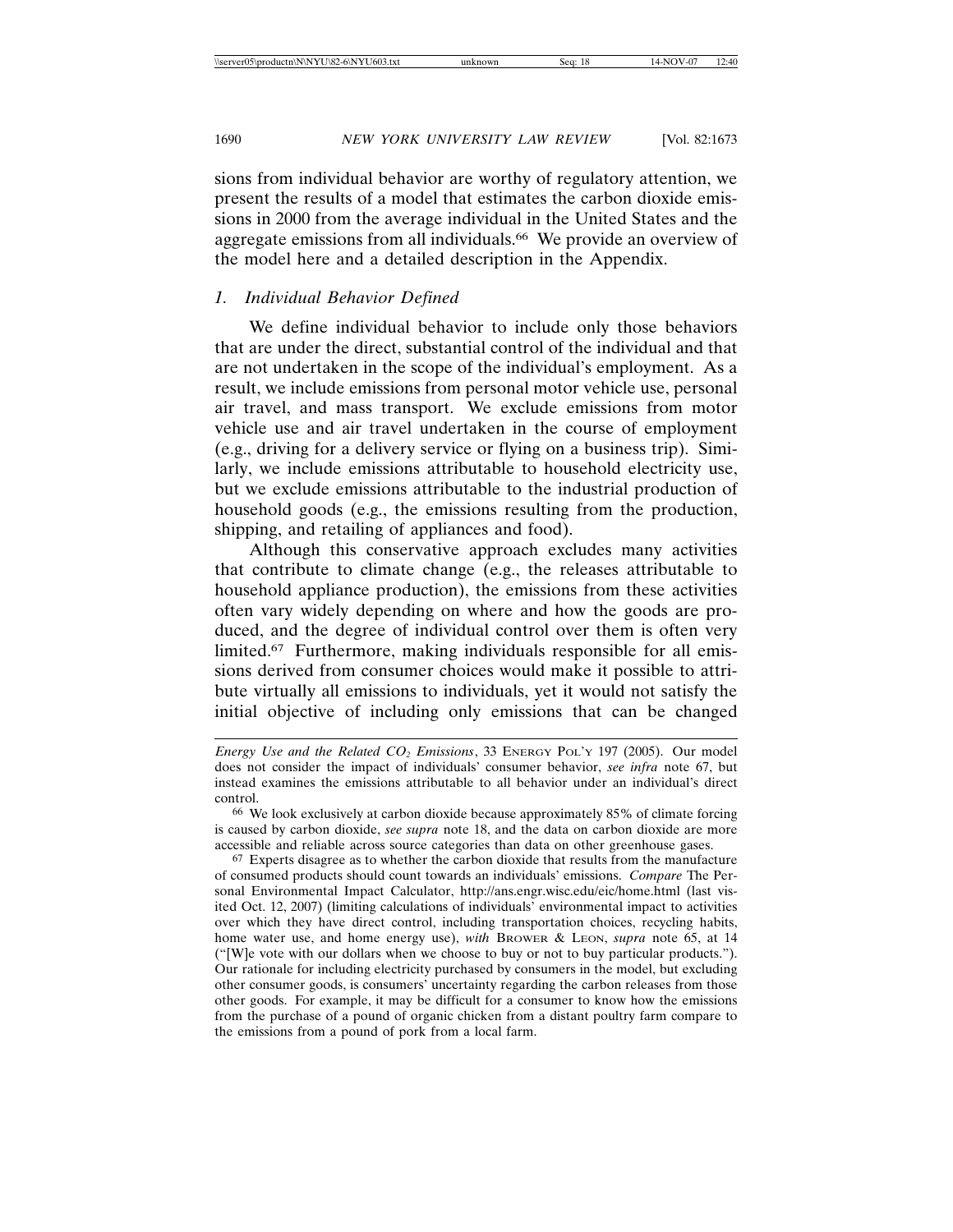sions from individual behavior are worthy of regulatory attention, we present the results of a model that estimates the carbon dioxide emissions in 2000 from the average individual in the United States and the aggregate emissions from all individuals.[66] We provide an overview of the model here and a detailed description in the Appendix.

### *1. Individual Behavior Defined*

We define individual behavior to include only those behaviors that are under the direct, substantial control of the individual and that are not undertaken in the scope of the individual's employment. As a result, we include emissions from personal motor vehicle use, personal air travel, and mass transport. We exclude emissions from motor vehicle use and air travel undertaken in the course of employment (e.g., driving for a delivery service or flying on a business trip). Similarly, we include emissions attributable to household electricity use, but we exclude emissions attributable to the industrial production of household goods (e.g., the emissions resulting from the production, shipping, and retailing of appliances and food).

Although this conservative approach excludes many activities that contribute to climate change (e.g., the releases attributable to household appliance production), the emissions from these activities often vary widely depending on where and how the goods are produced, and the degree of individual control over them is often very limited.[67] Furthermore, making individuals responsible for all emissions derived from consumer choices would make it possible to attribute virtually all emissions to individuals, yet it would not satisfy the initial objective of including only emissions that can be changed

---

*Energy Use and the Related $CO_2$ Emissions*, 33 ENERGY POL'Y 197 (2005). Our model does not consider the impact of individuals' consumer behavior, *see infra* note 67, but instead examines the emissions attributable to all behavior under an individual's direct control.

[66] We look exclusively at carbon dioxide because approximately 85% of climate forcing is caused by carbon dioxide, *see supra* note 18, and the data on carbon dioxide are more accessible and reliable across source categories than data on other greenhouse gases.

[67] Experts disagree as to whether the carbon dioxide that results from the manufacture of consumed products should count towards an individuals' emissions. *Compare* The Personal Environmental Impact Calculator, http://ans.engr.wisc.edu/eic/home.html (last visited Oct. 12, 2007) (limiting calculations of individuals' environmental impact to activities over which they have direct control, including transportation choices, recycling habits, home water use, and home energy use), *with* BROWER & LEON, *supra* note 65, at 14 ("[W]e vote with our dollars when we choose to buy or not to buy particular products."). Our rationale for including electricity purchased by consumers in the model, but excluding other consumer goods, is consumers' uncertainty regarding the carbon releases from those other goods. For example, it may be difficult for a consumer to know how the emissions from the purchase of a pound of organic chicken from a distant poultry farm compare to the emissions from a pound of pork from a local farm.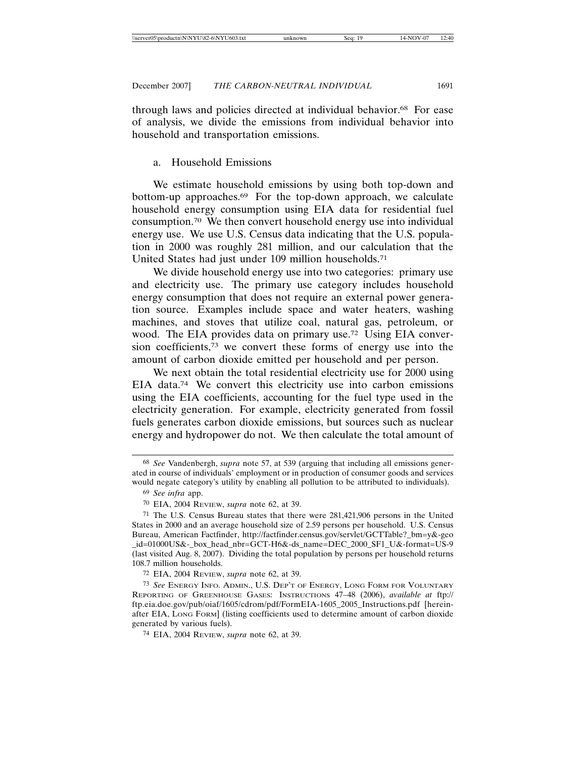through laws and policies directed at individual behavior.[68] For ease of analysis, we divide the emissions from individual behavior into household and transportation emissions.

### a. Household Emissions

We estimate household emissions by using both top-down and bottom-up approaches.[69] For the top-down approach, we calculate household energy consumption using EIA data for residential fuel consumption.[70] We then convert household energy use into individual energy use. We use U.S. Census data indicating that the U.S. population in 2000 was roughly 281 million, and our calculation that the United States had just under 109 million households.[71]

We divide household energy use into two categories: primary use and electricity use. The primary use category includes household energy consumption that does not require an external power generation source. Examples include space and water heaters, washing machines, and stoves that utilize coal, natural gas, petroleum, or wood. The EIA provides data on primary use.[72] Using EIA conversion coefficients,[73] we convert these forms of energy use into the amount of carbon dioxide emitted per household and per person.

We next obtain the total residential electricity use for 2000 using EIA data.[74] We convert this electricity use into carbon emissions using the EIA coefficients, accounting for the fuel type used in the electricity generation. For example, electricity generated from fossil fuels generates carbon dioxide emissions, but sources such as nuclear energy and hydropower do not. We then calculate the total amount of

---

[68] *See* Vandenbergh, *supra* note 57, at 539 (arguing that including all emissions generated in course of individuals' employment or in production of consumer goods and services would negate category's utility by enabling all pollution to be attributed to individuals).

[69] *See infra* app.

[70] EIA, 2004 REVIEW, *supra* note 62, at 39.

[71] The U.S. Census Bureau states that there were 281,421,906 persons in the United States in 2000 and an average household size of 2.59 persons per household. U.S. Census Bureau, American Factfinder, http://factfinder.census.gov/servlet/GCTTable?_bm=y&-geo_id=01000US&-_box_head_nbr=GCT-H6&-ds_name=DEC_2000_SF1_U&-format=US-9 (last visited Aug. 8, 2007). Dividing the total population by persons per household returns 108.7 million households.

[72] EIA, 2004 REVIEW, *supra* note 62, at 39.

[73] *See* ENERGY INFO. ADMIN., U.S. DEP'T OF ENERGY, LONG FORM FOR VOLUNTARY REPORTING OF GREENHOUSE GASES: INSTRUCTIONS 47–48 (2006), *available at* ftp://ftp.eia.doe.gov/pub/oiaf/1605/cdrom/pdf/FormEIA-1605_2005_Instructions.pdf [hereinafter EIA, LONG FORM] (listing coefficients used to determine amount of carbon dioxide generated by various fuels).

[74] EIA, 2004 REVIEW, *supra* note 62, at 39.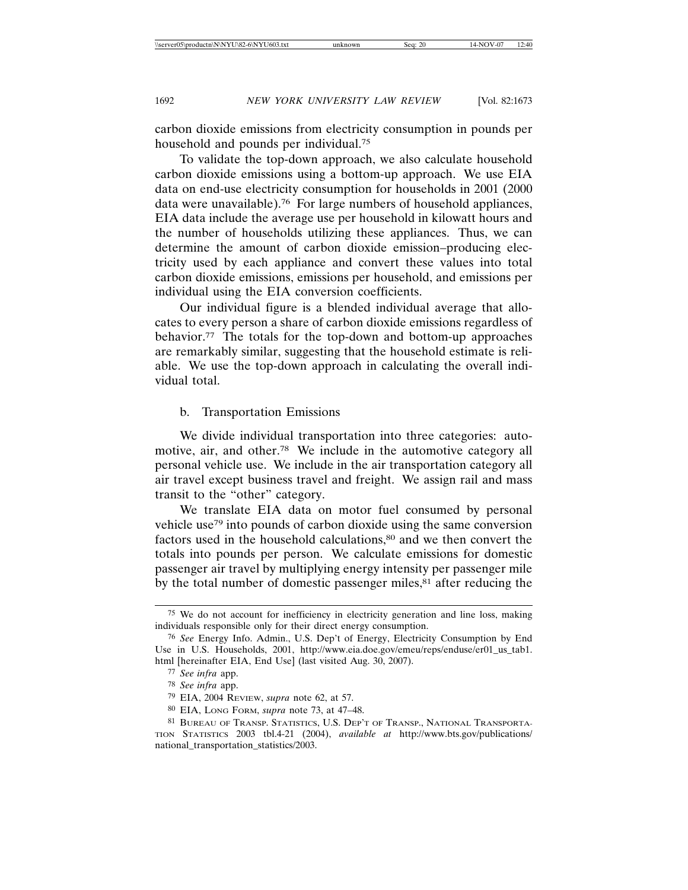carbon dioxide emissions from electricity consumption in pounds per household and pounds per individual.[75]

To validate the top-down approach, we also calculate household carbon dioxide emissions using a bottom-up approach. We use EIA data on end-use electricity consumption for households in 2001 (2000 data were unavailable).[76] For large numbers of household appliances, EIA data include the average use per household in kilowatt hours and the number of households utilizing these appliances. Thus, we can determine the amount of carbon dioxide emission–producing electricity used by each appliance and convert these values into total carbon dioxide emissions, emissions per household, and emissions per individual using the EIA conversion coefficients.

Our individual figure is a blended individual average that allocates to every person a share of carbon dioxide emissions regardless of behavior.[77] The totals for the top-down and bottom-up approaches are remarkably similar, suggesting that the household estimate is reliable. We use the top-down approach in calculating the overall individual total.

b. Transportation Emissions

We divide individual transportation into three categories: automotive, air, and other.[78] We include in the automotive category all personal vehicle use. We include in the air transportation category all air travel except business travel and freight. We assign rail and mass transit to the "other" category.

We translate EIA data on motor fuel consumed by personal vehicle use[79] into pounds of carbon dioxide using the same conversion factors used in the household calculations,[80] and we then convert the totals into pounds per person. We calculate emissions for domestic passenger air travel by multiplying energy intensity per passenger mile by the total number of domestic passenger miles,[81] after reducing the

---

[75] We do not account for inefficiency in electricity generation and line loss, making individuals responsible only for their direct energy consumption.

[76] *See* Energy Info. Admin., U.S. Dep't of Energy, Electricity Consumption by End Use in U.S. Households, 2001, http://www.eia.doe.gov/emeu/reps/enduse/er01_us_tab1.html [hereinafter EIA, End Use] (last visited Aug. 30, 2007).

[77] *See infra* app.

[78] *See infra* app.

[79] EIA, 2004 REVIEW, *supra* note 62, at 57.

[80] EIA, LONG FORM, *supra* note 73, at 47–48.

[81] BUREAU OF TRANSP. STATISTICS, U.S. DEP'T OF TRANSP., NATIONAL TRANSPORTATION STATISTICS 2003 tbl.4-21 (2004), *available at* http://www.bts.gov/publications/national_transportation_statistics/2003.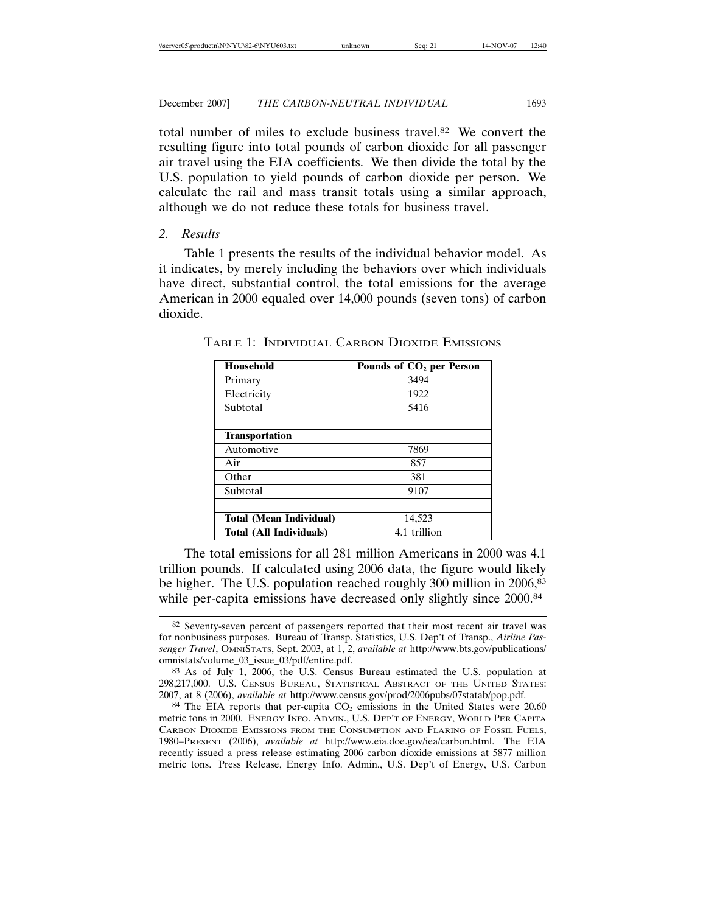total number of miles to exclude business travel.[82] We convert the resulting figure into total pounds of carbon dioxide for all passenger air travel using the EIA coefficients. We then divide the total by the U.S. population to yield pounds of carbon dioxide per person. We calculate the rail and mass transit totals using a similar approach, although we do not reduce these totals for business travel.

*2. Results*

Table 1 presents the results of the individual behavior model. As it indicates, by merely including the behaviors over which individuals have direct, substantial control, the total emissions for the average American in 2000 equaled over 14,000 pounds (seven tons) of carbon dioxide.

TABLE 1: INDIVIDUAL CARBON DIOXIDE EMISSIONS

| **Household** | **Pounds of $CO_2$ per Person** |
|---|---|
| Primary | 3494 |
| Electricity | 1922 |
| Subtotal | 5416 |
| | |
| **Transportation** | |
| Automotive | 7869 |
| Air | 857 |
| Other | 381 |
| Subtotal | 9107 |
| | |
| **Total (Mean Individual)** | 14,523 |
| **Total (All Individuals)** | 4.1 trillion |

The total emissions for all 281 million Americans in 2000 was 4.1 trillion pounds. If calculated using 2006 data, the figure would likely be higher. The U.S. population reached roughly 300 million in 2006,[83] while per-capita emissions have decreased only slightly since 2000.[84]

---

[82] Seventy-seven percent of passengers reported that their most recent air travel was for nonbusiness purposes. Bureau of Transp. Statistics, U.S. Dep't of Transp., *Airline Passenger Travel*, OMNISTATS, Sept. 2003, at 1, 2, *available at* http://www.bts.gov/publications/omnistats/volume_03_issue_03/pdf/entire.pdf.

[83] As of July 1, 2006, the U.S. Census Bureau estimated the U.S. population at 298,217,000. U.S. CENSUS BUREAU, STATISTICAL ABSTRACT OF THE UNITED STATES: 2007, at 8 (2006), *available at* http://www.census.gov/prod/2006pubs/07statab/pop.pdf.

[84] The EIA reports that per-capita $CO_2$ emissions in the United States were 20.60 metric tons in 2000. ENERGY INFO. ADMIN., U.S. DEP'T OF ENERGY, WORLD PER CAPITA CARBON DIOXIDE EMISSIONS FROM THE CONSUMPTION AND FLARING OF FOSSIL FUELS, 1980–PRESENT (2006), *available at* http://www.eia.doe.gov/iea/carbon.html. The EIA recently issued a press release estimating 2006 carbon dioxide emissions at 5877 million metric tons. Press Release, Energy Info. Admin., U.S. Dep't of Energy, U.S. Carbon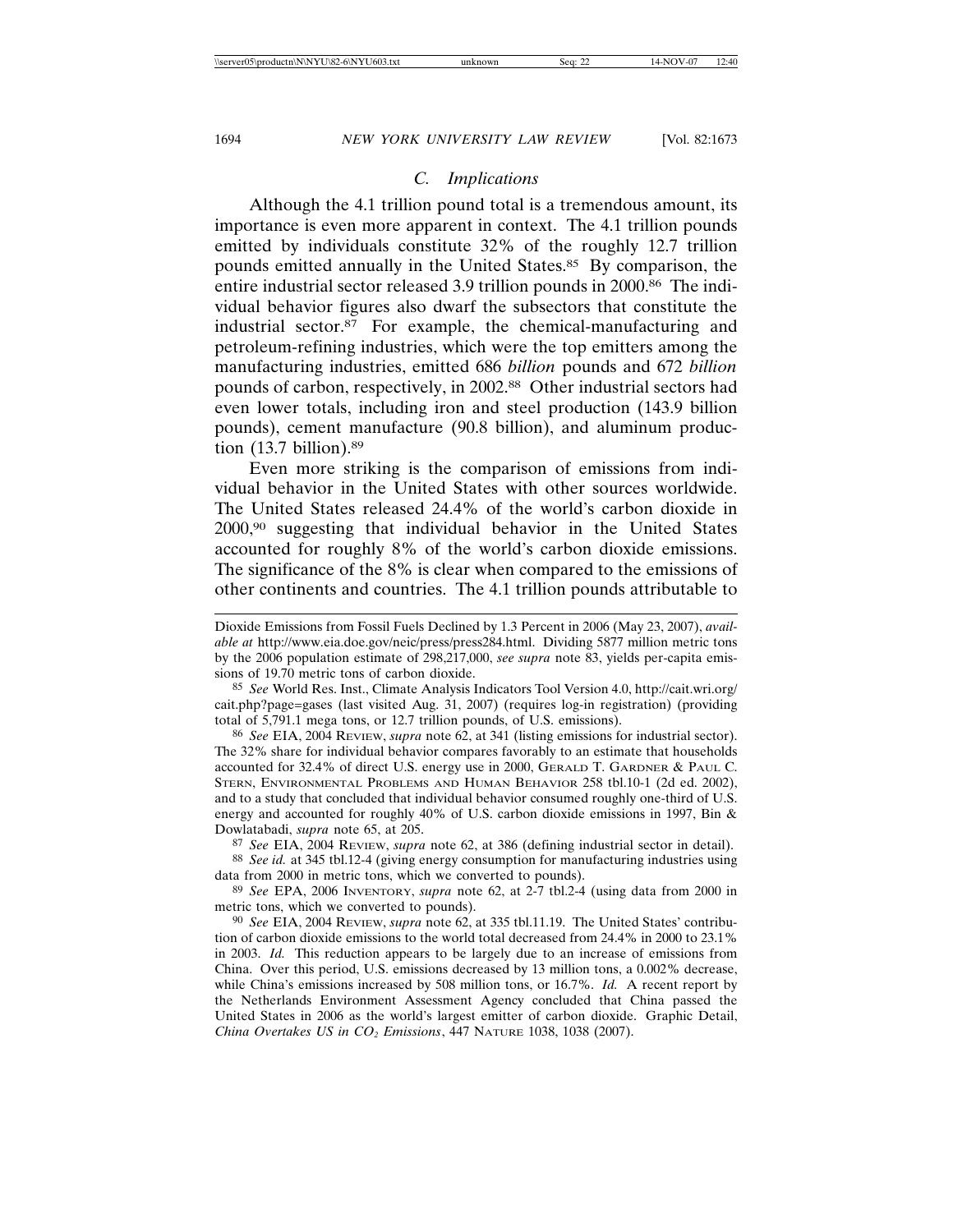### C. *Implications*

Although the 4.1 trillion pound total is a tremendous amount, its importance is even more apparent in context. The 4.1 trillion pounds emitted by individuals constitute 32% of the roughly 12.7 trillion pounds emitted annually in the United States.[85] By comparison, the entire industrial sector released 3.9 trillion pounds in 2000.[86] The individual behavior figures also dwarf the subsectors that constitute the industrial sector.[87] For example, the chemical-manufacturing and petroleum-refining industries, which were the top emitters among the manufacturing industries, emitted 686 *billion* pounds and 672 *billion* pounds of carbon, respectively, in 2002.[88] Other industrial sectors had even lower totals, including iron and steel production (143.9 billion pounds), cement manufacture (90.8 billion), and aluminum production (13.7 billion).[89]

Even more striking is the comparison of emissions from individual behavior in the United States with other sources worldwide. The United States released 24.4% of the world's carbon dioxide in 2000,[90] suggesting that individual behavior in the United States accounted for roughly 8% of the world's carbon dioxide emissions. The significance of the 8% is clear when compared to the emissions of other continents and countries. The 4.1 trillion pounds attributable to

---

Dioxide Emissions from Fossil Fuels Declined by 1.3 Percent in 2006 (May 23, 2007), *available at* http://www.eia.doe.gov/neic/press/press284.html. Dividing 5877 million metric tons by the 2006 population estimate of 298,217,000, *see supra* note 83, yields per-capita emissions of 19.70 metric tons of carbon dioxide.

[85] *See* World Res. Inst., Climate Analysis Indicators Tool Version 4.0, http://cait.wri.org/cait.php?page=gases (last visited Aug. 31, 2007) (requires log-in registration) (providing total of 5,791.1 mega tons, or 12.7 trillion pounds, of U.S. emissions).

[86] *See* EIA, 2004 REVIEW, *supra* note 62, at 341 (listing emissions for industrial sector). The 32% share for individual behavior compares favorably to an estimate that households accounted for 32.4% of direct U.S. energy use in 2000, GERALD T. GARDNER & PAUL C. STERN, ENVIRONMENTAL PROBLEMS AND HUMAN BEHAVIOR 258 tbl.10-1 (2d ed. 2002), and to a study that concluded that individual behavior consumed roughly one-third of U.S. energy and accounted for roughly 40% of U.S. carbon dioxide emissions in 1997, Bin & Dowlatabadi, *supra* note 65, at 205.

[87] *See* EIA, 2004 REVIEW, *supra* note 62, at 386 (defining industrial sector in detail).

[88] *See id.* at 345 tbl.12-4 (giving energy consumption for manufacturing industries using data from 2000 in metric tons, which we converted to pounds).

[89] *See* EPA, 2006 INVENTORY, *supra* note 62, at 2-7 tbl.2-4 (using data from 2000 in metric tons, which we converted to pounds).

[90] *See* EIA, 2004 REVIEW, *supra* note 62, at 335 tbl.11.19. The United States' contribution of carbon dioxide emissions to the world total decreased from 24.4% in 2000 to 23.1% in 2003. *Id.* This reduction appears to be largely due to an increase of emissions from China. Over this period, U.S. emissions decreased by 13 million tons, a 0.002% decrease, while China's emissions increased by 508 million tons, or 16.7%. *Id.* A recent report by the Netherlands Environment Assessment Agency concluded that China passed the United States in 2006 as the world's largest emitter of carbon dioxide. Graphic Detail, *China Overtakes US in $CO_2$ Emissions*, 447 NATURE 1038, 1038 (2007).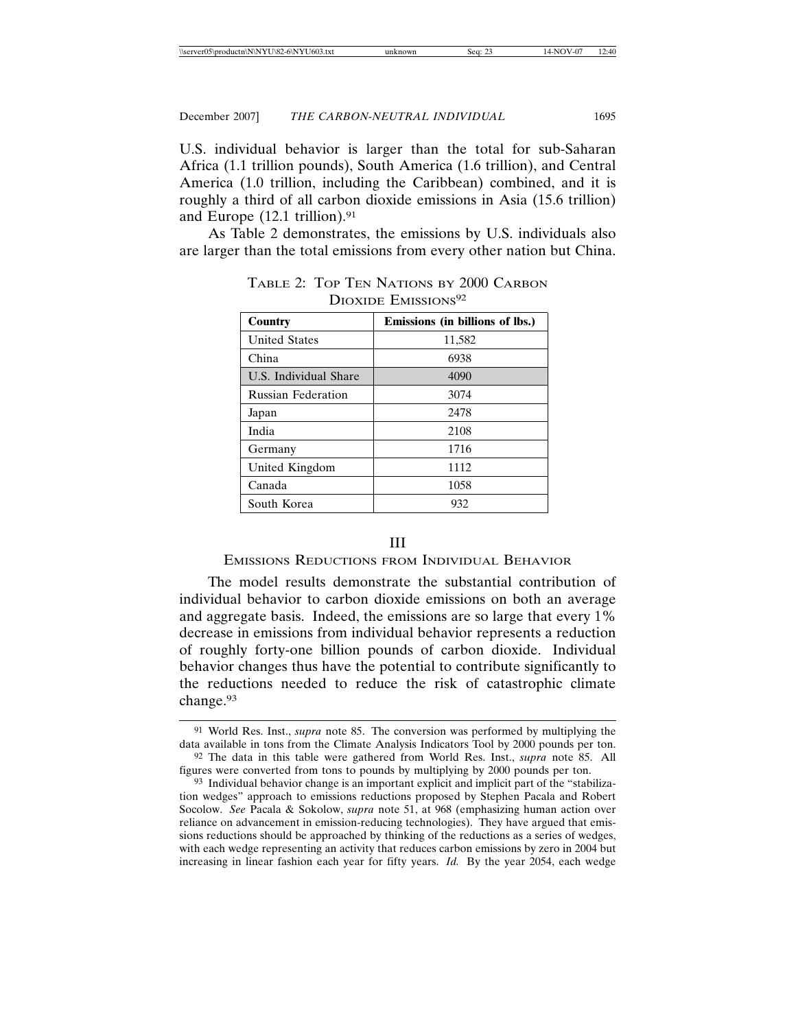U.S. individual behavior is larger than the total for sub-Saharan Africa (1.1 trillion pounds), South America (1.6 trillion), and Central America (1.0 trillion, including the Caribbean) combined, and it is roughly a third of all carbon dioxide emissions in Asia (15.6 trillion) and Europe (12.1 trillion).[91]

As Table 2 demonstrates, the emissions by U.S. individuals also are larger than the total emissions from every other nation but China.

TABLE 2: TOP TEN NATIONS BY 2000 CARBON DIOXIDE EMISSIONS[92]

| Country | Emissions (in billions of lbs.) |
|---|---|
| United States | 11,582 |
| China | 6938 |
| U.S. Individual Share | 4090 |
| Russian Federation | 3074 |
| Japan | 2478 |
| India | 2108 |
| Germany | 1716 |
| United Kingdom | 1112 |
| Canada | 1058 |
| South Korea | 932 |

## III
## EMISSIONS REDUCTIONS FROM INDIVIDUAL BEHAVIOR

The model results demonstrate the substantial contribution of individual behavior to carbon dioxide emissions on both an average and aggregate basis. Indeed, the emissions are so large that every 1% decrease in emissions from individual behavior represents a reduction of roughly forty-one billion pounds of carbon dioxide. Individual behavior changes thus have the potential to contribute significantly to the reductions needed to reduce the risk of catastrophic climate change.[93]

---

[91] World Res. Inst., *supra* note 85. The conversion was performed by multiplying the data available in tons from the Climate Analysis Indicators Tool by 2000 pounds per ton.

[92] The data in this table were gathered from World Res. Inst., *supra* note 85. All figures were converted from tons to pounds by multiplying by 2000 pounds per ton.

[93] Individual behavior change is an important explicit and implicit part of the "stabilization wedges" approach to emissions reductions proposed by Stephen Pacala and Robert Socolow. *See* Pacala & Sokolow, *supra* note 51, at 968 (emphasizing human action over reliance on advancement in emission-reducing technologies). They have argued that emissions reductions should be approached by thinking of the reductions as a series of wedges, with each wedge representing an activity that reduces carbon emissions by zero in 2004 but increasing in linear fashion each year for fifty years. *Id.* By the year 2054, each wedge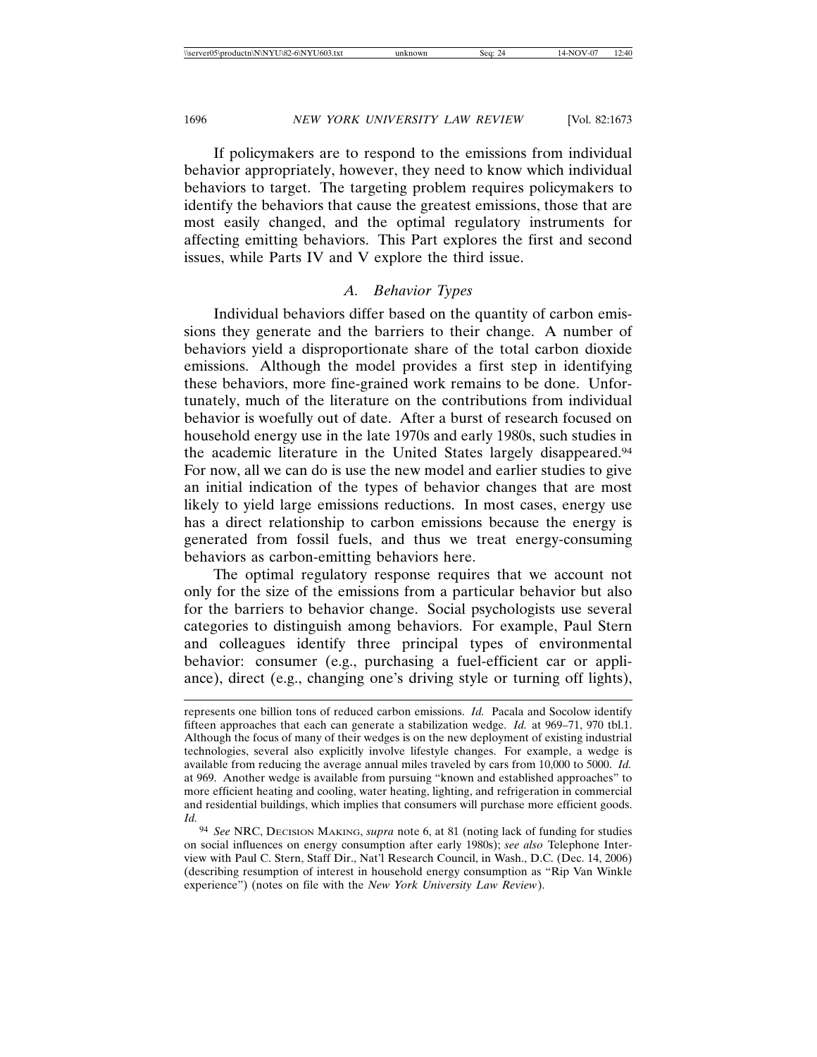If policymakers are to respond to the emissions from individual behavior appropriately, however, they need to know which individual behaviors to target. The targeting problem requires policymakers to identify the behaviors that cause the greatest emissions, those that are most easily changed, and the optimal regulatory instruments for affecting emitting behaviors. This Part explores the first and second issues, while Parts IV and V explore the third issue.

### *A. Behavior Types*

Individual behaviors differ based on the quantity of carbon emissions they generate and the barriers to their change. A number of behaviors yield a disproportionate share of the total carbon dioxide emissions. Although the model provides a first step in identifying these behaviors, more fine-grained work remains to be done. Unfortunately, much of the literature on the contributions from individual behavior is woefully out of date. After a burst of research focused on household energy use in the late 1970s and early 1980s, such studies in the academic literature in the United States largely disappeared.[94] For now, all we can do is use the new model and earlier studies to give an initial indication of the types of behavior changes that are most likely to yield large emissions reductions. In most cases, energy use has a direct relationship to carbon emissions because the energy is generated from fossil fuels, and thus we treat energy-consuming behaviors as carbon-emitting behaviors here.

The optimal regulatory response requires that we account not only for the size of the emissions from a particular behavior but also for the barriers to behavior change. Social psychologists use several categories to distinguish among behaviors. For example, Paul Stern and colleagues identify three principal types of environmental behavior: consumer (e.g., purchasing a fuel-efficient car or appliance), direct (e.g., changing one's driving style or turning off lights),

---

represents one billion tons of reduced carbon emissions. *Id.* Pacala and Socolow identify fifteen approaches that each can generate a stabilization wedge. *Id.* at 969–71, 970 tbl.1. Although the focus of many of their wedges is on the new deployment of existing industrial technologies, several also explicitly involve lifestyle changes. For example, a wedge is available from reducing the average annual miles traveled by cars from 10,000 to 5000. *Id.* at 969. Another wedge is available from pursuing "known and established approaches" to more efficient heating and cooling, water heating, lighting, and refrigeration in commercial and residential buildings, which implies that consumers will purchase more efficient goods. *Id.*

[94] *See* NRC, DECISION MAKING, *supra* note 6, at 81 (noting lack of funding for studies on social influences on energy consumption after early 1980s); *see also* Telephone Interview with Paul C. Stern, Staff Dir., Nat'l Research Council, in Wash., D.C. (Dec. 14, 2006) (describing resumption of interest in household energy consumption as "Rip Van Winkle experience") (notes on file with the *New York University Law Review*).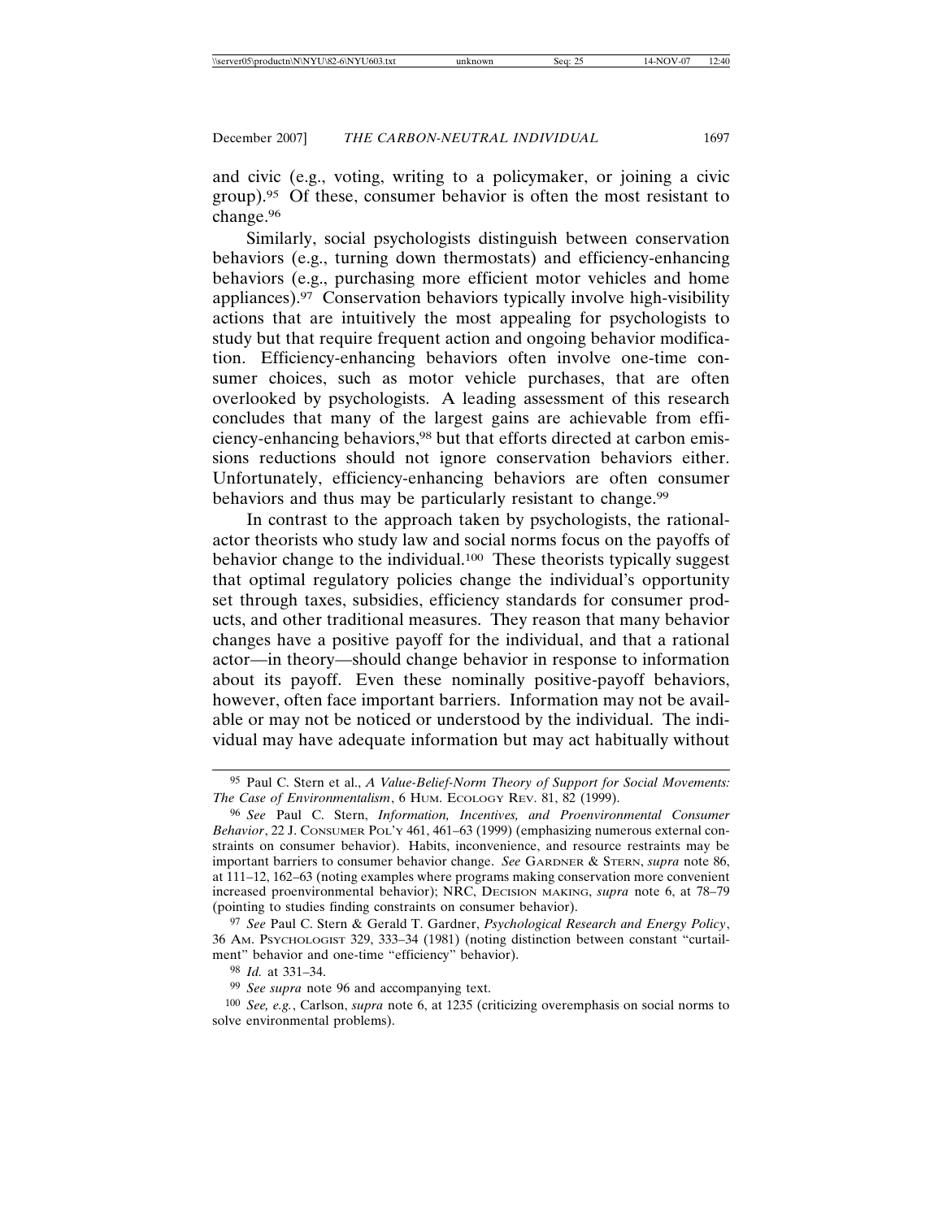and civic (e.g., voting, writing to a policymaker, or joining a civic group).[95] Of these, consumer behavior is often the most resistant to change.[96]

Similarly, social psychologists distinguish between conservation behaviors (e.g., turning down thermostats) and efficiency-enhancing behaviors (e.g., purchasing more efficient motor vehicles and home appliances).[97] Conservation behaviors typically involve high-visibility actions that are intuitively the most appealing for psychologists to study but that require frequent action and ongoing behavior modification. Efficiency-enhancing behaviors often involve one-time consumer choices, such as motor vehicle purchases, that are often overlooked by psychologists. A leading assessment of this research concludes that many of the largest gains are achievable from efficiency-enhancing behaviors,[98] but that efforts directed at carbon emissions reductions should not ignore conservation behaviors either. Unfortunately, efficiency-enhancing behaviors are often consumer behaviors and thus may be particularly resistant to change.[99]

In contrast to the approach taken by psychologists, the rational-actor theorists who study law and social norms focus on the payoffs of behavior change to the individual.[100] These theorists typically suggest that optimal regulatory policies change the individual's opportunity set through taxes, subsidies, efficiency standards for consumer products, and other traditional measures. They reason that many behavior changes have a positive payoff for the individual, and that a rational actor—in theory—should change behavior in response to information about its payoff. Even these nominally positive-payoff behaviors, however, often face important barriers. Information may not be available or may not be noticed or understood by the individual. The individual may have adequate information but may act habitually without

---

[95] Paul C. Stern et al., *A Value-Belief-Norm Theory of Support for Social Movements: The Case of Environmentalism*, 6 Hum. Ecology Rev. 81, 82 (1999).

[96] *See* Paul C. Stern, *Information, Incentives, and Proenvironmental Consumer Behavior*, 22 J. Consumer Pol'y 461, 461–63 (1999) (emphasizing numerous external constraints on consumer behavior). Habits, inconvenience, and resource restraints may be important barriers to consumer behavior change. *See* Gardner & Stern, *supra* note 86, at 111–12, 162–63 (noting examples where programs making conservation more convenient increased proenvironmental behavior); NRC, Decision Making, *supra* note 6, at 78–79 (pointing to studies finding constraints on consumer behavior).

[97] *See* Paul C. Stern & Gerald T. Gardner, *Psychological Research and Energy Policy*, 36 Am. Psychologist 329, 333–34 (1981) (noting distinction between constant "curtailment" behavior and one-time "efficiency" behavior).

[98] *Id.* at 331–34.

[99] *See supra* note 96 and accompanying text.

[100] *See, e.g.*, Carlson, *supra* note 6, at 1235 (criticizing overemphasis on social norms to solve environmental problems).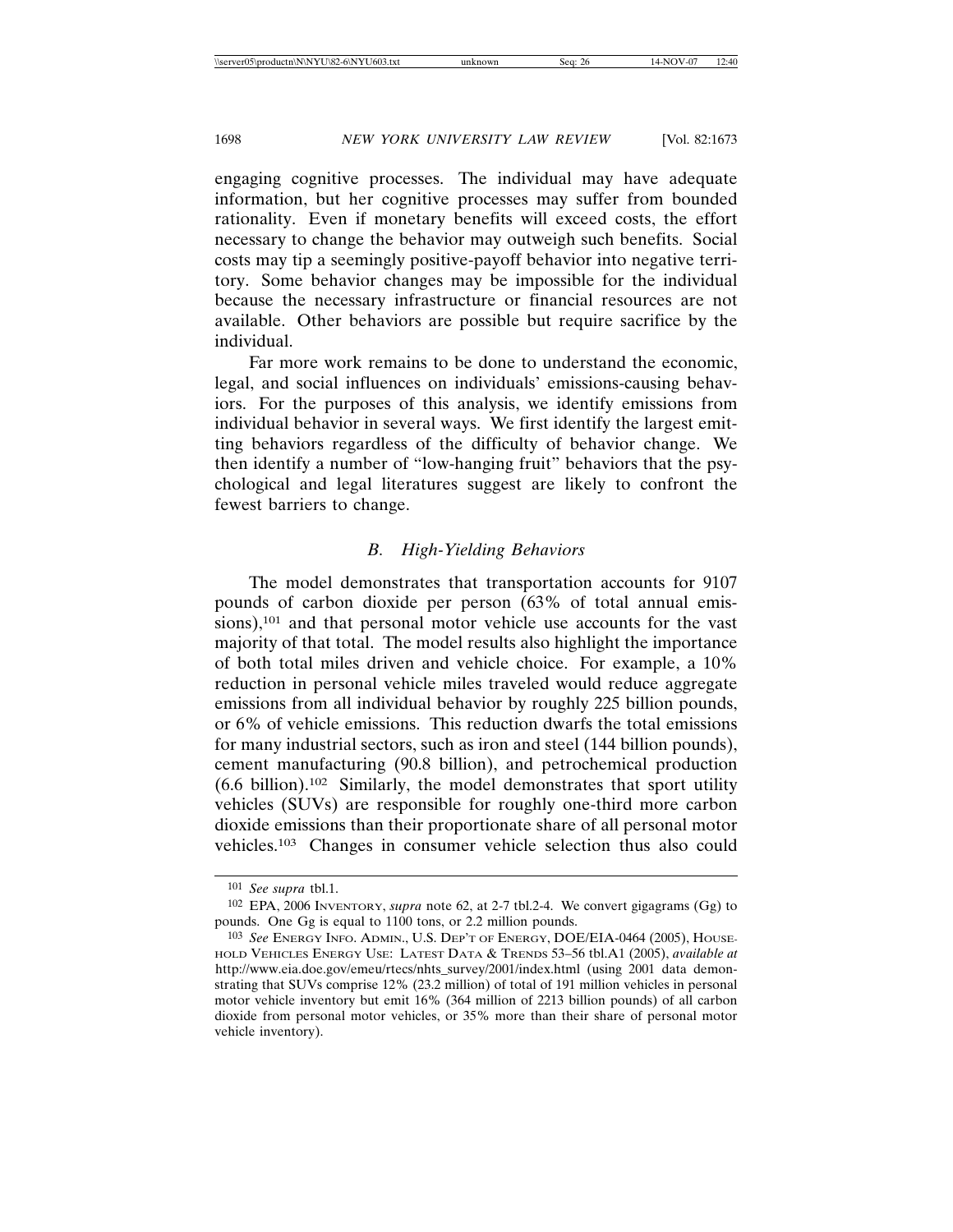engaging cognitive processes. The individual may have adequate information, but her cognitive processes may suffer from bounded rationality. Even if monetary benefits will exceed costs, the effort necessary to change the behavior may outweigh such benefits. Social costs may tip a seemingly positive-payoff behavior into negative territory. Some behavior changes may be impossible for the individual because the necessary infrastructure or financial resources are not available. Other behaviors are possible but require sacrifice by the individual.

Far more work remains to be done to understand the economic, legal, and social influences on individuals' emissions-causing behaviors. For the purposes of this analysis, we identify emissions from individual behavior in several ways. We first identify the largest emitting behaviors regardless of the difficulty of behavior change. We then identify a number of "low-hanging fruit" behaviors that the psychological and legal literatures suggest are likely to confront the fewest barriers to change.

### *B. High-Yielding Behaviors*

The model demonstrates that transportation accounts for 9107 pounds of carbon dioxide per person (63% of total annual emissions),[101] and that personal motor vehicle use accounts for the vast majority of that total. The model results also highlight the importance of both total miles driven and vehicle choice. For example, a 10% reduction in personal vehicle miles traveled would reduce aggregate emissions from all individual behavior by roughly 225 billion pounds, or 6% of vehicle emissions. This reduction dwarfs the total emissions for many industrial sectors, such as iron and steel (144 billion pounds), cement manufacturing (90.8 billion), and petrochemical production (6.6 billion).[102] Similarly, the model demonstrates that sport utility vehicles (SUVs) are responsible for roughly one-third more carbon dioxide emissions than their proportionate share of all personal motor vehicles.[103] Changes in consumer vehicle selection thus also could

---

[101] *See supra* tbl.1.

[102] EPA, 2006 INVENTORY, *supra* note 62, at 2-7 tbl.2-4. We convert gigagrams (Gg) to pounds. One Gg is equal to 1100 tons, or 2.2 million pounds.

[103] *See* ENERGY INFO. ADMIN., U.S. DEP'T OF ENERGY, DOE/EIA-0464 (2005), HOUSEHOLD VEHICLES ENERGY USE: LATEST DATA & TRENDS 53–56 tbl.A1 (2005), *available at* http://www.eia.doe.gov/emeu/rtecs/nhts_survey/2001/index.html (using 2001 data demonstrating that SUVs comprise 12% (23.2 million) of total of 191 million vehicles in personal motor vehicle inventory but emit 16% (364 million of 2213 billion pounds) of all carbon dioxide from personal motor vehicles, or 35% more than their share of personal motor vehicle inventory).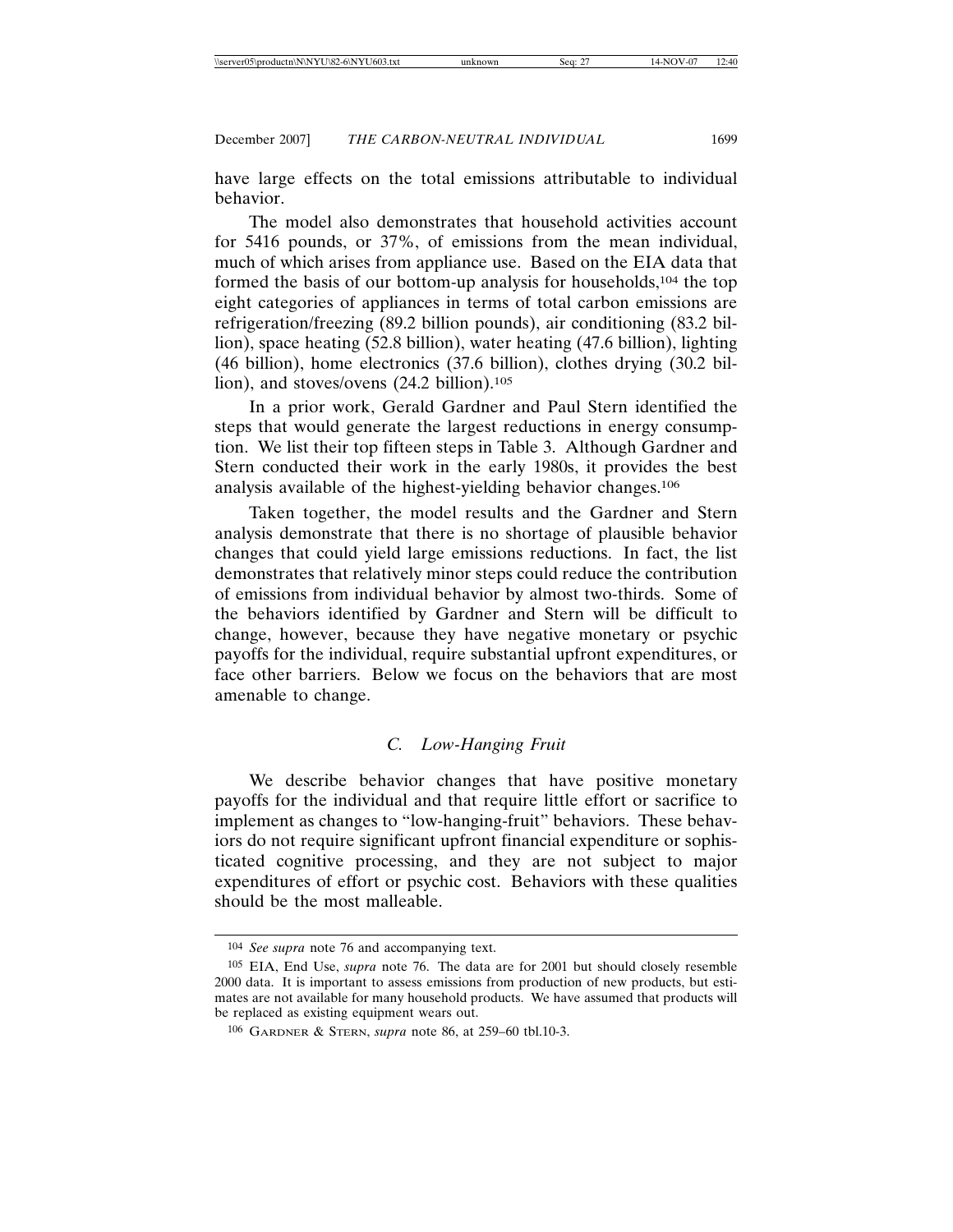have large effects on the total emissions attributable to individual behavior.

The model also demonstrates that household activities account for 5416 pounds, or 37%, of emissions from the mean individual, much of which arises from appliance use. Based on the EIA data that formed the basis of our bottom-up analysis for households,[104] the top eight categories of appliances in terms of total carbon emissions are refrigeration/freezing (89.2 billion pounds), air conditioning (83.2 billion), space heating (52.8 billion), water heating (47.6 billion), lighting (46 billion), home electronics (37.6 billion), clothes drying (30.2 billion), and stoves/ovens (24.2 billion).[105]

In a prior work, Gerald Gardner and Paul Stern identified the steps that would generate the largest reductions in energy consumption. We list their top fifteen steps in Table 3. Although Gardner and Stern conducted their work in the early 1980s, it provides the best analysis available of the highest-yielding behavior changes.[106]

Taken together, the model results and the Gardner and Stern analysis demonstrate that there is no shortage of plausible behavior changes that could yield large emissions reductions. In fact, the list demonstrates that relatively minor steps could reduce the contribution of emissions from individual behavior by almost two-thirds. Some of the behaviors identified by Gardner and Stern will be difficult to change, however, because they have negative monetary or psychic payoffs for the individual, require substantial upfront expenditures, or face other barriers. Below we focus on the behaviors that are most amenable to change.

### *C. Low-Hanging Fruit*

We describe behavior changes that have positive monetary payoffs for the individual and that require little effort or sacrifice to implement as changes to "low-hanging-fruit" behaviors. These behaviors do not require significant upfront financial expenditure or sophisticated cognitive processing, and they are not subject to major expenditures of effort or psychic cost. Behaviors with these qualities should be the most malleable.

---

[104] *See supra* note 76 and accompanying text.

[105] EIA, End Use, *supra* note 76. The data are for 2001 but should closely resemble 2000 data. It is important to assess emissions from production of new products, but estimates are not available for many household products. We have assumed that products will be replaced as existing equipment wears out.

[106] GARDNER & STERN, *supra* note 86, at 259–60 tbl.10-3.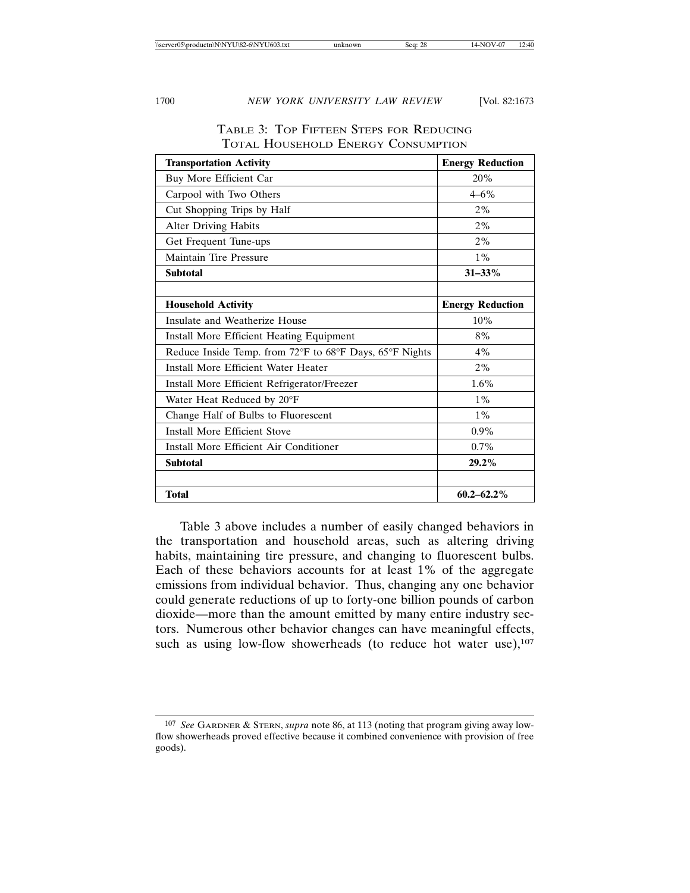TABLE 3: TOP FIFTEEN STEPS FOR REDUCING TOTAL HOUSEHOLD ENERGY CONSUMPTION

| **Transportation Activity** | **Energy Reduction** |
|---|---|
| Buy More Efficient Car | 20% |
| Carpool with Two Others | 4–6% |
| Cut Shopping Trips by Half | 2% |
| Alter Driving Habits | 2% |
| Get Frequent Tune-ups | 2% |
| Maintain Tire Pressure | 1% |
| **Subtotal** | **31–33%** |
| | |
| **Household Activity** | **Energy Reduction** |
| Insulate and Weatherize House | 10% |
| Install More Efficient Heating Equipment | 8% |
| Reduce Inside Temp. from 72°F to 68°F Days, 65°F Nights | 4% |
| Install More Efficient Water Heater | 2% |
| Install More Efficient Refrigerator/Freezer | 1.6% |
| Water Heat Reduced by 20°F | 1% |
| Change Half of Bulbs to Fluorescent | 1% |
| Install More Efficient Stove | 0.9% |
| Install More Efficient Air Conditioner | 0.7% |
| **Subtotal** | **29.2%** |
| | |
| **Total** | **60.2–62.2%** |

Table 3 above includes a number of easily changed behaviors in the transportation and household areas, such as altering driving habits, maintaining tire pressure, and changing to fluorescent bulbs. Each of these behaviors accounts for at least 1% of the aggregate emissions from individual behavior. Thus, changing any one behavior could generate reductions of up to forty-one billion pounds of carbon dioxide—more than the amount emitted by many entire industry sectors. Numerous other behavior changes can have meaningful effects, such as using low-flow showerheads (to reduce hot water use),[107]

---

[107] *See* GARDNER & STERN, *supra* note 86, at 113 (noting that program giving away low-flow showerheads proved effective because it combined convenience with provision of free goods).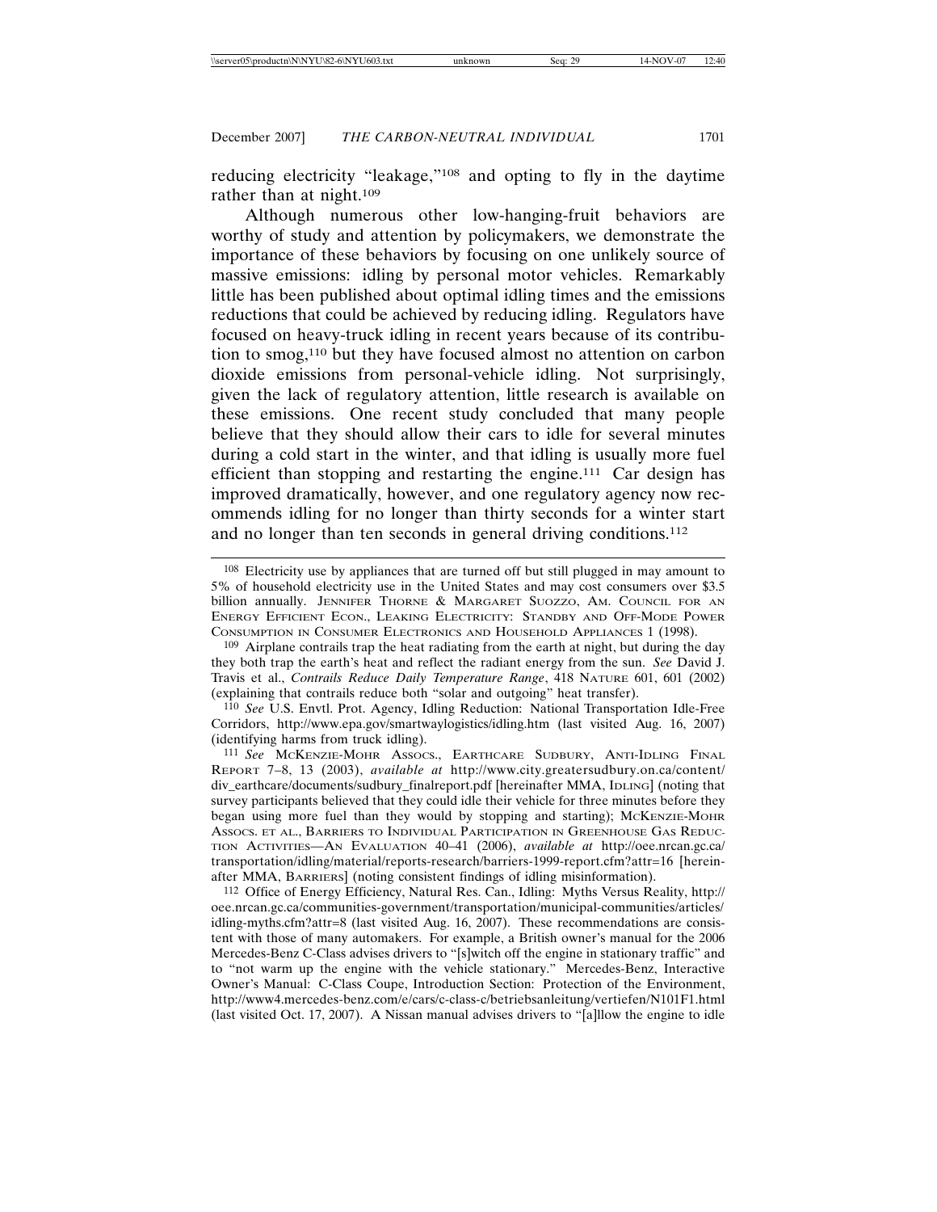reducing electricity "leakage,"[108] and opting to fly in the daytime rather than at night.[109]

Although numerous other low-hanging-fruit behaviors are worthy of study and attention by policymakers, we demonstrate the importance of these behaviors by focusing on one unlikely source of massive emissions: idling by personal motor vehicles. Remarkably little has been published about optimal idling times and the emissions reductions that could be achieved by reducing idling. Regulators have focused on heavy-truck idling in recent years because of its contribution to smog,[110] but they have focused almost no attention on carbon dioxide emissions from personal-vehicle idling. Not surprisingly, given the lack of regulatory attention, little research is available on these emissions. One recent study concluded that many people believe that they should allow their cars to idle for several minutes during a cold start in the winter, and that idling is usually more fuel efficient than stopping and restarting the engine.[111] Car design has improved dramatically, however, and one regulatory agency now recommends idling for no longer than thirty seconds for a winter start and no longer than ten seconds in general driving conditions.[112]

---

[108] Electricity use by appliances that are turned off but still plugged in may amount to 5% of household electricity use in the United States and may cost consumers over $3.5 billion annually. JENNIFER THORNE & MARGARET SUOZZO, AM. COUNCIL FOR AN ENERGY EFFICIENT ECON., LEAKING ELECTRICITY: STANDBY AND OFF-MODE POWER CONSUMPTION IN CONSUMER ELECTRONICS AND HOUSEHOLD APPLIANCES 1 (1998).

[109] Airplane contrails trap the heat radiating from the earth at night, but during the day they both trap the earth's heat and reflect the radiant energy from the sun. *See* David J. Travis et al., *Contrails Reduce Daily Temperature Range*, 418 NATURE 601, 601 (2002) (explaining that contrails reduce both "solar and outgoing" heat transfer).

[110] *See* U.S. Envtl. Prot. Agency, Idling Reduction: National Transportation Idle-Free Corridors, http://www.epa.gov/smartwaylogistics/idling.htm (last visited Aug. 16, 2007) (identifying harms from truck idling).

[111] *See* MCKENZIE-MOHR ASSOCS., EARTHCARE SUDBURY, ANTI-IDLING FINAL REPORT 7–8, 13 (2003), *available at* http://www.city.greatersudbury.on.ca/content/div_earthcare/documents/sudbury_finalreport.pdf [hereinafter MMA, IDLING] (noting that survey participants believed that they could idle their vehicle for three minutes before they began using more fuel than they would by stopping and starting); MCKENZIE-MOHR ASSOCS. ET AL., BARRIERS TO INDIVIDUAL PARTICIPATION IN GREENHOUSE GAS REDUCTION ACTIVITIES—AN EVALUATION 40–41 (2006), *available at* http://oee.nrcan.gc.ca/transportation/idling/material/reports-research/barriers-1999-report.cfm?attr=16 [hereinafter MMA, BARRIERS] (noting consistent findings of idling misinformation).

[112] Office of Energy Efficiency, Natural Res. Can., Idling: Myths Versus Reality, http://oee.nrcan.gc.ca/communities-government/transportation/municipal-communities/articles/idling-myths.cfm?attr=8 (last visited Aug. 16, 2007). These recommendations are consistent with those of many automakers. For example, a British owner's manual for the 2006 Mercedes-Benz C-Class advises drivers to "[s]witch off the engine in stationary traffic" and to "not warm up the engine with the vehicle stationary." Mercedes-Benz, Interactive Owner's Manual: C-Class Coupe, Introduction Section: Protection of the Environment, http://www4.mercedes-benz.com/e/cars/c-class-c/betriebsanleitung/vertiefen/N101F1.html (last visited Oct. 17, 2007). A Nissan manual advises drivers to "[a]llow the engine to idle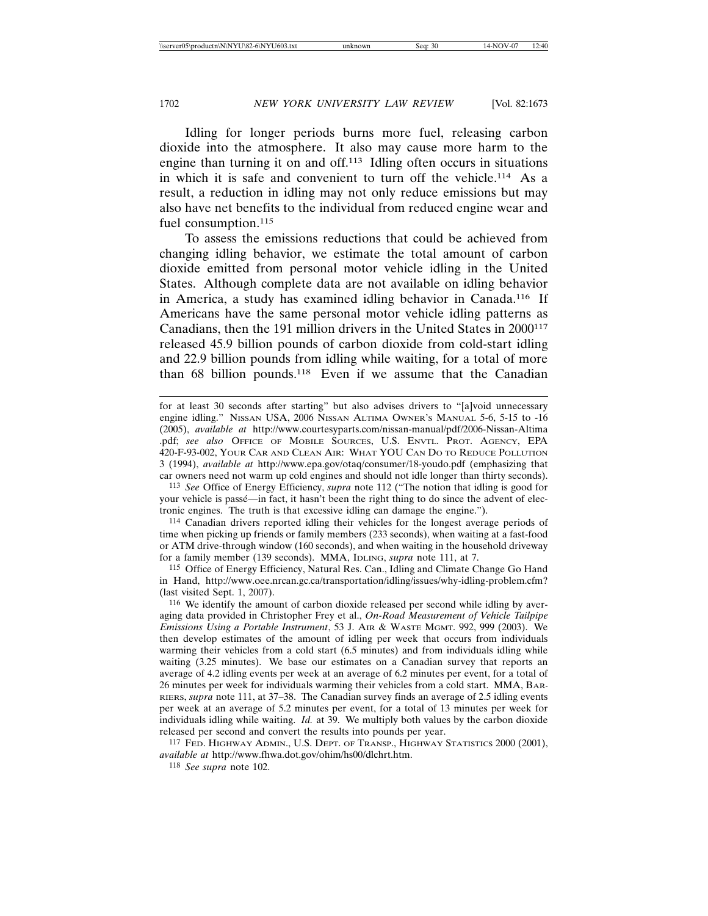Idling for longer periods burns more fuel, releasing carbon dioxide into the atmosphere. It also may cause more harm to the engine than turning it on and off.[113] Idling often occurs in situations in which it is safe and convenient to turn off the vehicle.[114] As a result, a reduction in idling may not only reduce emissions but may also have net benefits to the individual from reduced engine wear and fuel consumption.[115]

To assess the emissions reductions that could be achieved from changing idling behavior, we estimate the total amount of carbon dioxide emitted from personal motor vehicle idling in the United States. Although complete data are not available on idling behavior in America, a study has examined idling behavior in Canada.[116] If Americans have the same personal motor vehicle idling patterns as Canadians, then the 191 million drivers in the United States in 2000[117] released 45.9 billion pounds of carbon dioxide from cold-start idling and 22.9 billion pounds from idling while waiting, for a total of more than 68 billion pounds.[118] Even if we assume that the Canadian

---

for at least 30 seconds after starting" but also advises drivers to "[a]void unnecessary engine idling." NISSAN USA, 2006 NISSAN ALTIMA OWNER'S MANUAL 5-6, 5-15 to -16 (2005), *available at* http://www.courtesyparts.com/nissan-manual/pdf/2006-Nissan-Altima .pdf; *see also* OFFICE OF MOBILE SOURCES, U.S. ENVTL. PROT. AGENCY, EPA 420-F-93-002, YOUR CAR AND CLEAN AIR: WHAT YOU CAN DO TO REDUCE POLLUTION 3 (1994), *available at* http://www.epa.gov/otaq/consumer/18-youdo.pdf (emphasizing that car owners need not warm up cold engines and should not idle longer than thirty seconds).

[113] *See* Office of Energy Efficiency, *supra* note 112 ("The notion that idling is good for your vehicle is passé—in fact, it hasn't been the right thing to do since the advent of electronic engines. The truth is that excessive idling can damage the engine.").

[114] Canadian drivers reported idling their vehicles for the longest average periods of time when picking up friends or family members (233 seconds), when waiting at a fast-food or ATM drive-through window (160 seconds), and when waiting in the household driveway for a family member (139 seconds). MMA, IDLING, *supra* note 111, at 7.

[115] Office of Energy Efficiency, Natural Res. Can., Idling and Climate Change Go Hand in Hand, http://www.oee.nrcan.gc.ca/transportation/idling/issues/why-idling-problem.cfm? (last visited Sept. 1, 2007).

[116] We identify the amount of carbon dioxide released per second while idling by averaging data provided in Christopher Frey et al., *On-Road Measurement of Vehicle Tailpipe Emissions Using a Portable Instrument*, 53 J. AIR & WASTE MGMT. 992, 999 (2003). We then develop estimates of the amount of idling per week that occurs from individuals warming their vehicles from a cold start (6.5 minutes) and from individuals idling while waiting (3.25 minutes). We base our estimates on a Canadian survey that reports an average of 4.2 idling events per week at an average of 6.2 minutes per event, for a total of 26 minutes per week for individuals warming their vehicles from a cold start. MMA, BARRIERS, *supra* note 111, at 37–38. The Canadian survey finds an average of 2.5 idling events per week at an average of 5.2 minutes per event, for a total of 13 minutes per week for individuals idling while waiting. *Id.* at 39. We multiply both values by the carbon dioxide released per second and convert the results into pounds per year.

[117] FED. HIGHWAY ADMIN., U.S. DEPT. OF TRANSP., HIGHWAY STATISTICS 2000 (2001), *available at* http://www.fhwa.dot.gov/ohim/hs00/dlchrt.htm.

[118] *See supra* note 102.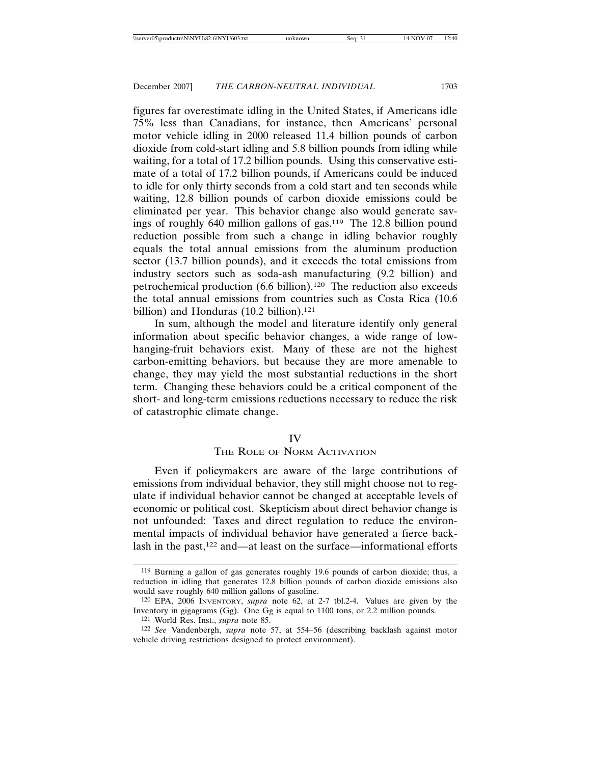figures far overestimate idling in the United States, if Americans idle 75% less than Canadians, for instance, then Americans' personal motor vehicle idling in 2000 released 11.4 billion pounds of carbon dioxide from cold-start idling and 5.8 billion pounds from idling while waiting, for a total of 17.2 billion pounds. Using this conservative estimate of a total of 17.2 billion pounds, if Americans could be induced to idle for only thirty seconds from a cold start and ten seconds while waiting, 12.8 billion pounds of carbon dioxide emissions could be eliminated per year. This behavior change also would generate savings of roughly 640 million gallons of gas.[119] The 12.8 billion pound reduction possible from such a change in idling behavior roughly equals the total annual emissions from the aluminum production sector (13.7 billion pounds), and it exceeds the total emissions from industry sectors such as soda-ash manufacturing (9.2 billion) and petrochemical production (6.6 billion).[120] The reduction also exceeds the total annual emissions from countries such as Costa Rica (10.6 billion) and Honduras (10.2 billion).[121]

In sum, although the model and literature identify only general information about specific behavior changes, a wide range of low-hanging-fruit behaviors exist. Many of these are not the highest carbon-emitting behaviors, but because they are more amenable to change, they may yield the most substantial reductions in the short term. Changing these behaviors could be a critical component of the short- and long-term emissions reductions necessary to reduce the risk of catastrophic climate change.

## IV
## The Role of Norm Activation

Even if policymakers are aware of the large contributions of emissions from individual behavior, they still might choose not to regulate if individual behavior cannot be changed at acceptable levels of economic or political cost. Skepticism about direct behavior change is not unfounded: Taxes and direct regulation to reduce the environmental impacts of individual behavior have generated a fierce backlash in the past,[122] and—at least on the surface—informational efforts

---

[119] Burning a gallon of gas generates roughly 19.6 pounds of carbon dioxide; thus, a reduction in idling that generates 12.8 billion pounds of carbon dioxide emissions also would save roughly 640 million gallons of gasoline.

[120] EPA, 2006 Inventory, *supra* note 62, at 2-7 tbl.2-4. Values are given by the Inventory in gigagrams (Gg). One Gg is equal to 1100 tons, or 2.2 million pounds.

[121] World Res. Inst., *supra* note 85.

[122] *See* Vandenbergh, *supra* note 57, at 554–56 (describing backlash against motor vehicle driving restrictions designed to protect environment).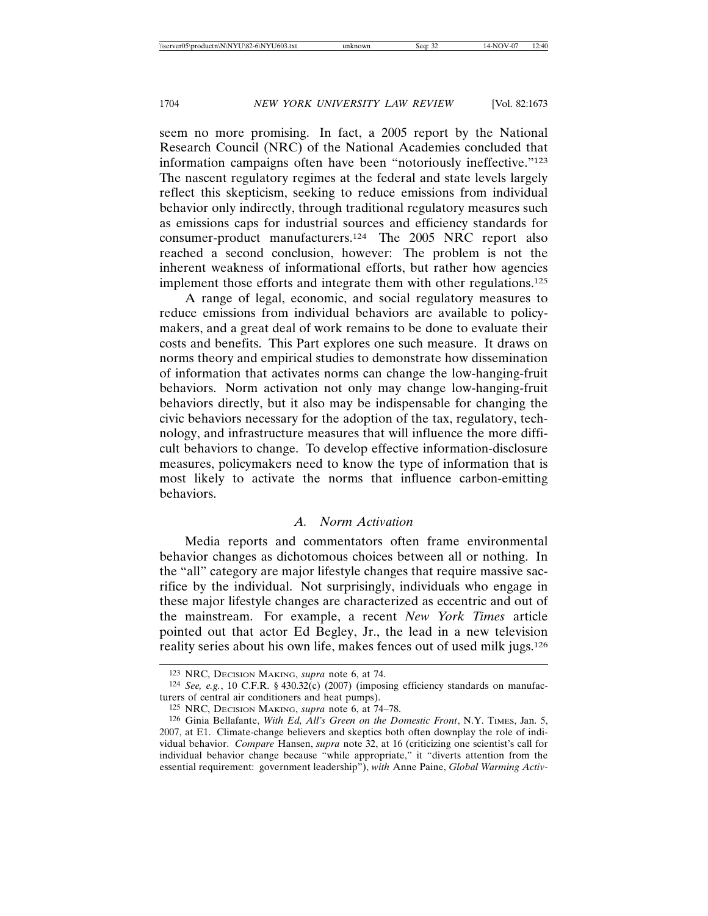seem no more promising. In fact, a 2005 report by the National Research Council (NRC) of the National Academies concluded that information campaigns often have been "notoriously ineffective."[123] The nascent regulatory regimes at the federal and state levels largely reflect this skepticism, seeking to reduce emissions from individual behavior only indirectly, through traditional regulatory measures such as emissions caps for industrial sources and efficiency standards for consumer-product manufacturers.[124] The 2005 NRC report also reached a second conclusion, however: The problem is not the inherent weakness of informational efforts, but rather how agencies implement those efforts and integrate them with other regulations.[125]

A range of legal, economic, and social regulatory measures to reduce emissions from individual behaviors are available to policymakers, and a great deal of work remains to be done to evaluate their costs and benefits. This Part explores one such measure. It draws on norms theory and empirical studies to demonstrate how dissemination of information that activates norms can change the low-hanging-fruit behaviors. Norm activation not only may change low-hanging-fruit behaviors directly, but it also may be indispensable for changing the civic behaviors necessary for the adoption of the tax, regulatory, technology, and infrastructure measures that will influence the more difficult behaviors to change. To develop effective information-disclosure measures, policymakers need to know the type of information that is most likely to activate the norms that influence carbon-emitting behaviors.

### *A. Norm Activation*

Media reports and commentators often frame environmental behavior changes as dichotomous choices between all or nothing. In the "all" category are major lifestyle changes that require massive sacrifice by the individual. Not surprisingly, individuals who engage in these major lifestyle changes are characterized as eccentric and out of the mainstream. For example, a recent *New York Times* article pointed out that actor Ed Begley, Jr., the lead in a new television reality series about his own life, makes fences out of used milk jugs.[126]

---

[123] NRC, DECISION MAKING, *supra* note 6, at 74.

[124] *See, e.g.*, 10 C.F.R. § 430.32(c) (2007) (imposing efficiency standards on manufacturers of central air conditioners and heat pumps).

[125] NRC, DECISION MAKING, *supra* note 6, at 74–78.

[126] Ginia Bellafante, *With Ed, All's Green on the Domestic Front*, N.Y. TIMES, Jan. 5, 2007, at E1. Climate-change believers and skeptics both often downplay the role of individual behavior. *Compare* Hansen, *supra* note 32, at 16 (criticizing one scientist's call for individual behavior change because "while appropriate," it "diverts attention from the essential requirement: government leadership"), *with* Anne Paine, *Global Warming Activ-*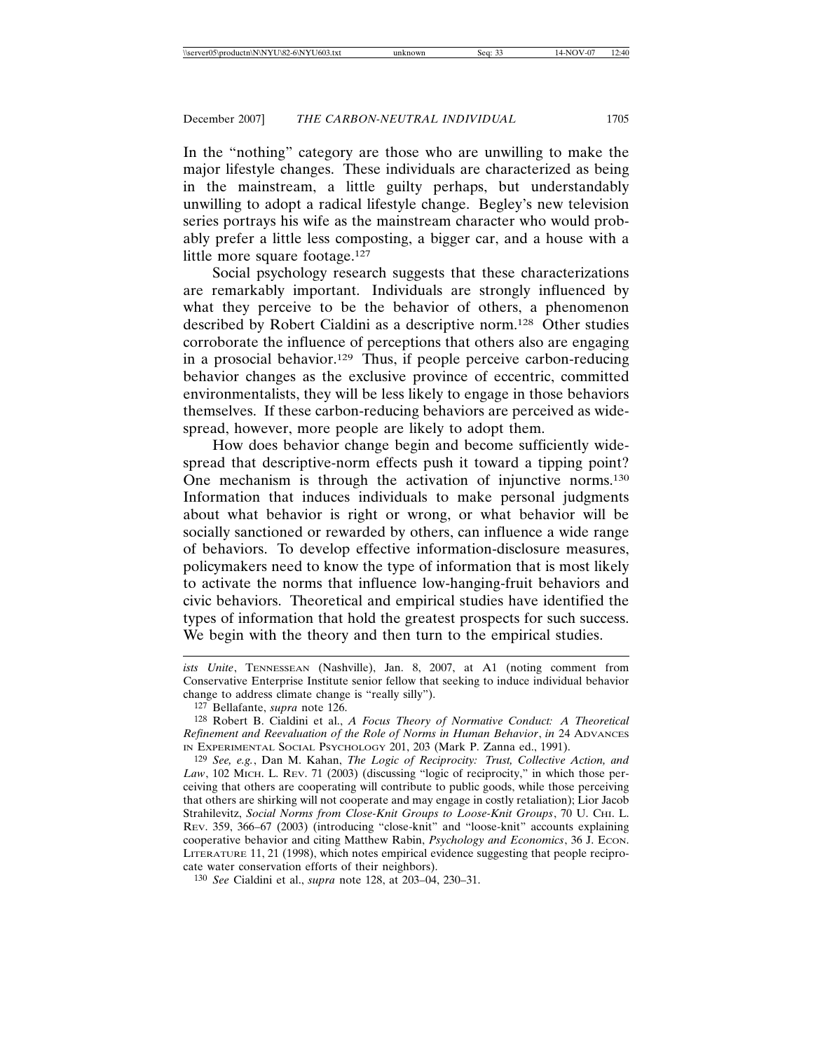In the "nothing" category are those who are unwilling to make the major lifestyle changes. These individuals are characterized as being in the mainstream, a little guilty perhaps, but understandably unwilling to adopt a radical lifestyle change. Begley's new television series portrays his wife as the mainstream character who would probably prefer a little less composting, a bigger car, and a house with a little more square footage.[127]

Social psychology research suggests that these characterizations are remarkably important. Individuals are strongly influenced by what they perceive to be the behavior of others, a phenomenon described by Robert Cialdini as a descriptive norm.[128] Other studies corroborate the influence of perceptions that others also are engaging in a prosocial behavior.[129] Thus, if people perceive carbon-reducing behavior changes as the exclusive province of eccentric, committed environmentalists, they will be less likely to engage in those behaviors themselves. If these carbon-reducing behaviors are perceived as widespread, however, more people are likely to adopt them.

How does behavior change begin and become sufficiently widespread that descriptive-norm effects push it toward a tipping point? One mechanism is through the activation of injunctive norms.[130] Information that induces individuals to make personal judgments about what behavior is right or wrong, or what behavior will be socially sanctioned or rewarded by others, can influence a wide range of behaviors. To develop effective information-disclosure measures, policymakers need to know the type of information that is most likely to activate the norms that influence low-hanging-fruit behaviors and civic behaviors. Theoretical and empirical studies have identified the types of information that hold the greatest prospects for such success. We begin with the theory and then turn to the empirical studies.

---

*ists Unite*, TENNESSEAN (Nashville), Jan. 8, 2007, at A1 (noting comment from Conservative Enterprise Institute senior fellow that seeking to induce individual behavior change to address climate change is "really silly").

[127] Bellafante, *supra* note 126.

[128] Robert B. Cialdini et al., *A Focus Theory of Normative Conduct: A Theoretical Refinement and Reevaluation of the Role of Norms in Human Behavior*, *in* 24 ADVANCES IN EXPERIMENTAL SOCIAL PSYCHOLOGY 201, 203 (Mark P. Zanna ed., 1991).

[129] *See, e.g.*, Dan M. Kahan, *The Logic of Reciprocity: Trust, Collective Action, and Law*, 102 MICH. L. REV. 71 (2003) (discussing "logic of reciprocity," in which those perceiving that others are cooperating will contribute to public goods, while those perceiving that others are shirking will not cooperate and may engage in costly retaliation); Lior Jacob Strahilevitz, *Social Norms from Close-Knit Groups to Loose-Knit Groups*, 70 U. CHI. L. REV. 359, 366–67 (2003) (introducing "close-knit" and "loose-knit" accounts explaining cooperative behavior and citing Matthew Rabin, *Psychology and Economics*, 36 J. ECON. LITERATURE 11, 21 (1998), which notes empirical evidence suggesting that people reciprocate water conservation efforts of their neighbors).

[130] *See* Cialdini et al., *supra* note 128, at 203–04, 230–31.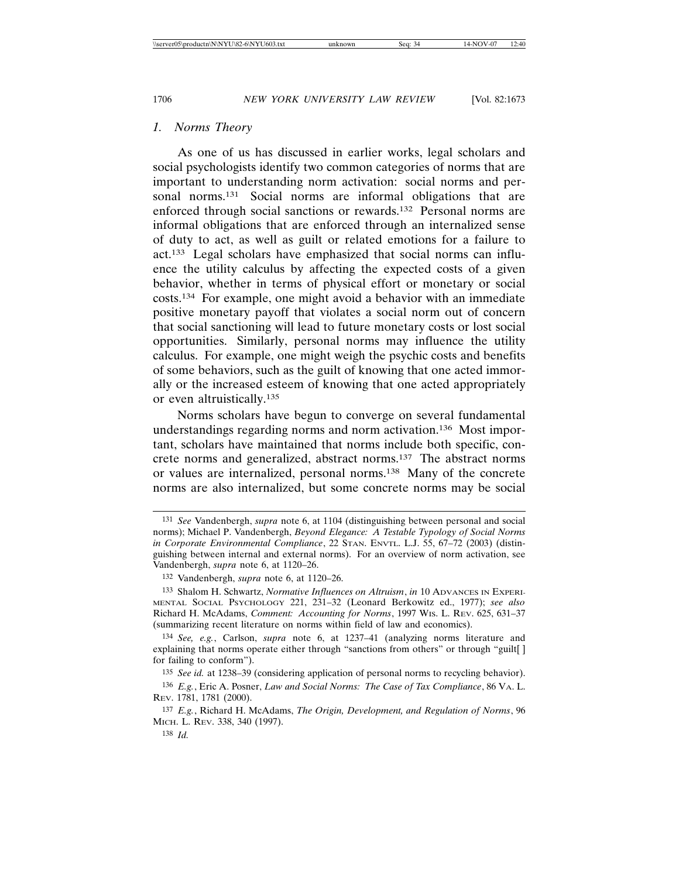### 1. *Norms Theory*

As one of us has discussed in earlier works, legal scholars and social psychologists identify two common categories of norms that are important to understanding norm activation: social norms and personal norms.[131] Social norms are informal obligations that are enforced through social sanctions or rewards.[132] Personal norms are informal obligations that are enforced through an internalized sense of duty to act, as well as guilt or related emotions for a failure to act.[133] Legal scholars have emphasized that social norms can influence the utility calculus by affecting the expected costs of a given behavior, whether in terms of physical effort or monetary or social costs.[134] For example, one might avoid a behavior with an immediate positive monetary payoff that violates a social norm out of concern that social sanctioning will lead to future monetary costs or lost social opportunities. Similarly, personal norms may influence the utility calculus. For example, one might weigh the psychic costs and benefits of some behaviors, such as the guilt of knowing that one acted immorally or the increased esteem of knowing that one acted appropriately or even altruistically.[135]

Norms scholars have begun to converge on several fundamental understandings regarding norms and norm activation.[136] Most important, scholars have maintained that norms include both specific, concrete norms and generalized, abstract norms.[137] The abstract norms or values are internalized, personal norms.[138] Many of the concrete norms are also internalized, but some concrete norms may be social

---

[131] *See* Vandenbergh, *supra* note 6, at 1104 (distinguishing between personal and social norms); Michael P. Vandenbergh, *Beyond Elegance: A Testable Typology of Social Norms in Corporate Environmental Compliance*, 22 STAN. ENVTL. L.J. 55, 67–72 (2003) (distinguishing between internal and external norms). For an overview of norm activation, see Vandenbergh, *supra* note 6, at 1120–26.

[132] Vandenbergh, *supra* note 6, at 1120–26.

[133] Shalom H. Schwartz, *Normative Influences on Altruism*, *in* 10 ADVANCES IN EXPERIMENTAL SOCIAL PSYCHOLOGY 221, 231–32 (Leonard Berkowitz ed., 1977); *see also* Richard H. McAdams, *Comment: Accounting for Norms*, 1997 WIS. L. REV. 625, 631–37 (summarizing recent literature on norms within field of law and economics).

[134] *See, e.g.*, Carlson, *supra* note 6, at 1237–41 (analyzing norms literature and explaining that norms operate either through "sanctions from others" or through "guilt[ ] for failing to conform").

[135] *See id.* at 1238–39 (considering application of personal norms to recycling behavior).

[136] *E.g.*, Eric A. Posner, *Law and Social Norms: The Case of Tax Compliance*, 86 VA. L. REV. 1781, 1781 (2000).

[137] *E.g.*, Richard H. McAdams, *The Origin, Development, and Regulation of Norms*, 96 MICH. L. REV. 338, 340 (1997).

[138] *Id.*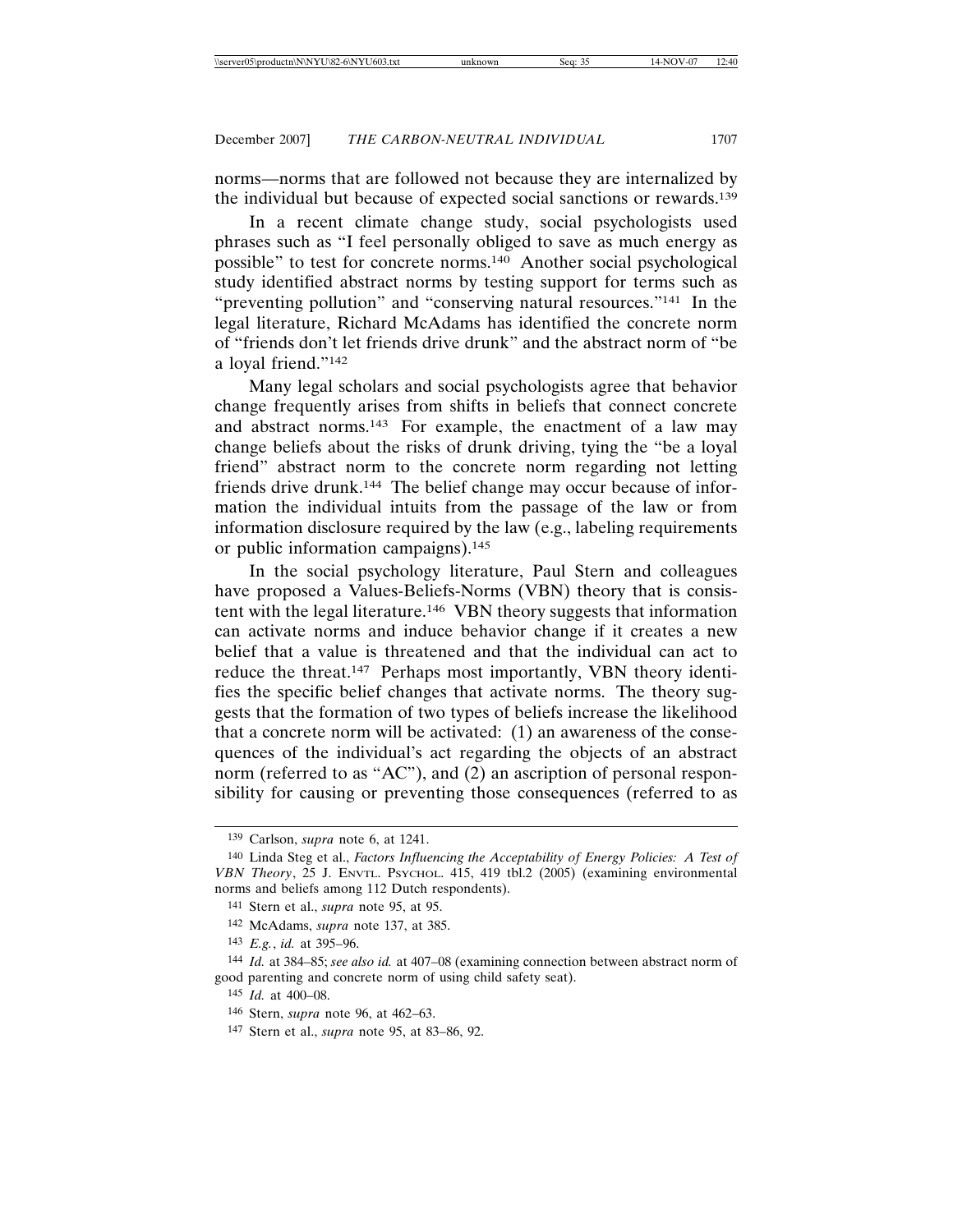norms—norms that are followed not because they are internalized by the individual but because of expected social sanctions or rewards.[139]

In a recent climate change study, social psychologists used phrases such as "I feel personally obliged to save as much energy as possible" to test for concrete norms.[140] Another social psychological study identified abstract norms by testing support for terms such as "preventing pollution" and "conserving natural resources."[141] In the legal literature, Richard McAdams has identified the concrete norm of "friends don't let friends drive drunk" and the abstract norm of "be a loyal friend."[142]

Many legal scholars and social psychologists agree that behavior change frequently arises from shifts in beliefs that connect concrete and abstract norms.[143] For example, the enactment of a law may change beliefs about the risks of drunk driving, tying the "be a loyal friend" abstract norm to the concrete norm regarding not letting friends drive drunk.[144] The belief change may occur because of information the individual intuits from the passage of the law or from information disclosure required by the law (e.g., labeling requirements or public information campaigns).[145]

In the social psychology literature, Paul Stern and colleagues have proposed a Values-Beliefs-Norms (VBN) theory that is consistent with the legal literature.[146] VBN theory suggests that information can activate norms and induce behavior change if it creates a new belief that a value is threatened and that the individual can act to reduce the threat.[147] Perhaps most importantly, VBN theory identifies the specific belief changes that activate norms. The theory suggests that the formation of two types of beliefs increase the likelihood that a concrete norm will be activated: (1) an awareness of the consequences of the individual's act regarding the objects of an abstract norm (referred to as "AC"), and (2) an ascription of personal responsibility for causing or preventing those consequences (referred to as

---

139 Carlson, *supra* note 6, at 1241.

140 Linda Steg et al., *Factors Influencing the Acceptability of Energy Policies: A Test of VBN Theory*, 25 J. ENVTL. PSYCHOL. 415, 419 tbl.2 (2005) (examining environmental norms and beliefs among 112 Dutch respondents).

141 Stern et al., *supra* note 95, at 95.

142 McAdams, *supra* note 137, at 385.

143 *E.g.*, *id.* at 395–96.

144 *Id.* at 384–85; *see also id.* at 407–08 (examining connection between abstract norm of good parenting and concrete norm of using child safety seat).

145 *Id.* at 400–08.

146 Stern, *supra* note 96, at 462–63.

147 Stern et al., *supra* note 95, at 83–86, 92.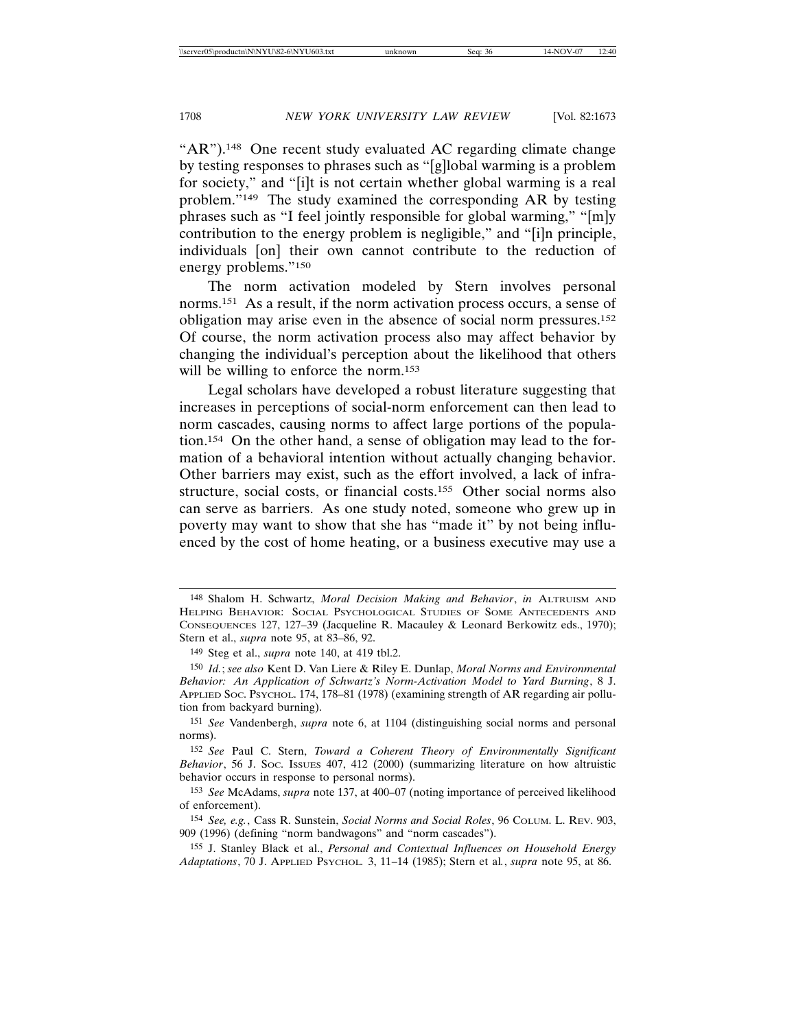"AR").[148] One recent study evaluated AC regarding climate change by testing responses to phrases such as "[g]lobal warming is a problem for society," and "[i]t is not certain whether global warming is a real problem."[149] The study examined the corresponding AR by testing phrases such as "I feel jointly responsible for global warming," "[m]y contribution to the energy problem is negligible," and "[i]n principle, individuals [on] their own cannot contribute to the reduction of energy problems."[150]

The norm activation modeled by Stern involves personal norms.[151] As a result, if the norm activation process occurs, a sense of obligation may arise even in the absence of social norm pressures.[152] Of course, the norm activation process also may affect behavior by changing the individual's perception about the likelihood that others will be willing to enforce the norm.[153]

Legal scholars have developed a robust literature suggesting that increases in perceptions of social-norm enforcement can then lead to norm cascades, causing norms to affect large portions of the population.[154] On the other hand, a sense of obligation may lead to the formation of a behavioral intention without actually changing behavior. Other barriers may exist, such as the effort involved, a lack of infrastructure, social costs, or financial costs.[155] Other social norms also can serve as barriers. As one study noted, someone who grew up in poverty may want to show that she has "made it" by not being influenced by the cost of home heating, or a business executive may use a

---

[148] Shalom H. Schwartz, *Moral Decision Making and Behavior*, *in* ALTRUISM AND HELPING BEHAVIOR: SOCIAL PSYCHOLOGICAL STUDIES OF SOME ANTECEDENTS AND CONSEQUENCES 127, 127–39 (Jacqueline R. Macauley & Leonard Berkowitz eds., 1970); Stern et al., *supra* note 95, at 83–86, 92.

[149] Steg et al., *supra* note 140, at 419 tbl.2.

[150] *Id.*; *see also* Kent D. Van Liere & Riley E. Dunlap, *Moral Norms and Environmental Behavior: An Application of Schwartz's Norm-Activation Model to Yard Burning*, 8 J. APPLIED SOC. PSYCHOL. 174, 178–81 (1978) (examining strength of AR regarding air pollution from backyard burning).

[151] *See* Vandenbergh, *supra* note 6, at 1104 (distinguishing social norms and personal norms).

[152] *See* Paul C. Stern, *Toward a Coherent Theory of Environmentally Significant Behavior*, 56 J. SOC. ISSUES 407, 412 (2000) (summarizing literature on how altruistic behavior occurs in response to personal norms).

[153] *See* McAdams, *supra* note 137, at 400–07 (noting importance of perceived likelihood of enforcement).

[154] *See, e.g.*, Cass R. Sunstein, *Social Norms and Social Roles*, 96 COLUM. L. REV. 903, 909 (1996) (defining "norm bandwagons" and "norm cascades").

[155] J. Stanley Black et al., *Personal and Contextual Influences on Household Energy Adaptations*, 70 J. APPLIED PSYCHOL. 3, 11–14 (1985); Stern et al., *supra* note 95, at 86.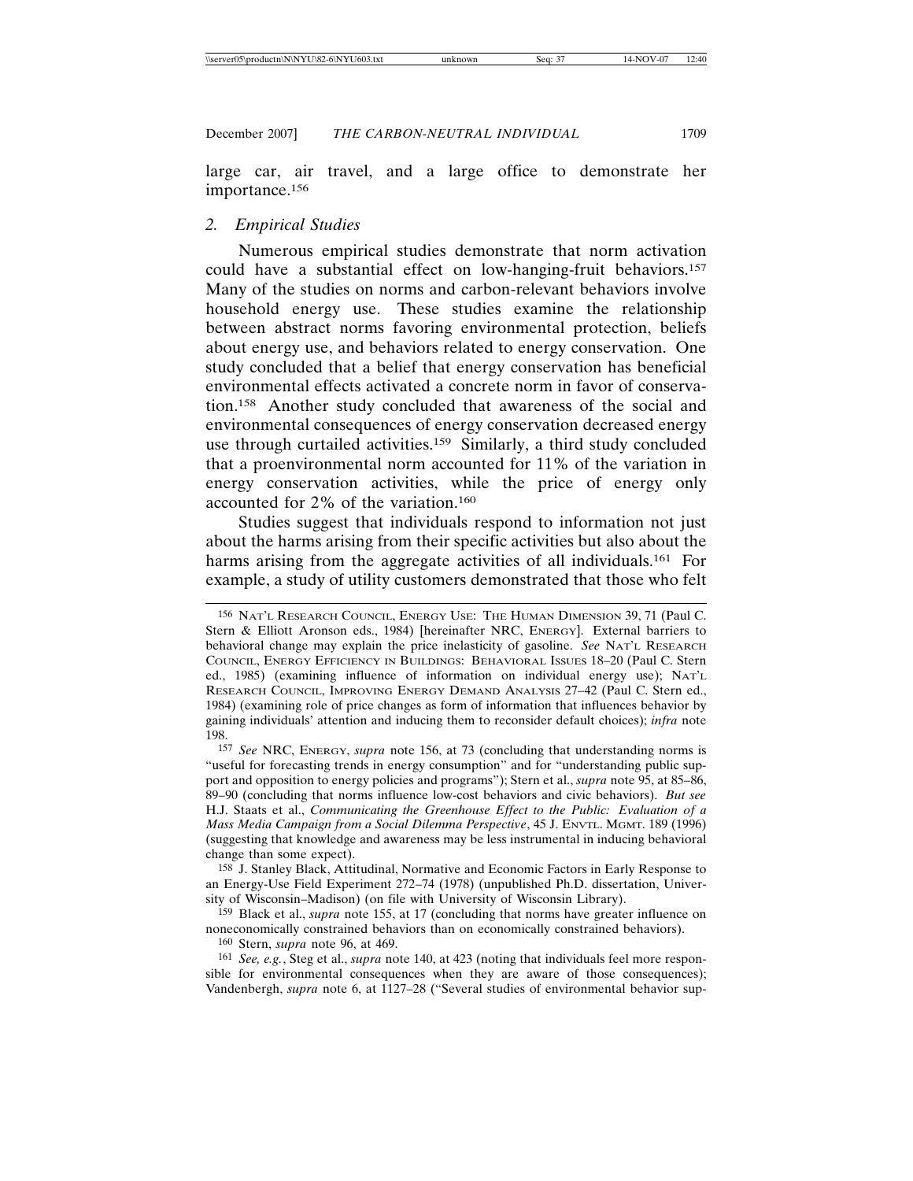large car, air travel, and a large office to demonstrate her importance.[156]

### 2. Empirical Studies

Numerous empirical studies demonstrate that norm activation could have a substantial effect on low-hanging-fruit behaviors.[157] Many of the studies on norms and carbon-relevant behaviors involve household energy use. These studies examine the relationship between abstract norms favoring environmental protection, beliefs about energy use, and behaviors related to energy conservation. One study concluded that a belief that energy conservation has beneficial environmental effects activated a concrete norm in favor of conservation.[158] Another study concluded that awareness of the social and environmental consequences of energy conservation decreased energy use through curtailed activities.[159] Similarly, a third study concluded that a proenvironmental norm accounted for 11% of the variation in energy conservation activities, while the price of energy only accounted for 2% of the variation.[160]

Studies suggest that individuals respond to information not just about the harms arising from their specific activities but also about the harms arising from the aggregate activities of all individuals.[161] For example, a study of utility customers demonstrated that those who felt

---

[156] NAT'L RESEARCH COUNCIL, ENERGY USE: THE HUMAN DIMENSION 39, 71 (Paul C. Stern & Elliott Aronson eds., 1984) [hereinafter NRC, ENERGY]. External barriers to behavioral change may explain the price inelasticity of gasoline. *See* NAT'L RESEARCH COUNCIL, ENERGY EFFICIENCY IN BUILDINGS: BEHAVIORAL ISSUES 18–20 (Paul C. Stern ed., 1985) (examining influence of information on individual energy use); NAT'L RESEARCH COUNCIL, IMPROVING ENERGY DEMAND ANALYSIS 27–42 (Paul C. Stern ed., 1984) (examining role of price changes as form of information that influences behavior by gaining individuals' attention and inducing them to reconsider default choices); *infra* note 198.

[157] *See* NRC, ENERGY, *supra* note 156, at 73 (concluding that understanding norms is "useful for forecasting trends in energy consumption" and for "understanding public support and opposition to energy policies and programs"); Stern et al., *supra* note 95, at 85–86, 89–90 (concluding that norms influence low-cost behaviors and civic behaviors). *But see* H.J. Staats et al., *Communicating the Greenhouse Effect to the Public: Evaluation of a Mass Media Campaign from a Social Dilemma Perspective*, 45 J. ENVTL. MGMT. 189 (1996) (suggesting that knowledge and awareness may be less instrumental in inducing behavioral change than some expect).

[158] J. Stanley Black, Attitudinal, Normative and Economic Factors in Early Response to an Energy-Use Field Experiment 272–74 (1978) (unpublished Ph.D. dissertation, University of Wisconsin–Madison) (on file with University of Wisconsin Library).

[159] Black et al., *supra* note 155, at 17 (concluding that norms have greater influence on noneconomically constrained behaviors than on economically constrained behaviors).

[160] Stern, *supra* note 96, at 469.

[161] *See, e.g.*, Steg et al., *supra* note 140, at 423 (noting that individuals feel more responsible for environmental consequences when they are aware of those consequences); Vandenbergh, *supra* note 6, at 1127–28 ("Several studies of environmental behavior sup-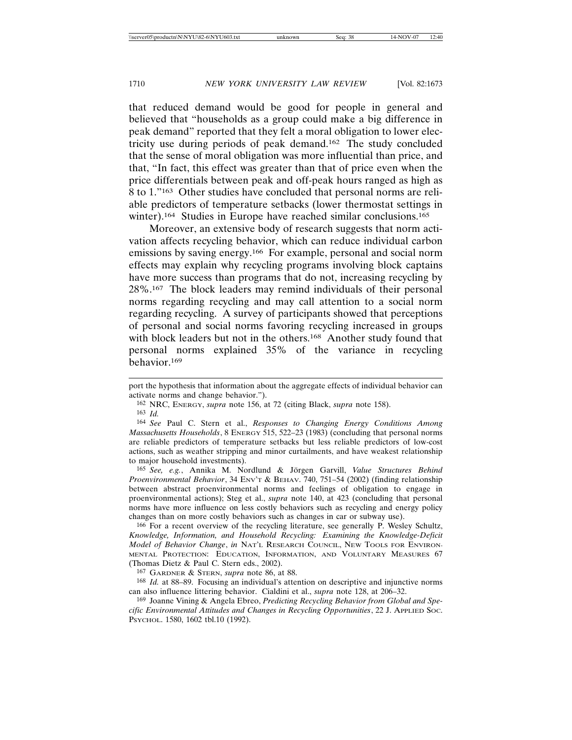that reduced demand would be good for people in general and believed that "households as a group could make a big difference in peak demand" reported that they felt a moral obligation to lower electricity use during periods of peak demand.[162] The study concluded that the sense of moral obligation was more influential than price, and that, "In fact, this effect was greater than that of price even when the price differentials between peak and off-peak hours ranged as high as 8 to 1."[163] Other studies have concluded that personal norms are reliable predictors of temperature setbacks (lower thermostat settings in winter).[164] Studies in Europe have reached similar conclusions.[165]

Moreover, an extensive body of research suggests that norm activation affects recycling behavior, which can reduce individual carbon emissions by saving energy.[166] For example, personal and social norm effects may explain why recycling programs involving block captains have more success than programs that do not, increasing recycling by 28%.[167] The block leaders may remind individuals of their personal norms regarding recycling and may call attention to a social norm regarding recycling. A survey of participants showed that perceptions of personal and social norms favoring recycling increased in groups with block leaders but not in the others.[168] Another study found that personal norms explained 35% of the variance in recycling behavior.[169]

---

port the hypothesis that information about the aggregate effects of individual behavior can activate norms and change behavior.").

[162] NRC, ENERGY, *supra* note 156, at 72 (citing Black, *supra* note 158).

[163] *Id.*

[164] *See* Paul C. Stern et al., *Responses to Changing Energy Conditions Among Massachusetts Households*, 8 ENERGY 515, 522–23 (1983) (concluding that personal norms are reliable predictors of temperature setbacks but less reliable predictors of low-cost actions, such as weather stripping and minor curtailments, and have weakest relationship to major household investments).

[165] *See, e.g.*, Annika M. Nordlund & Jörgen Garvill, *Value Structures Behind Proenvironmental Behavior*, 34 ENV'T & BEHAV. 740, 751–54 (2002) (finding relationship between abstract proenvironmental norms and feelings of obligation to engage in proenvironmental actions); Steg et al., *supra* note 140, at 423 (concluding that personal norms have more influence on less costly behaviors such as recycling and energy policy changes than on more costly behaviors such as changes in car or subway use).

[166] For a recent overview of the recycling literature, see generally P. Wesley Schultz, *Knowledge, Information, and Household Recycling: Examining the Knowledge-Deficit Model of Behavior Change*, *in* NAT'L RESEARCH COUNCIL, NEW TOOLS FOR ENVIRONMENTAL PROTECTION: EDUCATION, INFORMATION, AND VOLUNTARY MEASURES 67 (Thomas Dietz & Paul C. Stern eds., 2002).

[167] GARDNER & STERN, *supra* note 86, at 88.

[168] *Id.* at 88–89. Focusing an individual's attention on descriptive and injunctive norms can also influence littering behavior. Cialdini et al., *supra* note 128, at 206–32.

[169] Joanne Vining & Angela Ebreo, *Predicting Recycling Behavior from Global and Specific Environmental Attitudes and Changes in Recycling Opportunities*, 22 J. APPLIED SOC. PSYCHOL. 1580, 1602 tbl.10 (1992).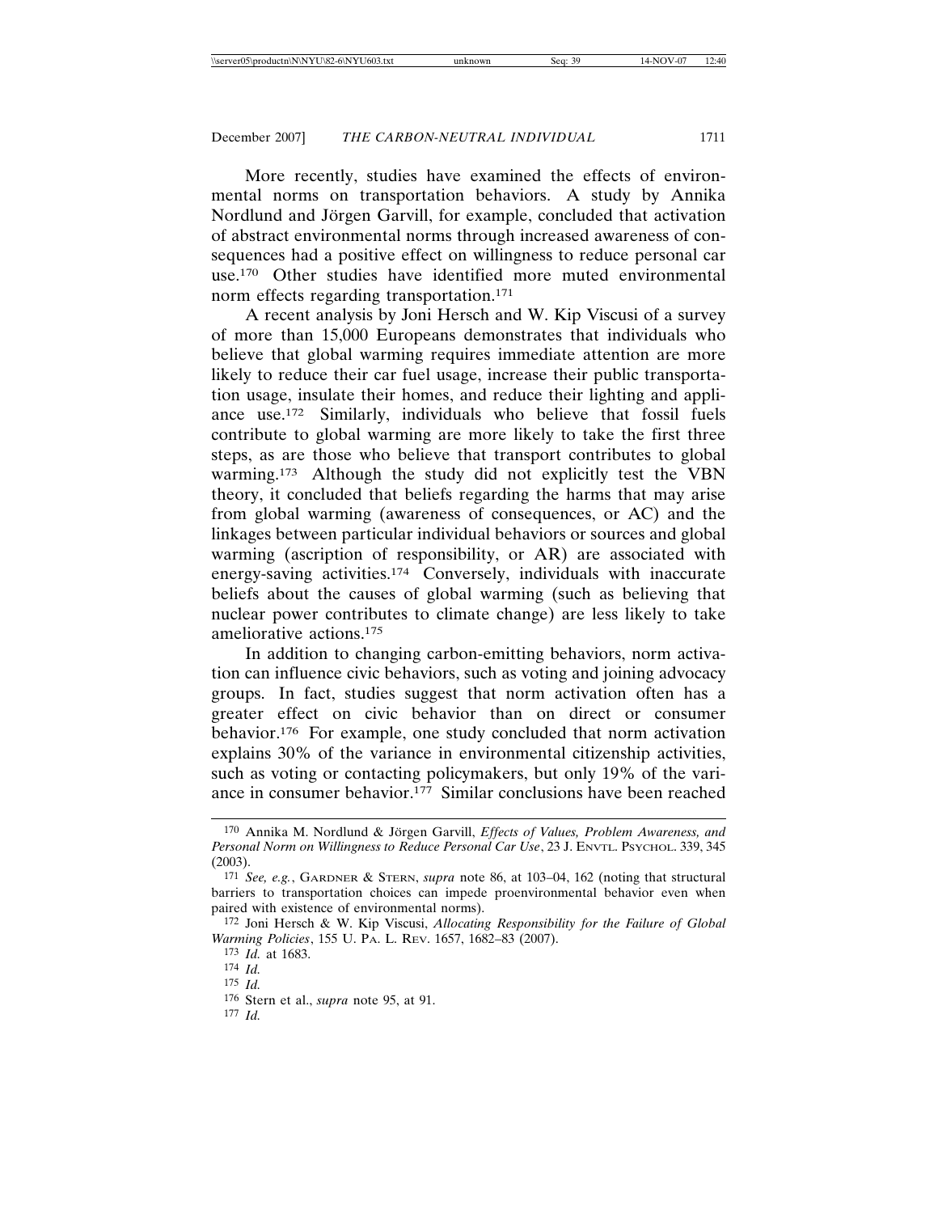More recently, studies have examined the effects of environmental norms on transportation behaviors. A study by Annika Nordlund and Jörgen Garvill, for example, concluded that activation of abstract environmental norms through increased awareness of consequences had a positive effect on willingness to reduce personal car use.[170] Other studies have identified more muted environmental norm effects regarding transportation.[171]

A recent analysis by Joni Hersch and W. Kip Viscusi of a survey of more than 15,000 Europeans demonstrates that individuals who believe that global warming requires immediate attention are more likely to reduce their car fuel usage, increase their public transportation usage, insulate their homes, and reduce their lighting and appliance use.[172] Similarly, individuals who believe that fossil fuels contribute to global warming are more likely to take the first three steps, as are those who believe that transport contributes to global warming.[173] Although the study did not explicitly test the VBN theory, it concluded that beliefs regarding the harms that may arise from global warming (awareness of consequences, or AC) and the linkages between particular individual behaviors or sources and global warming (ascription of responsibility, or AR) are associated with energy-saving activities.[174] Conversely, individuals with inaccurate beliefs about the causes of global warming (such as believing that nuclear power contributes to climate change) are less likely to take ameliorative actions.[175]

In addition to changing carbon-emitting behaviors, norm activation can influence civic behaviors, such as voting and joining advocacy groups. In fact, studies suggest that norm activation often has a greater effect on civic behavior than on direct or consumer behavior.[176] For example, one study concluded that norm activation explains 30% of the variance in environmental citizenship activities, such as voting or contacting policymakers, but only 19% of the variance in consumer behavior.[177] Similar conclusions have been reached

---

[170] Annika M. Nordlund & Jörgen Garvill, *Effects of Values, Problem Awareness, and Personal Norm on Willingness to Reduce Personal Car Use*, 23 J. ENVTL. PSYCHOL. 339, 345 (2003).

[171] *See, e.g.*, GARDNER & STERN, *supra* note 86, at 103–04, 162 (noting that structural barriers to transportation choices can impede proenvironmental behavior even when paired with existence of environmental norms).

[172] Joni Hersch & W. Kip Viscusi, *Allocating Responsibility for the Failure of Global Warming Policies*, 155 U. PA. L. REV. 1657, 1682–83 (2007).

[173] *Id.* at 1683.

[174] *Id.*

[175] *Id.*

[176] Stern et al., *supra* note 95, at 91.

[177] *Id.*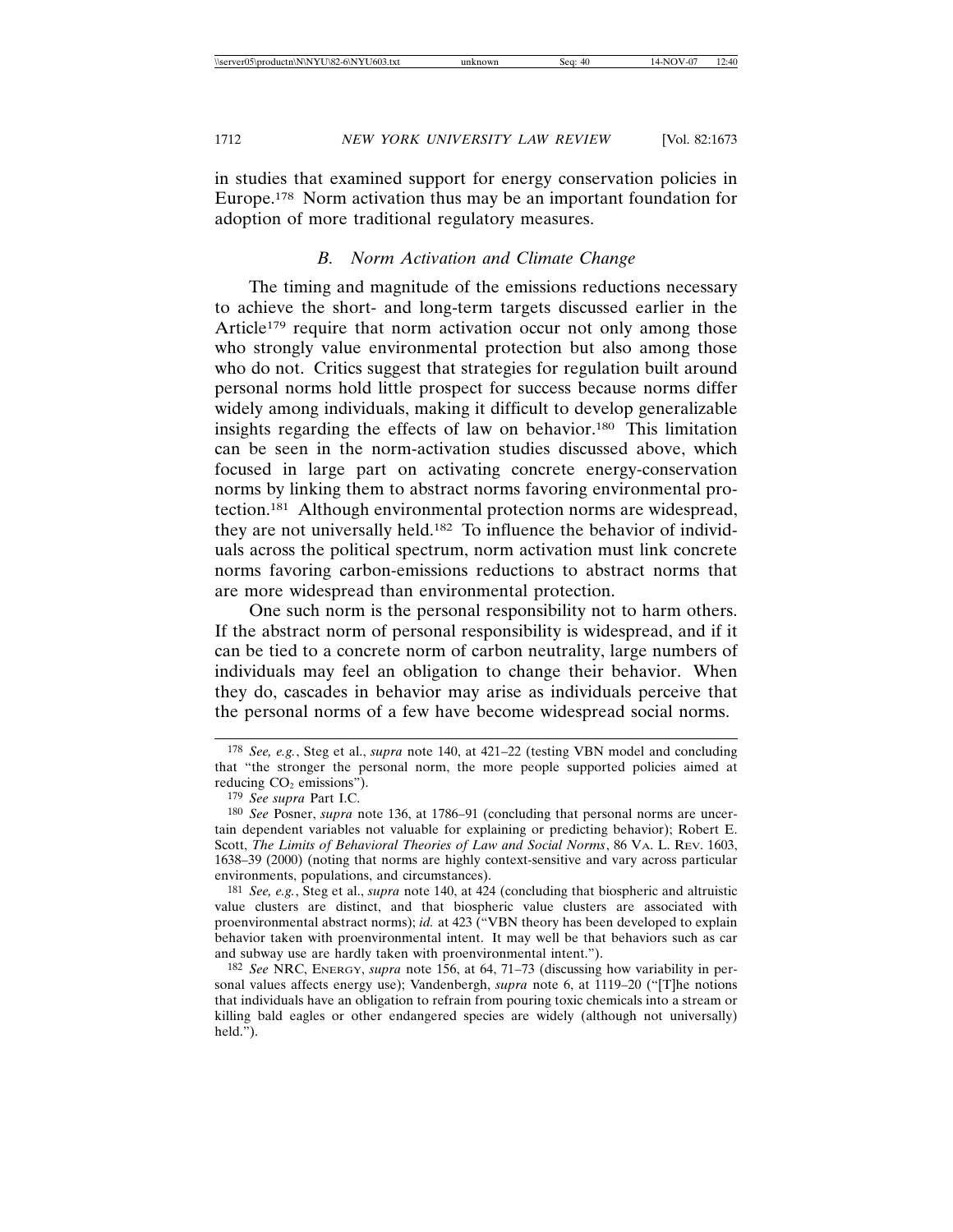in studies that examined support for energy conservation policies in Europe.[178] Norm activation thus may be an important foundation for adoption of more traditional regulatory measures.

### *B. Norm Activation and Climate Change*

The timing and magnitude of the emissions reductions necessary to achieve the short- and long-term targets discussed earlier in the Article[179] require that norm activation occur not only among those who strongly value environmental protection but also among those who do not. Critics suggest that strategies for regulation built around personal norms hold little prospect for success because norms differ widely among individuals, making it difficult to develop generalizable insights regarding the effects of law on behavior.[180] This limitation can be seen in the norm-activation studies discussed above, which focused in large part on activating concrete energy-conservation norms by linking them to abstract norms favoring environmental protection.[181] Although environmental protection norms are widespread, they are not universally held.[182] To influence the behavior of individuals across the political spectrum, norm activation must link concrete norms favoring carbon-emissions reductions to abstract norms that are more widespread than environmental protection.

One such norm is the personal responsibility not to harm others. If the abstract norm of personal responsibility is widespread, and if it can be tied to a concrete norm of carbon neutrality, large numbers of individuals may feel an obligation to change their behavior. When they do, cascades in behavior may arise as individuals perceive that the personal norms of a few have become widespread social norms.

---

[178] *See, e.g.*, Steg et al., *supra* note 140, at 421–22 (testing VBN model and concluding that "the stronger the personal norm, the more people supported policies aimed at reducing $CO_2$ emissions").

[179] *See supra* Part I.C.

[180] *See* Posner, *supra* note 136, at 1786–91 (concluding that personal norms are uncertain dependent variables not valuable for explaining or predicting behavior); Robert E. Scott, *The Limits of Behavioral Theories of Law and Social Norms*, 86 VA. L. REV. 1603, 1638–39 (2000) (noting that norms are highly context-sensitive and vary across particular environments, populations, and circumstances).

[181] *See, e.g.*, Steg et al., *supra* note 140, at 424 (concluding that biospheric and altruistic value clusters are distinct, and that biospheric value clusters are associated with proenvironmental abstract norms); *id.* at 423 ("VBN theory has been developed to explain behavior taken with proenvironmental intent. It may well be that behaviors such as car and subway use are hardly taken with proenvironmental intent.").

[182] *See* NRC, ENERGY, *supra* note 156, at 64, 71–73 (discussing how variability in personal values affects energy use); Vandenbergh, *supra* note 6, at 1119–20 ("[T]he notions that individuals have an obligation to refrain from pouring toxic chemicals into a stream or killing bald eagles or other endangered species are widely (although not universally) held.").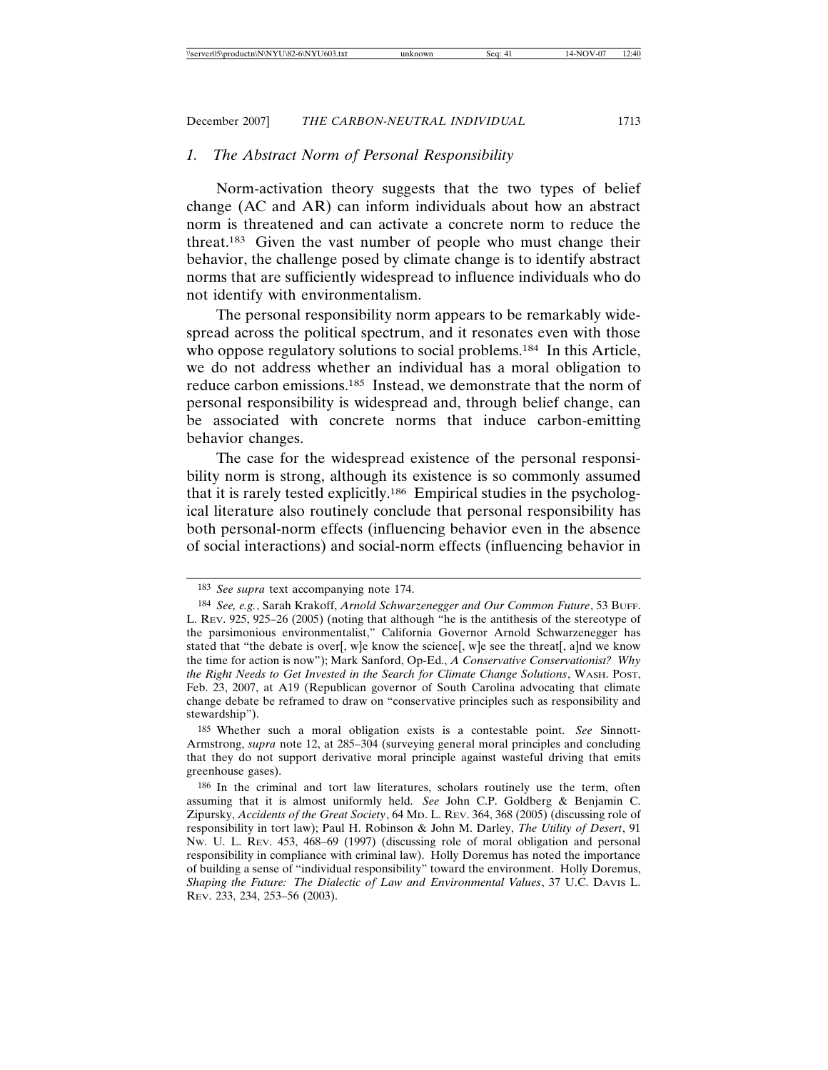### 1. *The Abstract Norm of Personal Responsibility*

Norm-activation theory suggests that the two types of belief change (AC and AR) can inform individuals about how an abstract norm is threatened and can activate a concrete norm to reduce the threat.[183] Given the vast number of people who must change their behavior, the challenge posed by climate change is to identify abstract norms that are sufficiently widespread to influence individuals who do not identify with environmentalism.

The personal responsibility norm appears to be remarkably widespread across the political spectrum, and it resonates even with those who oppose regulatory solutions to social problems.[184] In this Article, we do not address whether an individual has a moral obligation to reduce carbon emissions.[185] Instead, we demonstrate that the norm of personal responsibility is widespread and, through belief change, can be associated with concrete norms that induce carbon-emitting behavior changes.

The case for the widespread existence of the personal responsibility norm is strong, although its existence is so commonly assumed that it is rarely tested explicitly.[186] Empirical studies in the psychological literature also routinely conclude that personal responsibility has both personal-norm effects (influencing behavior even in the absence of social interactions) and social-norm effects (influencing behavior in

---

[183] *See supra* text accompanying note 174.

[184] *See, e.g.*, Sarah Krakoff, *Arnold Schwarzenegger and Our Common Future*, 53 BUFF. L. REV. 925, 925–26 (2005) (noting that although "he is the antithesis of the stereotype of the parsimonious environmentalist," California Governor Arnold Schwarzenegger has stated that "the debate is over[, w]e know the science[, w]e see the threat[, a]nd we know the time for action is now"); Mark Sanford, Op-Ed., *A Conservative Conservationist? Why the Right Needs to Get Invested in the Search for Climate Change Solutions*, WASH. POST, Feb. 23, 2007, at A19 (Republican governor of South Carolina advocating that climate change debate be reframed to draw on "conservative principles such as responsibility and stewardship").

[185] Whether such a moral obligation exists is a contestable point. *See* Sinnott-Armstrong, *supra* note 12, at 285–304 (surveying general moral principles and concluding that they do not support derivative moral principle against wasteful driving that emits greenhouse gases).

[186] In the criminal and tort law literatures, scholars routinely use the term, often assuming that it is almost uniformly held. *See* John C.P. Goldberg & Benjamin C. Zipursky, *Accidents of the Great Society*, 64 MD. L. REV. 364, 368 (2005) (discussing role of responsibility in tort law); Paul H. Robinson & John M. Darley, *The Utility of Desert*, 91 NW. U. L. REV. 453, 468–69 (1997) (discussing role of moral obligation and personal responsibility in compliance with criminal law). Holly Doremus has noted the importance of building a sense of "individual responsibility" toward the environment. Holly Doremus, *Shaping the Future: The Dialectic of Law and Environmental Values*, 37 U.C. DAVIS L. REV. 233, 234, 253–56 (2003).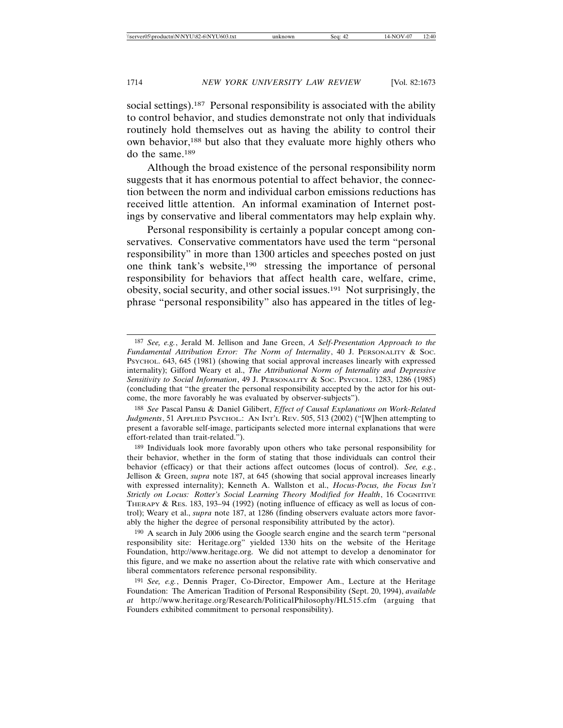social settings).[187] Personal responsibility is associated with the ability to control behavior, and studies demonstrate not only that individuals routinely hold themselves out as having the ability to control their own behavior,[188] but also that they evaluate more highly others who do the same.[189]

Although the broad existence of the personal responsibility norm suggests that it has enormous potential to affect behavior, the connection between the norm and individual carbon emissions reductions has received little attention. An informal examination of Internet postings by conservative and liberal commentators may help explain why.

Personal responsibility is certainly a popular concept among conservatives. Conservative commentators have used the term "personal responsibility" in more than 1300 articles and speeches posted on just one think tank's website,[190] stressing the importance of personal responsibility for behaviors that affect health care, welfare, crime, obesity, social security, and other social issues.[191] Not surprisingly, the phrase "personal responsibility" also has appeared in the titles of leg-

---

[187] *See, e.g.*, Jerald M. Jellison and Jane Green, *A Self-Presentation Approach to the Fundamental Attribution Error: The Norm of Internality*, 40 J. PERSONALITY & SOC. PSYCHOL. 643, 645 (1981) (showing that social approval increases linearly with expressed internality); Gifford Weary et al., *The Attributional Norm of Internality and Depressive Sensitivity to Social Information*, 49 J. PERSONALITY & SOC. PSYCHOL. 1283, 1286 (1985) (concluding that "the greater the personal responsibility accepted by the actor for his outcome, the more favorably he was evaluated by observer-subjects").

[188] *See* Pascal Pansu & Daniel Gilibert, *Effect of Causal Explanations on Work-Related Judgments*, 51 APPLIED PSYCHOL.: AN INT'L REV. 505, 513 (2002) ("[W]hen attempting to present a favorable self-image, participants selected more internal explanations that were effort-related than trait-related.").

[189] Individuals look more favorably upon others who take personal responsibility for their behavior, whether in the form of stating that those individuals can control their behavior (efficacy) or that their actions affect outcomes (locus of control). *See, e.g.*, Jellison & Green, *supra* note 187, at 645 (showing that social approval increases linearly with expressed internality); Kenneth A. Wallston et al., *Hocus-Pocus, the Focus Isn't Strictly on Locus: Rotter's Social Learning Theory Modified for Health*, 16 COGNITIVE THERAPY & RES. 183, 193–94 (1992) (noting influence of efficacy as well as locus of control); Weary et al., *supra* note 187, at 1286 (finding observers evaluate actors more favorably the higher the degree of personal responsibility attributed by the actor).

[190] A search in July 2006 using the Google search engine and the search term "personal responsibility site: Heritage.org" yielded 1330 hits on the website of the Heritage Foundation, http://www.heritage.org. We did not attempt to develop a denominator for this figure, and we make no assertion about the relative rate with which conservative and liberal commentators reference personal responsibility.

[191] *See, e.g.*, Dennis Prager, Co-Director, Empower Am., Lecture at the Heritage Foundation: The American Tradition of Personal Responsibility (Sept. 20, 1994), *available at* http://www.heritage.org/Research/PoliticalPhilosophy/HL515.cfm (arguing that Founders exhibited commitment to personal responsibility).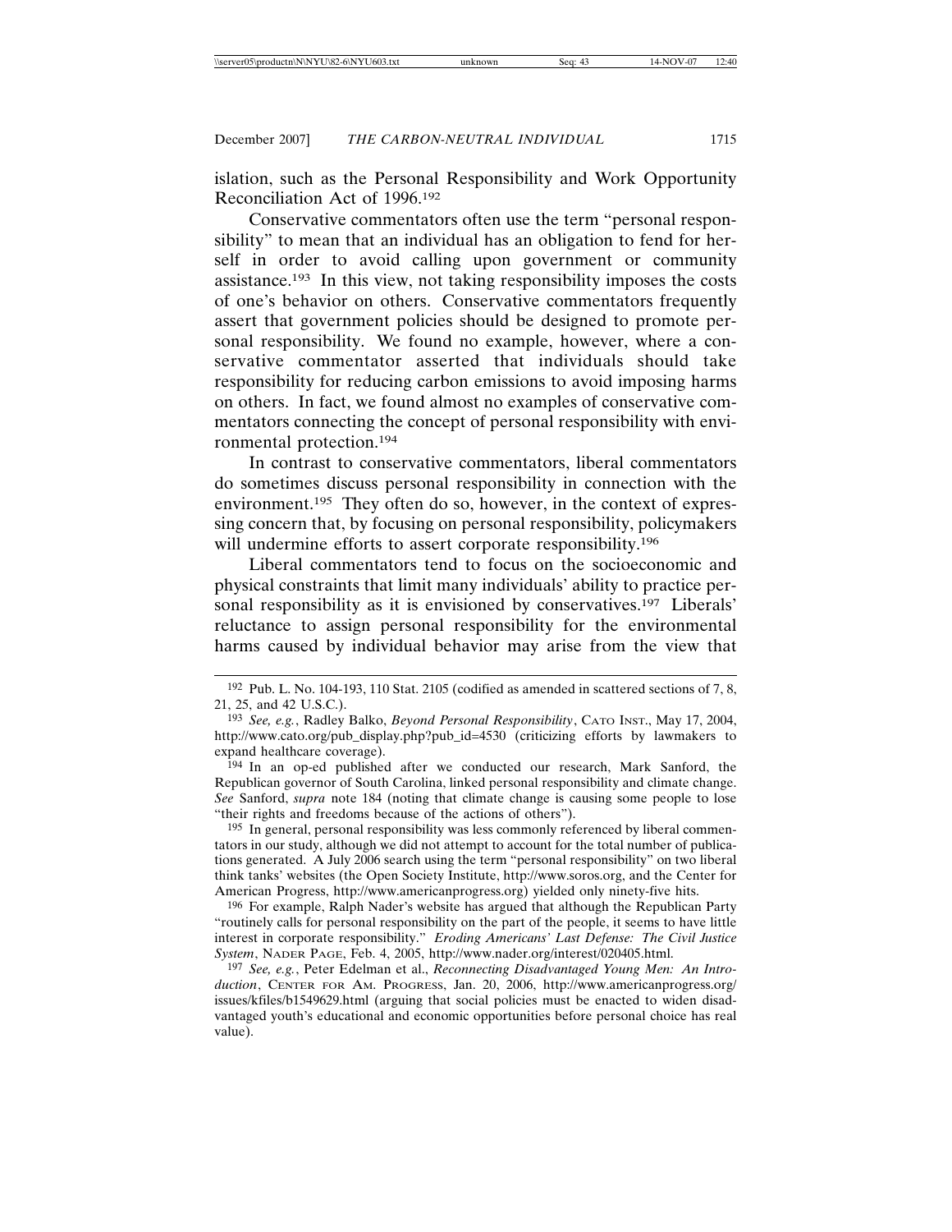islation, such as the Personal Responsibility and Work Opportunity Reconciliation Act of 1996.[192]

Conservative commentators often use the term "personal responsibility" to mean that an individual has an obligation to fend for herself in order to avoid calling upon government or community assistance.[193] In this view, not taking responsibility imposes the costs of one's behavior on others. Conservative commentators frequently assert that government policies should be designed to promote personal responsibility. We found no example, however, where a conservative commentator asserted that individuals should take responsibility for reducing carbon emissions to avoid imposing harms on others. In fact, we found almost no examples of conservative commentators connecting the concept of personal responsibility with environmental protection.[194]

In contrast to conservative commentators, liberal commentators do sometimes discuss personal responsibility in connection with the environment.[195] They often do so, however, in the context of expressing concern that, by focusing on personal responsibility, policymakers will undermine efforts to assert corporate responsibility.[196]

Liberal commentators tend to focus on the socioeconomic and physical constraints that limit many individuals' ability to practice personal responsibility as it is envisioned by conservatives.[197] Liberals' reluctance to assign personal responsibility for the environmental harms caused by individual behavior may arise from the view that

---

[192] Pub. L. No. 104-193, 110 Stat. 2105 (codified as amended in scattered sections of 7, 8, 21, 25, and 42 U.S.C.).

[193] *See, e.g.*, Radley Balko, *Beyond Personal Responsibility*, CATO INST., May 17, 2004, http://www.cato.org/pub_display.php?pub_id=4530 (criticizing efforts by lawmakers to expand healthcare coverage).

[194] In an op-ed published after we conducted our research, Mark Sanford, the Republican governor of South Carolina, linked personal responsibility and climate change. *See* Sanford, *supra* note 184 (noting that climate change is causing some people to lose "their rights and freedoms because of the actions of others").

[195] In general, personal responsibility was less commonly referenced by liberal commentators in our study, although we did not attempt to account for the total number of publications generated. A July 2006 search using the term "personal responsibility" on two liberal think tanks' websites (the Open Society Institute, http://www.soros.org, and the Center for American Progress, http://www.americanprogress.org) yielded only ninety-five hits.

[196] For example, Ralph Nader's website has argued that although the Republican Party "routinely calls for personal responsibility on the part of the people, it seems to have little interest in corporate responsibility." *Eroding Americans' Last Defense: The Civil Justice System*, NADER PAGE, Feb. 4, 2005, http://www.nader.org/interest/020405.html.

[197] *See, e.g.*, Peter Edelman et al., *Reconnecting Disadvantaged Young Men: An Introduction*, CENTER FOR AM. PROGRESS, Jan. 20, 2006, http://www.americanprogress.org/issues/kfiles/b1549629.html (arguing that social policies must be enacted to widen disadvantaged youth's educational and economic opportunities before personal choice has real value).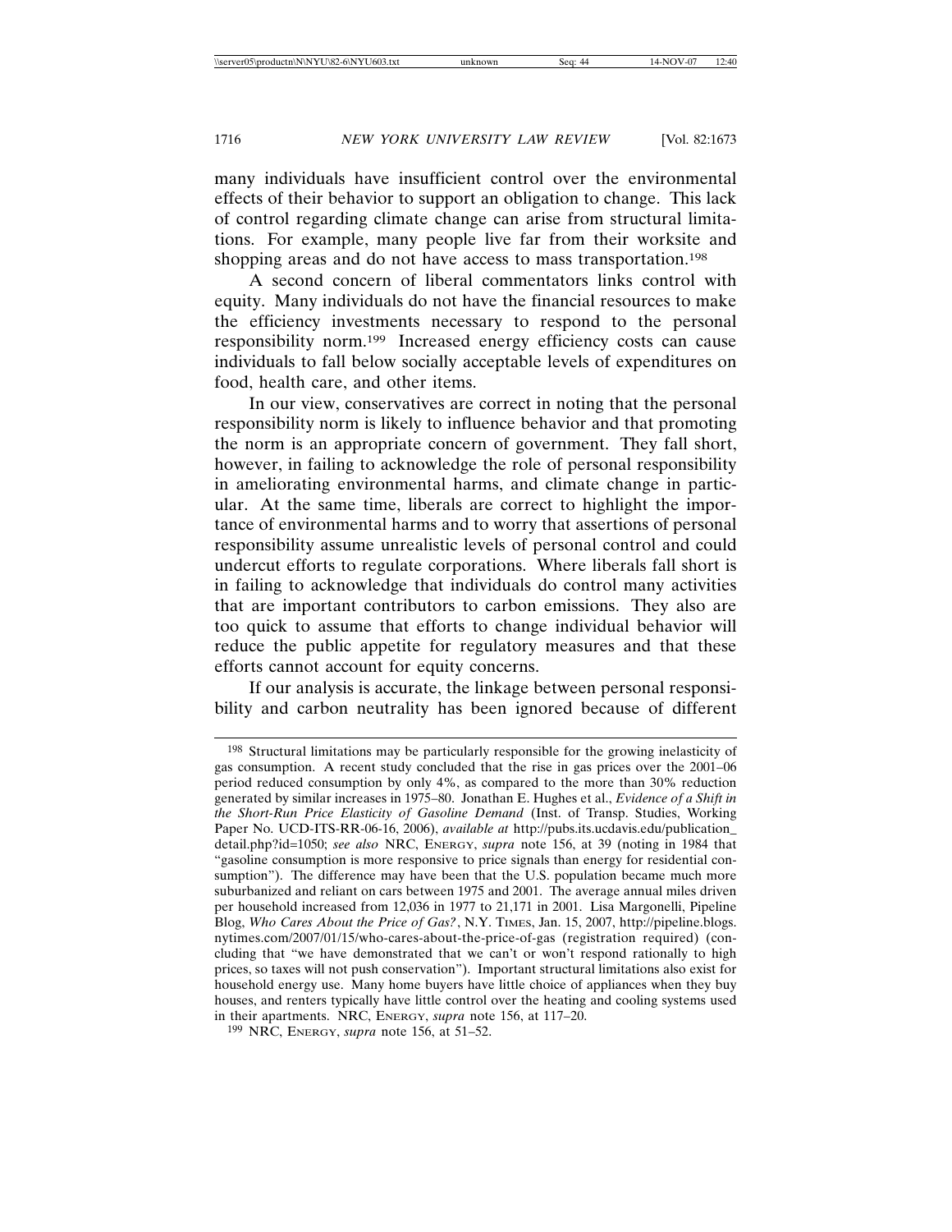many individuals have insufficient control over the environmental effects of their behavior to support an obligation to change. This lack of control regarding climate change can arise from structural limitations. For example, many people live far from their worksite and shopping areas and do not have access to mass transportation.[198]

A second concern of liberal commentators links control with equity. Many individuals do not have the financial resources to make the efficiency investments necessary to respond to the personal responsibility norm.[199] Increased energy efficiency costs can cause individuals to fall below socially acceptable levels of expenditures on food, health care, and other items.

In our view, conservatives are correct in noting that the personal responsibility norm is likely to influence behavior and that promoting the norm is an appropriate concern of government. They fall short, however, in failing to acknowledge the role of personal responsibility in ameliorating environmental harms, and climate change in particular. At the same time, liberals are correct to highlight the importance of environmental harms and to worry that assertions of personal responsibility assume unrealistic levels of personal control and could undercut efforts to regulate corporations. Where liberals fall short is in failing to acknowledge that individuals do control many activities that are important contributors to carbon emissions. They also are too quick to assume that efforts to change individual behavior will reduce the public appetite for regulatory measures and that these efforts cannot account for equity concerns.

If our analysis is accurate, the linkage between personal responsibility and carbon neutrality has been ignored because of different

---

[198] Structural limitations may be particularly responsible for the growing inelasticity of gas consumption. A recent study concluded that the rise in gas prices over the 2001–06 period reduced consumption by only 4%, as compared to the more than 30% reduction generated by similar increases in 1975–80. Jonathan E. Hughes et al., *Evidence of a Shift in the Short-Run Price Elasticity of Gasoline Demand* (Inst. of Transp. Studies, Working Paper No. UCD-ITS-RR-06-16, 2006), *available at* http://pubs.its.ucdavis.edu/publication_detail.php?id=1050; *see also* NRC, ENERGY, *supra* note 156, at 39 (noting in 1984 that "gasoline consumption is more responsive to price signals than energy for residential consumption"). The difference may have been that the U.S. population became much more suburbanized and reliant on cars between 1975 and 2001. The average annual miles driven per household increased from 12,036 in 1977 to 21,171 in 2001. Lisa Margonelli, Pipeline Blog, *Who Cares About the Price of Gas?*, N.Y. TIMES, Jan. 15, 2007, http://pipeline.blogs.nytimes.com/2007/01/15/who-cares-about-the-price-of-gas (registration required) (concluding that "we have demonstrated that we can't or won't respond rationally to high prices, so taxes will not push conservation"). Important structural limitations also exist for household energy use. Many home buyers have little choice of appliances when they buy houses, and renters typically have little control over the heating and cooling systems used in their apartments. NRC, ENERGY, *supra* note 156, at 117–20.

[199] NRC, ENERGY, *supra* note 156, at 51–52.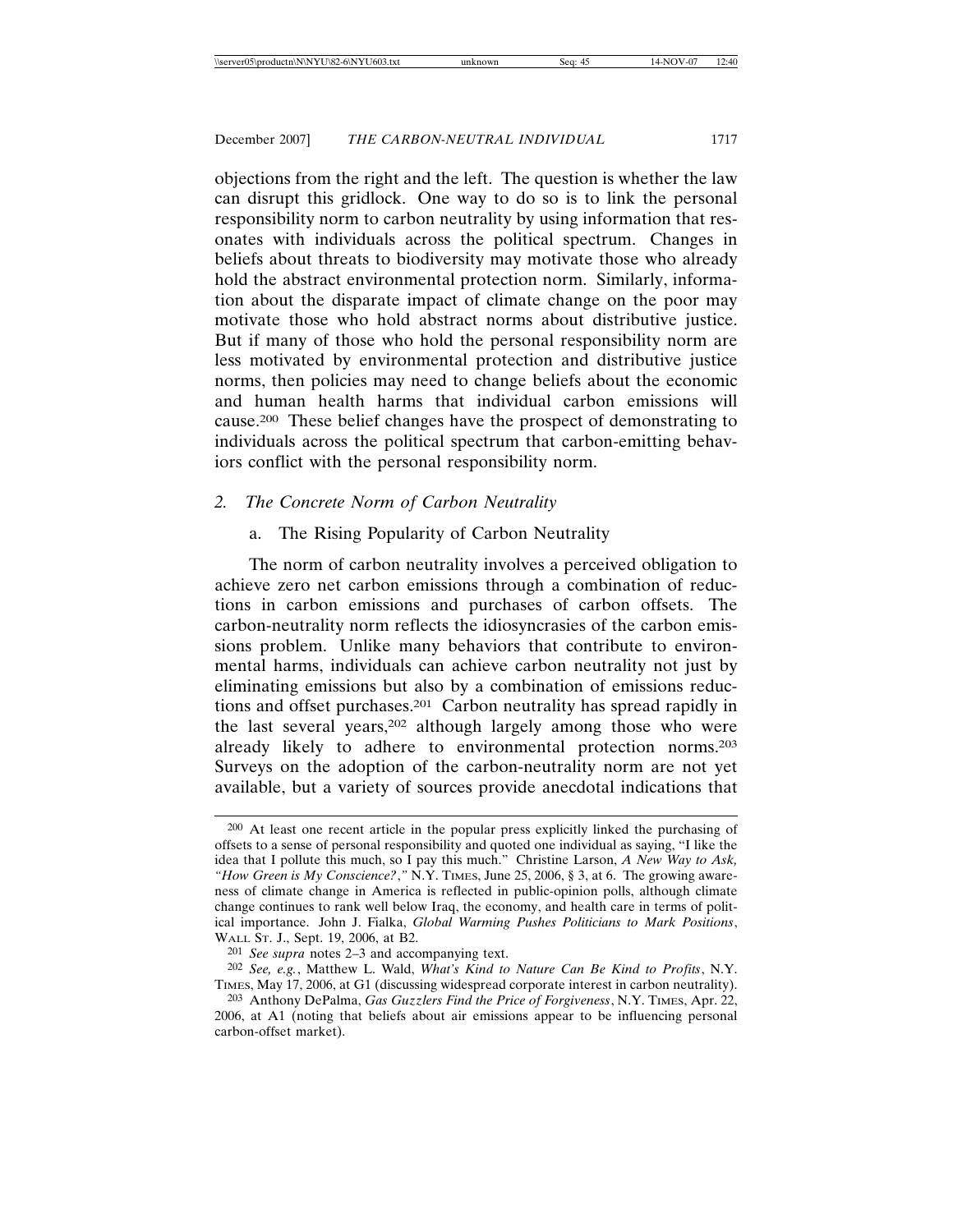objections from the right and the left. The question is whether the law can disrupt this gridlock. One way to do so is to link the personal responsibility norm to carbon neutrality by using information that resonates with individuals across the political spectrum. Changes in beliefs about threats to biodiversity may motivate those who already hold the abstract environmental protection norm. Similarly, information about the disparate impact of climate change on the poor may motivate those who hold abstract norms about distributive justice. But if many of those who hold the personal responsibility norm are less motivated by environmental protection and distributive justice norms, then policies may need to change beliefs about the economic and human health harms that individual carbon emissions will cause.[200] These belief changes have the prospect of demonstrating to individuals across the political spectrum that carbon-emitting behaviors conflict with the personal responsibility norm.

### 2. *The Concrete Norm of Carbon Neutrality*

#### a. The Rising Popularity of Carbon Neutrality

The norm of carbon neutrality involves a perceived obligation to achieve zero net carbon emissions through a combination of reductions in carbon emissions and purchases of carbon offsets. The carbon-neutrality norm reflects the idiosyncrasies of the carbon emissions problem. Unlike many behaviors that contribute to environmental harms, individuals can achieve carbon neutrality not just by eliminating emissions but also by a combination of emissions reductions and offset purchases.[201] Carbon neutrality has spread rapidly in the last several years,[202] although largely among those who were already likely to adhere to environmental protection norms.[203] Surveys on the adoption of the carbon-neutrality norm are not yet available, but a variety of sources provide anecdotal indications that

---

[200] At least one recent article in the popular press explicitly linked the purchasing of offsets to a sense of personal responsibility and quoted one individual as saying, "I like the idea that I pollute this much, so I pay this much." Christine Larson, *A New Way to Ask, "How Green is My Conscience?*," N.Y. TIMES, June 25, 2006, § 3, at 6. The growing awareness of climate change in America is reflected in public-opinion polls, although climate change continues to rank well below Iraq, the economy, and health care in terms of political importance. John J. Fialka, *Global Warming Pushes Politicians to Mark Positions*, WALL ST. J., Sept. 19, 2006, at B2.

[201] *See supra* notes 2–3 and accompanying text.

[202] *See, e.g.*, Matthew L. Wald, *What's Kind to Nature Can Be Kind to Profits*, N.Y. TIMES, May 17, 2006, at G1 (discussing widespread corporate interest in carbon neutrality).

[203] Anthony DePalma, *Gas Guzzlers Find the Price of Forgiveness*, N.Y. TIMES, Apr. 22, 2006, at A1 (noting that beliefs about air emissions appear to be influencing personal carbon-offset market).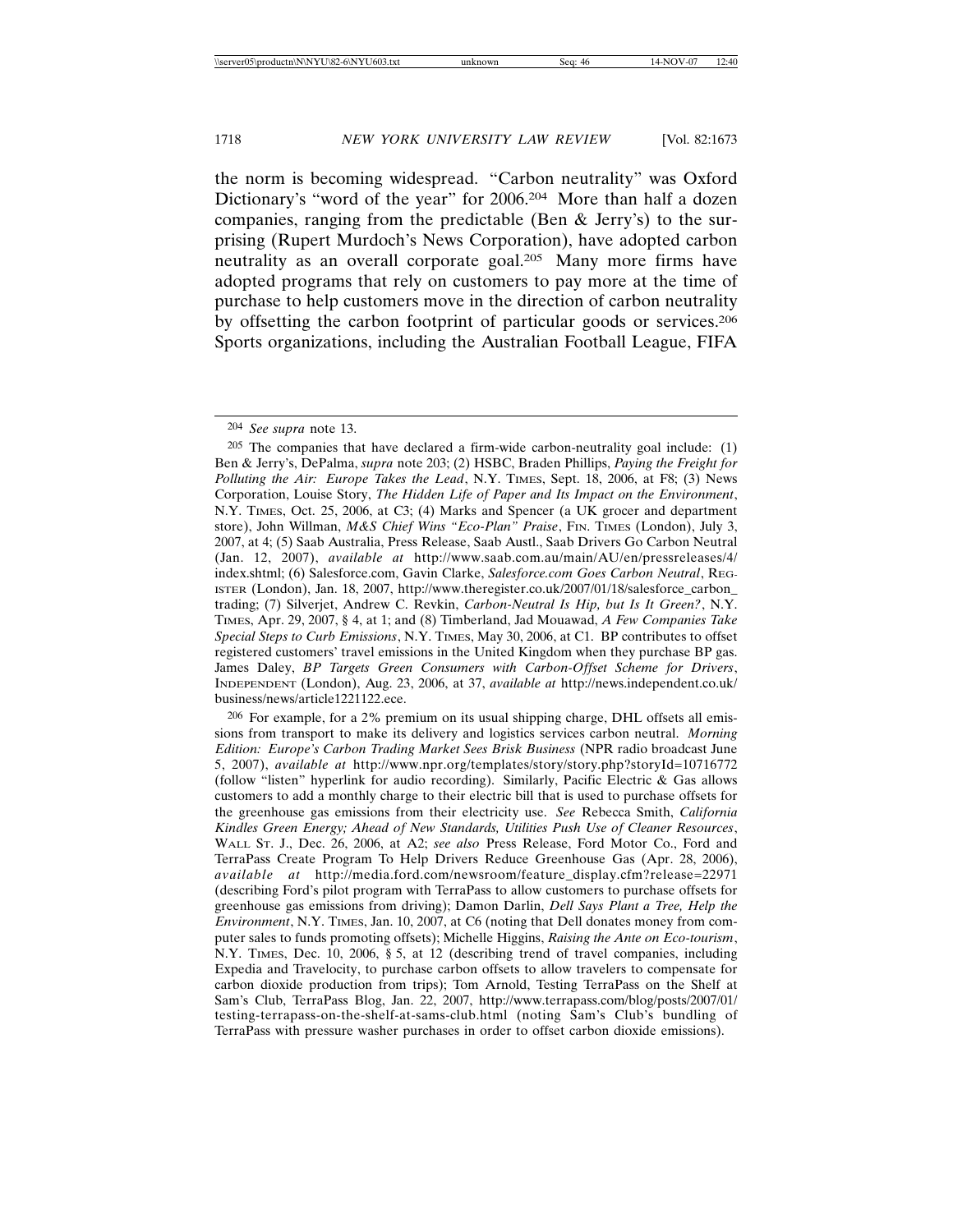the norm is becoming widespread. "Carbon neutrality" was Oxford Dictionary's "word of the year" for 2006.[204] More than half a dozen companies, ranging from the predictable (Ben & Jerry's) to the surprising (Rupert Murdoch's News Corporation), have adopted carbon neutrality as an overall corporate goal.[205] Many more firms have adopted programs that rely on customers to pay more at the time of purchase to help customers move in the direction of carbon neutrality by offsetting the carbon footprint of particular goods or services.[206] Sports organizations, including the Australian Football League, FIFA

---

[204] *See supra* note 13.

[205] The companies that have declared a firm-wide carbon-neutrality goal include: (1) Ben & Jerry's, DePalma, *supra* note 203; (2) HSBC, Braden Phillips, *Paying the Freight for Polluting the Air: Europe Takes the Lead*, N.Y. TIMES, Sept. 18, 2006, at F8; (3) News Corporation, Louise Story, *The Hidden Life of Paper and Its Impact on the Environment*, N.Y. TIMES, Oct. 25, 2006, at C3; (4) Marks and Spencer (a UK grocer and department store), John Willman, *M&S Chief Wins "Eco-Plan" Praise*, FIN. TIMES (London), July 3, 2007, at 4; (5) Saab Australia, Press Release, Saab Austl., Saab Drivers Go Carbon Neutral (Jan. 12, 2007), *available at* http://www.saab.com.au/main/AU/en/pressreleases/4/index.shtml; (6) Salesforce.com, Gavin Clarke, *Salesforce.com Goes Carbon Neutral*, REGISTER (London), Jan. 18, 2007, http://www.theregister.co.uk/2007/01/18/salesforce_carbon_trading; (7) Silverjet, Andrew C. Revkin, *Carbon-Neutral Is Hip, but Is It Green?*, N.Y. TIMES, Apr. 29, 2007, § 4, at 1; and (8) Timberland, Jad Mouawad, *A Few Companies Take Special Steps to Curb Emissions*, N.Y. TIMES, May 30, 2006, at C1. BP contributes to offset registered customers' travel emissions in the United Kingdom when they purchase BP gas. James Daley, *BP Targets Green Consumers with Carbon-Offset Scheme for Drivers*, INDEPENDENT (London), Aug. 23, 2006, at 37, *available at* http://news.independent.co.uk/business/news/article1221122.ece.

[206] For example, for a 2% premium on its usual shipping charge, DHL offsets all emissions from transport to make its delivery and logistics services carbon neutral. *Morning Edition: Europe's Carbon Trading Market Sees Brisk Business* (NPR radio broadcast June 5, 2007), *available at* http://www.npr.org/templates/story/story.php?storyId=10716772 (follow "listen" hyperlink for audio recording). Similarly, Pacific Electric & Gas allows customers to add a monthly charge to their electric bill that is used to purchase offsets for the greenhouse gas emissions from their electricity use. *See* Rebecca Smith, *California Kindles Green Energy; Ahead of New Standards, Utilities Push Use of Cleaner Resources*, WALL ST. J., Dec. 26, 2006, at A2; *see also* Press Release, Ford Motor Co., Ford and TerraPass Create Program To Help Drivers Reduce Greenhouse Gas (Apr. 28, 2006), *available at* http://media.ford.com/newsroom/feature_display.cfm?release=22971 (describing Ford's pilot program with TerraPass to allow customers to purchase offsets for greenhouse gas emissions from driving); Damon Darlin, *Dell Says Plant a Tree, Help the Environment*, N.Y. TIMES, Jan. 10, 2007, at C6 (noting that Dell donates money from computer sales to funds promoting offsets); Michelle Higgins, *Raising the Ante on Eco-tourism*, N.Y. TIMES, Dec. 10, 2006, § 5, at 12 (describing trend of travel companies, including Expedia and Travelocity, to purchase carbon offsets to allow travelers to compensate for carbon dioxide production from trips); Tom Arnold, Testing TerraPass on the Shelf at Sam's Club, TerraPass Blog, Jan. 22, 2007, http://www.terrapass.com/blog/posts/2007/01/testing-terrapass-on-the-shelf-at-sams-club.html (noting Sam's Club's bundling of TerraPass with pressure washer purchases in order to offset carbon dioxide emissions).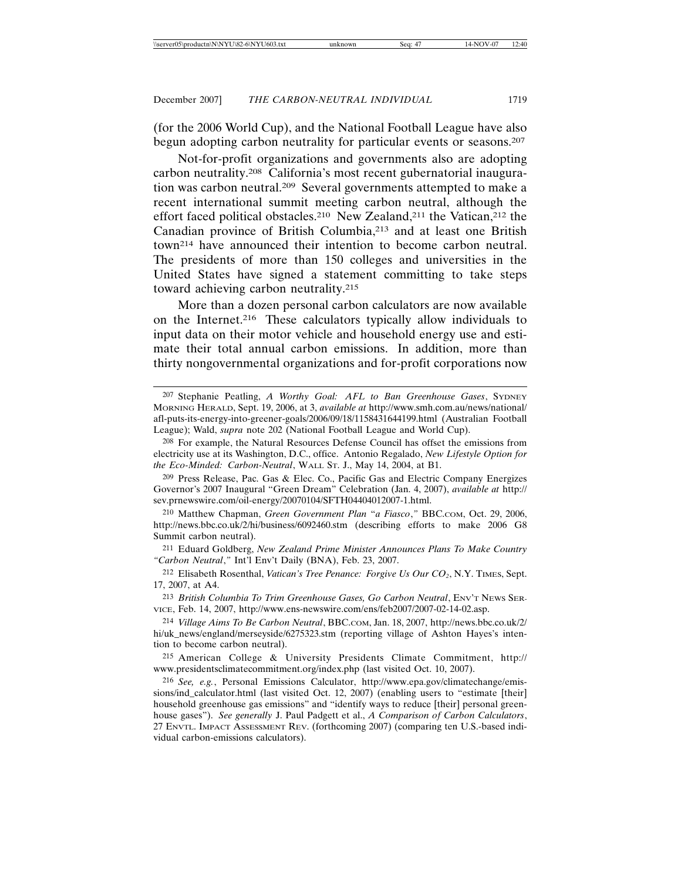(for the 2006 World Cup), and the National Football League have also begun adopting carbon neutrality for particular events or seasons.[207]

Not-for-profit organizations and governments also are adopting carbon neutrality.[208] California's most recent gubernatorial inauguration was carbon neutral.[209] Several governments attempted to make a recent international summit meeting carbon neutral, although the effort faced political obstacles.[210] New Zealand,[211] the Vatican,[212] the Canadian province of British Columbia,[213] and at least one British town[214] have announced their intention to become carbon neutral. The presidents of more than 150 colleges and universities in the United States have signed a statement committing to take steps toward achieving carbon neutrality.[215]

More than a dozen personal carbon calculators are now available on the Internet.[216] These calculators typically allow individuals to input data on their motor vehicle and household energy use and estimate their total annual carbon emissions. In addition, more than thirty nongovernmental organizations and for-profit corporations now

---

[207] Stephanie Peatling, *A Worthy Goal: AFL to Ban Greenhouse Gases*, SYDNEY MORNING HERALD, Sept. 19, 2006, at 3, *available at* http://www.smh.com.au/news/national/afl-puts-its-energy-into-greener-goals/2006/09/18/1158431644199.html (Australian Football League); Wald, *supra* note 202 (National Football League and World Cup).

[208] For example, the Natural Resources Defense Council has offset the emissions from electricity use at its Washington, D.C., office. Antonio Regalado, *New Lifestyle Option for the Eco-Minded: Carbon-Neutral*, WALL ST. J., May 14, 2004, at B1.

[209] Press Release, Pac. Gas & Elec. Co., Pacific Gas and Electric Company Energizes Governor's 2007 Inaugural "Green Dream" Celebration (Jan. 4, 2007), *available at* http://sev.prnewswire.com/oil-energy/20070104/SFTH04404012007-1.html.

[210] Matthew Chapman, *Green Government Plan "a Fiasco*,*"* BBC.COM, Oct. 29, 2006, http://news.bbc.co.uk/2/hi/business/6092460.stm (describing efforts to make 2006 G8 Summit carbon neutral).

[211] Eduard Goldberg, *New Zealand Prime Minister Announces Plans To Make Country "Carbon Neutral*,*"* Int'l Env't Daily (BNA), Feb. 23, 2007.

[212] Elisabeth Rosenthal, *Vatican's Tree Penance: Forgive Us Our $CO_2$*, N.Y. TIMES, Sept. 17, 2007, at A4.

[213] *British Columbia To Trim Greenhouse Gases, Go Carbon Neutral*, ENV'T NEWS SERVICE, Feb. 14, 2007, http://www.ens-newswire.com/ens/feb2007/2007-02-14-02.asp.

[214] *Village Aims To Be Carbon Neutral*, BBC.COM, Jan. 18, 2007, http://news.bbc.co.uk/2/hi/uk_news/england/merseyside/6275323.stm (reporting village of Ashton Hayes's intention to become carbon neutral).

[215] American College & University Presidents Climate Commitment, http://www.presidentsclimatecommitment.org/index.php (last visited Oct. 10, 2007).

[216] *See, e.g.*, Personal Emissions Calculator, http://www.epa.gov/climatechange/emissions/ind_calculator.html (last visited Oct. 12, 2007) (enabling users to "estimate [their] household greenhouse gas emissions" and "identify ways to reduce [their] personal greenhouse gases"). *See generally* J. Paul Padgett et al., *A Comparison of Carbon Calculators*, 27 ENVTL. IMPACT ASSESSMENT REV. (forthcoming 2007) (comparing ten U.S.-based individual carbon-emissions calculators).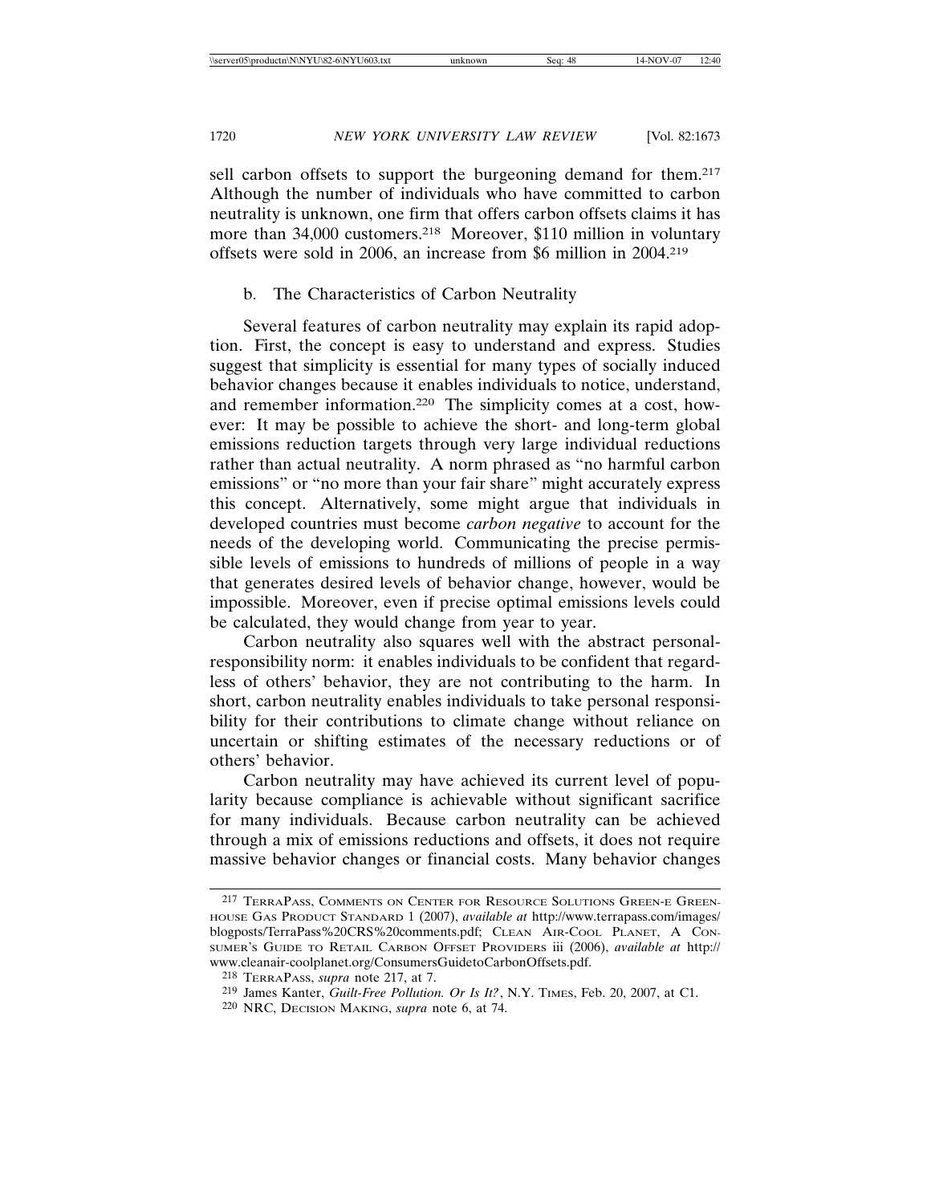sell carbon offsets to support the burgeoning demand for them.[217] Although the number of individuals who have committed to carbon neutrality is unknown, one firm that offers carbon offsets claims it has more than 34,000 customers.[218] Moreover, $110 million in voluntary offsets were sold in 2006, an increase from $6 million in 2004.[219]

### b. The Characteristics of Carbon Neutrality

Several features of carbon neutrality may explain its rapid adoption. First, the concept is easy to understand and express. Studies suggest that simplicity is essential for many types of socially induced behavior changes because it enables individuals to notice, understand, and remember information.[220] The simplicity comes at a cost, however: It may be possible to achieve the short- and long-term global emissions reduction targets through very large individual reductions rather than actual neutrality. A norm phrased as "no harmful carbon emissions" or "no more than your fair share" might accurately express this concept. Alternatively, some might argue that individuals in developed countries must become *carbon negative* to account for the needs of the developing world. Communicating the precise permissible levels of emissions to hundreds of millions of people in a way that generates desired levels of behavior change, however, would be impossible. Moreover, even if precise optimal emissions levels could be calculated, they would change from year to year.

Carbon neutrality also squares well with the abstract personal-responsibility norm: it enables individuals to be confident that regardless of others' behavior, they are not contributing to the harm. In short, carbon neutrality enables individuals to take personal responsibility for their contributions to climate change without reliance on uncertain or shifting estimates of the necessary reductions or of others' behavior.

Carbon neutrality may have achieved its current level of popularity because compliance is achievable without significant sacrifice for many individuals. Because carbon neutrality can be achieved through a mix of emissions reductions and offsets, it does not require massive behavior changes or financial costs. Many behavior changes

---

[217] TerraPass, Comments on Center for Resource Solutions Green-e Greenhouse Gas Product Standard 1 (2007), *available at* http://www.terrapass.com/images/blogposts/TerraPass%20CRS%20comments.pdf; Clean Air-Cool Planet, A Consumer's Guide to Retail Carbon Offset Providers iii (2006), *available at* http://www.cleanair-coolplanet.org/ConsumersGuidetoCarbonOffsets.pdf.

[218] TerraPass, *supra* note 217, at 7.

[219] James Kanter, *Guilt-Free Pollution. Or Is It?*, N.Y. Times, Feb. 20, 2007, at C1.

[220] NRC, Decision Making, *supra* note 6, at 74.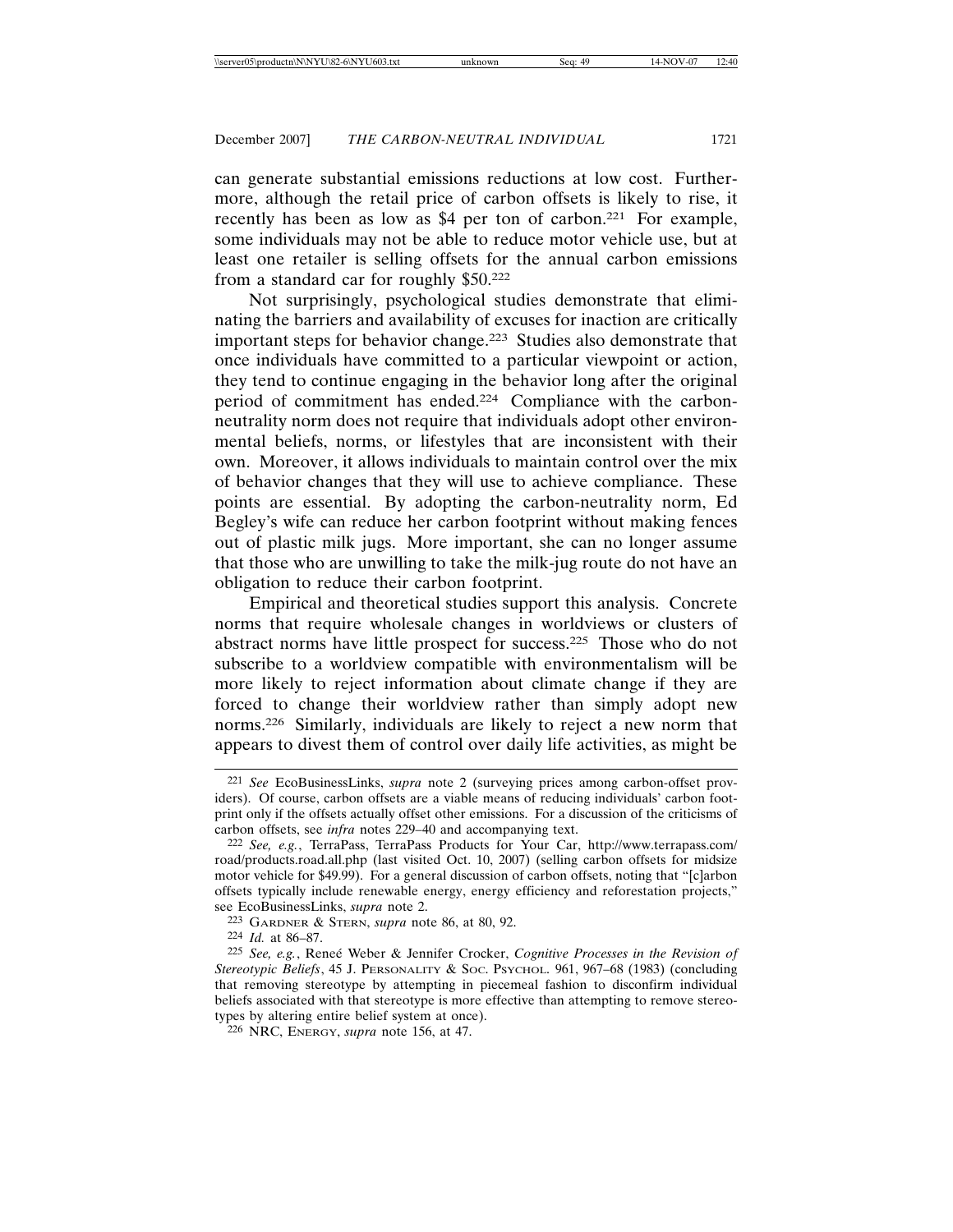can generate substantial emissions reductions at low cost. Furthermore, although the retail price of carbon offsets is likely to rise, it recently has been as low as $4 per ton of carbon.[221] For example, some individuals may not be able to reduce motor vehicle use, but at least one retailer is selling offsets for the annual carbon emissions from a standard car for roughly $50.[222]

Not surprisingly, psychological studies demonstrate that eliminating the barriers and availability of excuses for inaction are critically important steps for behavior change.[223] Studies also demonstrate that once individuals have committed to a particular viewpoint or action, they tend to continue engaging in the behavior long after the original period of commitment has ended.[224] Compliance with the carbon-neutrality norm does not require that individuals adopt other environmental beliefs, norms, or lifestyles that are inconsistent with their own. Moreover, it allows individuals to maintain control over the mix of behavior changes that they will use to achieve compliance. These points are essential. By adopting the carbon-neutrality norm, Ed Begley's wife can reduce her carbon footprint without making fences out of plastic milk jugs. More important, she can no longer assume that those who are unwilling to take the milk-jug route do not have an obligation to reduce their carbon footprint.

Empirical and theoretical studies support this analysis. Concrete norms that require wholesale changes in worldviews or clusters of abstract norms have little prospect for success.[225] Those who do not subscribe to a worldview compatible with environmentalism will be more likely to reject information about climate change if they are forced to change their worldview rather than simply adopt new norms.[226] Similarly, individuals are likely to reject a new norm that appears to divest them of control over daily life activities, as might be

---

221 *See* EcoBusinessLinks, *supra* note 2 (surveying prices among carbon-offset providers). Of course, carbon offsets are a viable means of reducing individuals' carbon footprint only if the offsets actually offset other emissions. For a discussion of the criticisms of carbon offsets, see *infra* notes 229–40 and accompanying text.

222 *See, e.g.*, TerraPass, TerraPass Products for Your Car, http://www.terrapass.com/road/products.road.all.php (last visited Oct. 10, 2007) (selling carbon offsets for midsize motor vehicle for $49.99). For a general discussion of carbon offsets, noting that "[c]arbon offsets typically include renewable energy, energy efficiency and reforestation projects," see EcoBusinessLinks, *supra* note 2.

223 GARDNER & STERN, *supra* note 86, at 80, 92.

224 *Id.* at 86–87.

225 *See, e.g.*, Reneé Weber & Jennifer Crocker, *Cognitive Processes in the Revision of Stereotypic Beliefs*, 45 J. PERSONALITY & SOC. PSYCHOL. 961, 967–68 (1983) (concluding that removing stereotype by attempting in piecemeal fashion to disconfirm individual beliefs associated with that stereotype is more effective than attempting to remove stereotypes by altering entire belief system at once).

226 NRC, ENERGY, *supra* note 156, at 47.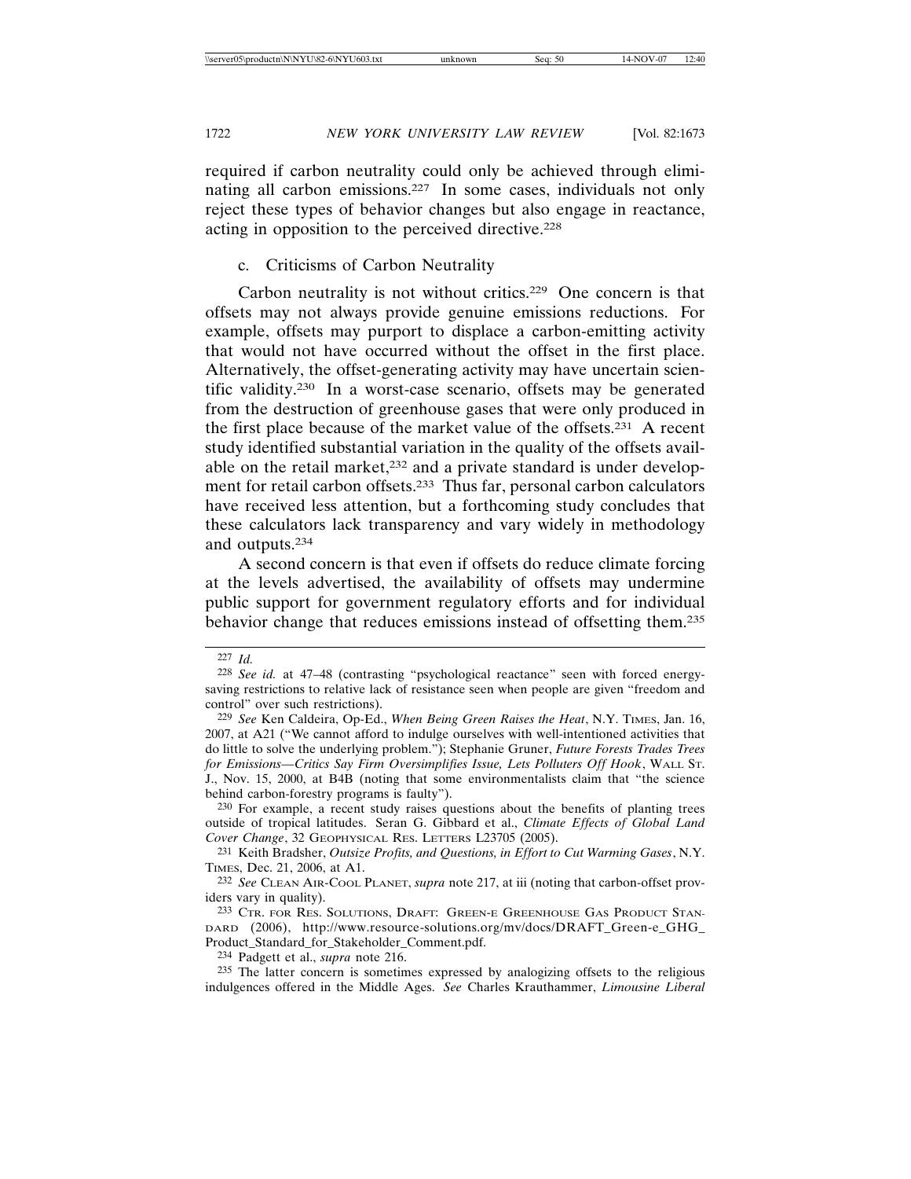required if carbon neutrality could only be achieved through eliminating all carbon emissions.[227] In some cases, individuals not only reject these types of behavior changes but also engage in reactance, acting in opposition to the perceived directive.[228]

### c. Criticisms of Carbon Neutrality

Carbon neutrality is not without critics.[229] One concern is that offsets may not always provide genuine emissions reductions. For example, offsets may purport to displace a carbon-emitting activity that would not have occurred without the offset in the first place. Alternatively, the offset-generating activity may have uncertain scientific validity.[230] In a worst-case scenario, offsets may be generated from the destruction of greenhouse gases that were only produced in the first place because of the market value of the offsets.[231] A recent study identified substantial variation in the quality of the offsets available on the retail market,[232] and a private standard is under development for retail carbon offsets.[233] Thus far, personal carbon calculators have received less attention, but a forthcoming study concludes that these calculators lack transparency and vary widely in methodology and outputs.[234]

A second concern is that even if offsets do reduce climate forcing at the levels advertised, the availability of offsets may undermine public support for government regulatory efforts and for individual behavior change that reduces emissions instead of offsetting them.[235]

---

227 *Id.*

228 *See id.* at 47–48 (contrasting "psychological reactance" seen with forced energy-saving restrictions to relative lack of resistance seen when people are given "freedom and control" over such restrictions).

229 *See* Ken Caldeira, Op-Ed., *When Being Green Raises the Heat*, N.Y. TIMES, Jan. 16, 2007, at A21 ("We cannot afford to indulge ourselves with well-intentioned activities that do little to solve the underlying problem."); Stephanie Gruner, *Future Forests Trades Trees for Emissions—Critics Say Firm Oversimplifies Issue, Lets Polluters Off Hook*, WALL ST. J., Nov. 15, 2000, at B4B (noting that some environmentalists claim that "the science behind carbon-forestry programs is faulty").

230 For example, a recent study raises questions about the benefits of planting trees outside of tropical latitudes. Seran G. Gibbard et al., *Climate Effects of Global Land Cover Change*, 32 GEOPHYSICAL RES. LETTERS L23705 (2005).

231 Keith Bradsher, *Outsize Profits, and Questions, in Effort to Cut Warming Gases*, N.Y. TIMES, Dec. 21, 2006, at A1.

232 *See* CLEAN AIR-COOL PLANET, *supra* note 217, at iii (noting that carbon-offset providers vary in quality).

233 CTR. FOR RES. SOLUTIONS, DRAFT: GREEN-E GREENHOUSE GAS PRODUCT STANDARD (2006), http://www.resource-solutions.org/mv/docs/DRAFT_Green-e_GHG_Product_Standard_for_Stakeholder_Comment.pdf.

234 Padgett et al., *supra* note 216.

235 The latter concern is sometimes expressed by analogizing offsets to the religious indulgences offered in the Middle Ages. *See* Charles Krauthammer, *Limousine Liberal*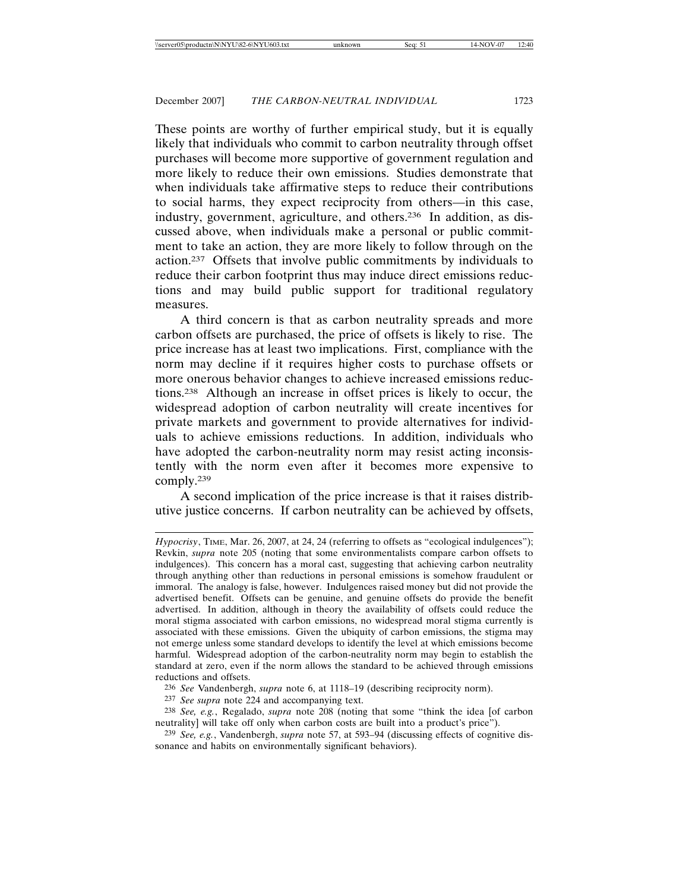These points are worthy of further empirical study, but it is equally likely that individuals who commit to carbon neutrality through offset purchases will become more supportive of government regulation and more likely to reduce their own emissions. Studies demonstrate that when individuals take affirmative steps to reduce their contributions to social harms, they expect reciprocity from others—in this case, industry, government, agriculture, and others.[236] In addition, as discussed above, when individuals make a personal or public commitment to take an action, they are more likely to follow through on the action.[237] Offsets that involve public commitments by individuals to reduce their carbon footprint thus may induce direct emissions reductions and may build public support for traditional regulatory measures.

A third concern is that as carbon neutrality spreads and more carbon offsets are purchased, the price of offsets is likely to rise. The price increase has at least two implications. First, compliance with the norm may decline if it requires higher costs to purchase offsets or more onerous behavior changes to achieve increased emissions reductions.[238] Although an increase in offset prices is likely to occur, the widespread adoption of carbon neutrality will create incentives for private markets and government to provide alternatives for individuals to achieve emissions reductions. In addition, individuals who have adopted the carbon-neutrality norm may resist acting inconsistently with the norm even after it becomes more expensive to comply.[239]

A second implication of the price increase is that it raises distributive justice concerns. If carbon neutrality can be achieved by offsets,

---

*Hypocrisy*, TIME, Mar. 26, 2007, at 24, 24 (referring to offsets as "ecological indulgences"); Revkin, *supra* note 205 (noting that some environmentalists compare carbon offsets to indulgences). This concern has a moral cast, suggesting that achieving carbon neutrality through anything other than reductions in personal emissions is somehow fraudulent or immoral. The analogy is false, however. Indulgences raised money but did not provide the advertised benefit. Offsets can be genuine, and genuine offsets do provide the benefit advertised. In addition, although in theory the availability of offsets could reduce the moral stigma associated with carbon emissions, no widespread moral stigma currently is associated with these emissions. Given the ubiquity of carbon emissions, the stigma may not emerge unless some standard develops to identify the level at which emissions become harmful. Widespread adoption of the carbon-neutrality norm may begin to establish the standard at zero, even if the norm allows the standard to be achieved through emissions reductions and offsets.

[236] *See* Vandenbergh, *supra* note 6, at 1118–19 (describing reciprocity norm).

[237] *See supra* note 224 and accompanying text.

[238] *See, e.g.*, Regalado, *supra* note 208 (noting that some "think the idea [of carbon neutrality] will take off only when carbon costs are built into a product's price").

[239] *See, e.g.*, Vandenbergh, *supra* note 57, at 593–94 (discussing effects of cognitive dissonance and habits on environmentally significant behaviors).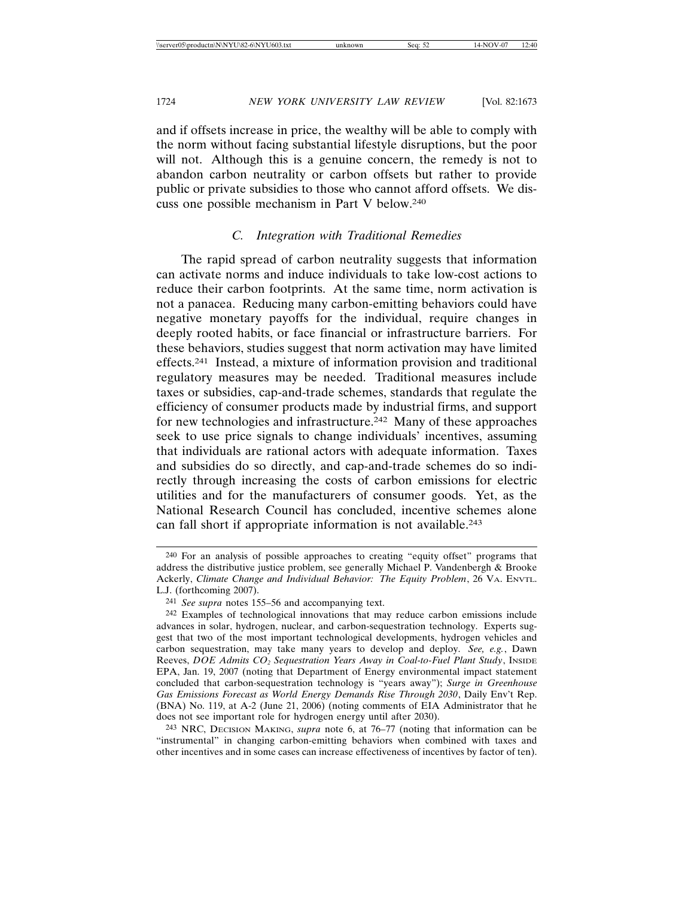and if offsets increase in price, the wealthy will be able to comply with the norm without facing substantial lifestyle disruptions, but the poor will not. Although this is a genuine concern, the remedy is not to abandon carbon neutrality or carbon offsets but rather to provide public or private subsidies to those who cannot afford offsets. We discuss one possible mechanism in Part V below.[240]

### *C. Integration with Traditional Remedies*

The rapid spread of carbon neutrality suggests that information can activate norms and induce individuals to take low-cost actions to reduce their carbon footprints. At the same time, norm activation is not a panacea. Reducing many carbon-emitting behaviors could have negative monetary payoffs for the individual, require changes in deeply rooted habits, or face financial or infrastructure barriers. For these behaviors, studies suggest that norm activation may have limited effects.[241] Instead, a mixture of information provision and traditional regulatory measures may be needed. Traditional measures include taxes or subsidies, cap-and-trade schemes, standards that regulate the efficiency of consumer products made by industrial firms, and support for new technologies and infrastructure.[242] Many of these approaches seek to use price signals to change individuals' incentives, assuming that individuals are rational actors with adequate information. Taxes and subsidies do so directly, and cap-and-trade schemes do so indirectly through increasing the costs of carbon emissions for electric utilities and for the manufacturers of consumer goods. Yet, as the National Research Council has concluded, incentive schemes alone can fall short if appropriate information is not available.[243]

---

240 For an analysis of possible approaches to creating "equity offset" programs that address the distributive justice problem, see generally Michael P. Vandenbergh & Brooke Ackerly, *Climate Change and Individual Behavior: The Equity Problem*, 26 VA. ENVTL. L.J. (forthcoming 2007).

241 *See supra* notes 155–56 and accompanying text.

242 Examples of technological innovations that may reduce carbon emissions include advances in solar, hydrogen, nuclear, and carbon-sequestration technology. Experts suggest that two of the most important technological developments, hydrogen vehicles and carbon sequestration, may take many years to develop and deploy. *See, e.g.*, Dawn Reeves, *DOE Admits $CO_2$ Sequestration Years Away in Coal-to-Fuel Plant Study*, INSIDE EPA, Jan. 19, 2007 (noting that Department of Energy environmental impact statement concluded that carbon-sequestration technology is "years away"); *Surge in Greenhouse Gas Emissions Forecast as World Energy Demands Rise Through 2030*, Daily Env't Rep. (BNA) No. 119, at A-2 (June 21, 2006) (noting comments of EIA Administrator that he does not see important role for hydrogen energy until after 2030).

243 NRC, DECISION MAKING, *supra* note 6, at 76–77 (noting that information can be "instrumental" in changing carbon-emitting behaviors when combined with taxes and other incentives and in some cases can increase effectiveness of incentives by factor of ten).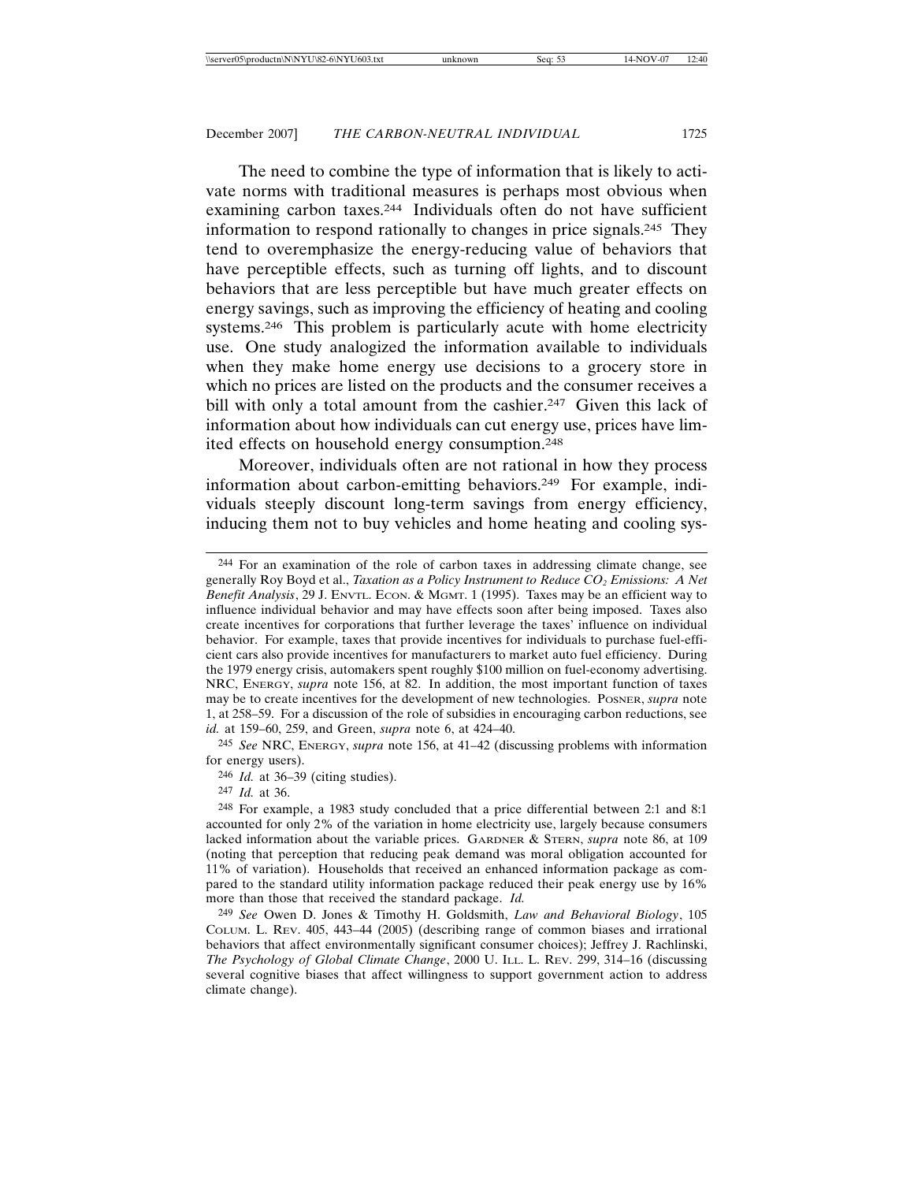The need to combine the type of information that is likely to activate norms with traditional measures is perhaps most obvious when examining carbon taxes.[244] Individuals often do not have sufficient information to respond rationally to changes in price signals.[245] They tend to overemphasize the energy-reducing value of behaviors that have perceptible effects, such as turning off lights, and to discount behaviors that are less perceptible but have much greater effects on energy savings, such as improving the efficiency of heating and cooling systems.[246] This problem is particularly acute with home electricity use. One study analogized the information available to individuals when they make home energy use decisions to a grocery store in which no prices are listed on the products and the consumer receives a bill with only a total amount from the cashier.[247] Given this lack of information about how individuals can cut energy use, prices have limited effects on household energy consumption.[248]

Moreover, individuals often are not rational in how they process information about carbon-emitting behaviors.[249] For example, individuals steeply discount long-term savings from energy efficiency, inducing them not to buy vehicles and home heating and cooling sys-

---

[244] For an examination of the role of carbon taxes in addressing climate change, see generally Roy Boyd et al., *Taxation as a Policy Instrument to Reduce $CO_2$ Emissions: A Net Benefit Analysis*, 29 J. ENVTL. ECON. & MGMT. 1 (1995). Taxes may be an efficient way to influence individual behavior and may have effects soon after being imposed. Taxes also create incentives for corporations that further leverage the taxes' influence on individual behavior. For example, taxes that provide incentives for individuals to purchase fuel-efficient cars also provide incentives for manufacturers to market auto fuel efficiency. During the 1979 energy crisis, automakers spent roughly $100 million on fuel-economy advertising. NRC, ENERGY, *supra* note 156, at 82. In addition, the most important function of taxes may be to create incentives for the development of new technologies. POSNER, *supra* note 1, at 258–59. For a discussion of the role of subsidies in encouraging carbon reductions, see *id.* at 159–60, 259, and Green, *supra* note 6, at 424–40.

[245] *See* NRC, ENERGY, *supra* note 156, at 41–42 (discussing problems with information for energy users).

[246] *Id.* at 36–39 (citing studies).

[247] *Id.* at 36.

[248] For example, a 1983 study concluded that a price differential between 2:1 and 8:1 accounted for only 2% of the variation in home electricity use, largely because consumers lacked information about the variable prices. GARDNER & STERN, *supra* note 86, at 109 (noting that perception that reducing peak demand was moral obligation accounted for 11% of variation). Households that received an enhanced information package as compared to the standard utility information package reduced their peak energy use by 16% more than those that received the standard package. *Id.*

[249] *See* Owen D. Jones & Timothy H. Goldsmith, *Law and Behavioral Biology*, 105 COLUM. L. REV. 405, 443–44 (2005) (describing range of common biases and irrational behaviors that affect environmentally significant consumer choices); Jeffrey J. Rachlinski, *The Psychology of Global Climate Change*, 2000 U. ILL. L. REV. 299, 314–16 (discussing several cognitive biases that affect willingness to support government action to address climate change).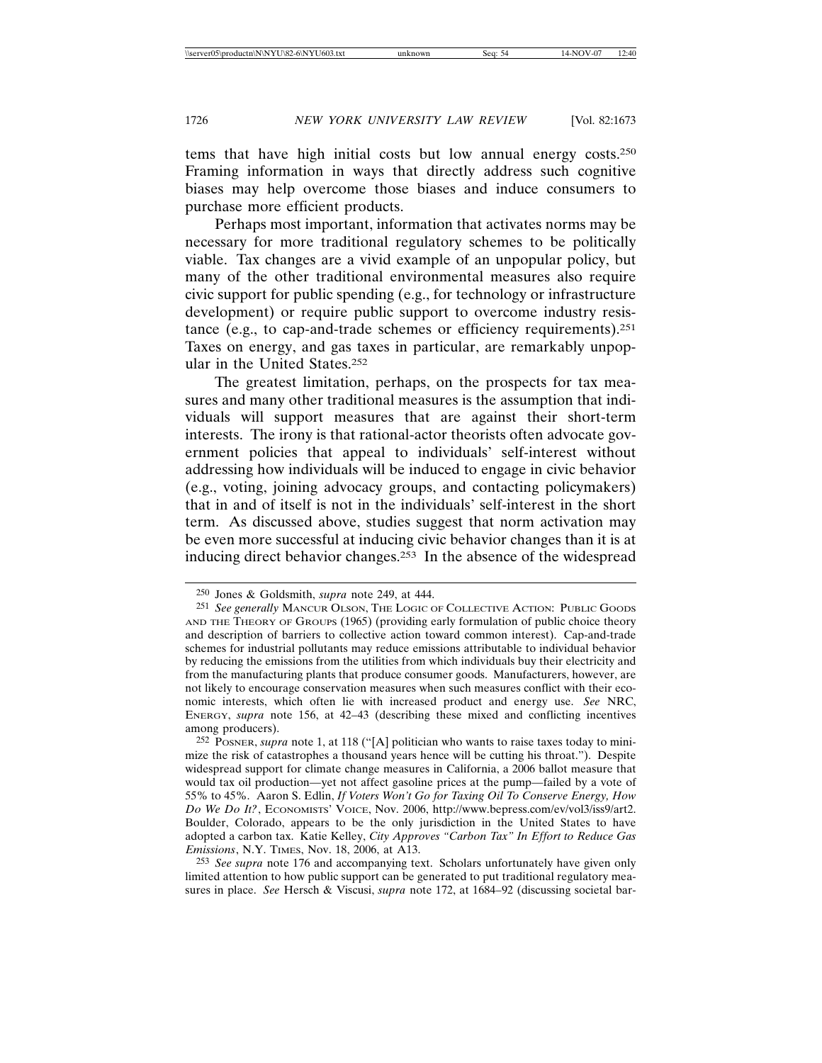tems that have high initial costs but low annual energy costs.[250] Framing information in ways that directly address such cognitive biases may help overcome those biases and induce consumers to purchase more efficient products.

Perhaps most important, information that activates norms may be necessary for more traditional regulatory schemes to be politically viable. Tax changes are a vivid example of an unpopular policy, but many of the other traditional environmental measures also require civic support for public spending (e.g., for technology or infrastructure development) or require public support to overcome industry resistance (e.g., to cap-and-trade schemes or efficiency requirements).[251] Taxes on energy, and gas taxes in particular, are remarkably unpopular in the United States.[252]

The greatest limitation, perhaps, on the prospects for tax measures and many other traditional measures is the assumption that individuals will support measures that are against their short-term interests. The irony is that rational-actor theorists often advocate government policies that appeal to individuals' self-interest without addressing how individuals will be induced to engage in civic behavior (e.g., voting, joining advocacy groups, and contacting policymakers) that in and of itself is not in the individuals' self-interest in the short term. As discussed above, studies suggest that norm activation may be even more successful at inducing civic behavior changes than it is at inducing direct behavior changes.[253] In the absence of the widespread

---

[250] Jones & Goldsmith, *supra* note 249, at 444.

[251] *See generally* MANCUR OLSON, THE LOGIC OF COLLECTIVE ACTION: PUBLIC GOODS AND THE THEORY OF GROUPS (1965) (providing early formulation of public choice theory and description of barriers to collective action toward common interest). Cap-and-trade schemes for industrial pollutants may reduce emissions attributable to individual behavior by reducing the emissions from the utilities from which individuals buy their electricity and from the manufacturing plants that produce consumer goods. Manufacturers, however, are not likely to encourage conservation measures when such measures conflict with their economic interests, which often lie with increased product and energy use. *See* NRC, ENERGY, *supra* note 156, at 42–43 (describing these mixed and conflicting incentives among producers).

[252] POSNER, *supra* note 1, at 118 ("[A] politician who wants to raise taxes today to minimize the risk of catastrophes a thousand years hence will be cutting his throat."). Despite widespread support for climate change measures in California, a 2006 ballot measure that would tax oil production—yet not affect gasoline prices at the pump—failed by a vote of 55% to 45%. Aaron S. Edlin, *If Voters Won't Go for Taxing Oil To Conserve Energy, How Do We Do It?*, ECONOMISTS' VOICE, Nov. 2006, http://www.bepress.com/ev/vol3/iss9/art2. Boulder, Colorado, appears to be the only jurisdiction in the United States to have adopted a carbon tax. Katie Kelley, *City Approves "Carbon Tax" In Effort to Reduce Gas Emissions*, N.Y. TIMES, Nov. 18, 2006, at A13.

[253] *See supra* note 176 and accompanying text. Scholars unfortunately have given only limited attention to how public support can be generated to put traditional regulatory measures in place. *See* Hersch & Viscusi, *supra* note 172, at 1684–92 (discussing societal bar-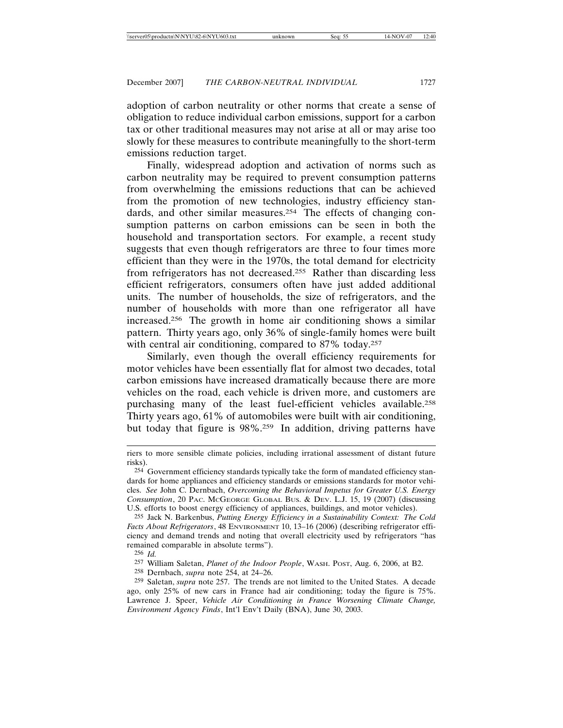adoption of carbon neutrality or other norms that create a sense of obligation to reduce individual carbon emissions, support for a carbon tax or other traditional measures may not arise at all or may arise too slowly for these measures to contribute meaningfully to the short-term emissions reduction target.

Finally, widespread adoption and activation of norms such as carbon neutrality may be required to prevent consumption patterns from overwhelming the emissions reductions that can be achieved from the promotion of new technologies, industry efficiency standards, and other similar measures.[254] The effects of changing consumption patterns on carbon emissions can be seen in both the household and transportation sectors. For example, a recent study suggests that even though refrigerators are three to four times more efficient than they were in the 1970s, the total demand for electricity from refrigerators has not decreased.[255] Rather than discarding less efficient refrigerators, consumers often have just added additional units. The number of households, the size of refrigerators, and the number of households with more than one refrigerator all have increased.[256] The growth in home air conditioning shows a similar pattern. Thirty years ago, only 36% of single-family homes were built with central air conditioning, compared to 87% today.[257]

Similarly, even though the overall efficiency requirements for motor vehicles have been essentially flat for almost two decades, total carbon emissions have increased dramatically because there are more vehicles on the road, each vehicle is driven more, and customers are purchasing many of the least fuel-efficient vehicles available.[258] Thirty years ago, 61% of automobiles were built with air conditioning, but today that figure is 98%.[259] In addition, driving patterns have

---

riers to more sensible climate policies, including irrational assessment of distant future risks).

[254] Government efficiency standards typically take the form of mandated efficiency standards for home appliances and efficiency standards or emissions standards for motor vehicles. *See* John C. Dernbach, *Overcoming the Behavioral Impetus for Greater U.S. Energy Consumption*, 20 PAC. MCGEORGE GLOBAL BUS. & DEV. L.J. 15, 19 (2007) (discussing U.S. efforts to boost energy efficiency of appliances, buildings, and motor vehicles).

[255] Jack N. Barkenbus, *Putting Energy Efficiency in a Sustainability Context: The Cold Facts About Refrigerators*, 48 ENVIRONMENT 10, 13–16 (2006) (describing refrigerator efficiency and demand trends and noting that overall electricity used by refrigerators "has remained comparable in absolute terms").

[256] *Id.*

[257] William Saletan, *Planet of the Indoor People*, WASH. POST, Aug. 6, 2006, at B2.

[258] Dernbach, *supra* note 254, at 24–26.

[259] Saletan, *supra* note 257. The trends are not limited to the United States. A decade ago, only 25% of new cars in France had air conditioning; today the figure is 75%. Lawrence J. Speer, *Vehicle Air Conditioning in France Worsening Climate Change, Environment Agency Finds*, Int'l Env't Daily (BNA), June 30, 2003.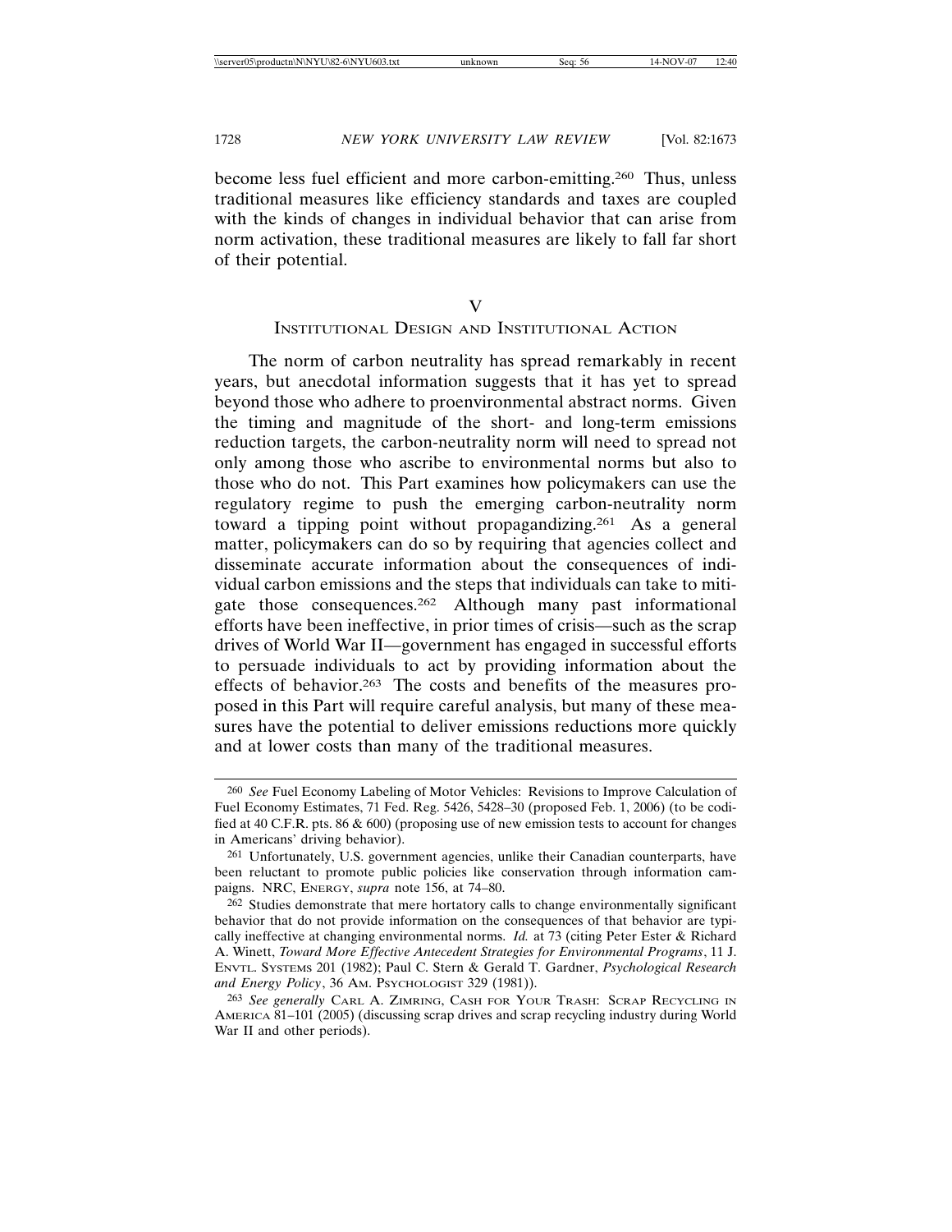become less fuel efficient and more carbon-emitting.[260] Thus, unless traditional measures like efficiency standards and taxes are coupled with the kinds of changes in individual behavior that can arise from norm activation, these traditional measures are likely to fall far short of their potential.

## V
## INSTITUTIONAL DESIGN AND INSTITUTIONAL ACTION

The norm of carbon neutrality has spread remarkably in recent years, but anecdotal information suggests that it has yet to spread beyond those who adhere to proenvironmental abstract norms. Given the timing and magnitude of the short- and long-term emissions reduction targets, the carbon-neutrality norm will need to spread not only among those who ascribe to environmental norms but also to those who do not. This Part examines how policymakers can use the regulatory regime to push the emerging carbon-neutrality norm toward a tipping point without propagandizing.[261] As a general matter, policymakers can do so by requiring that agencies collect and disseminate accurate information about the consequences of individual carbon emissions and the steps that individuals can take to mitigate those consequences.[262] Although many past informational efforts have been ineffective, in prior times of crisis—such as the scrap drives of World War II—government has engaged in successful efforts to persuade individuals to act by providing information about the effects of behavior.[263] The costs and benefits of the measures proposed in this Part will require careful analysis, but many of these measures have the potential to deliver emissions reductions more quickly and at lower costs than many of the traditional measures.

---

[260] *See* Fuel Economy Labeling of Motor Vehicles: Revisions to Improve Calculation of Fuel Economy Estimates, 71 Fed. Reg. 5426, 5428–30 (proposed Feb. 1, 2006) (to be codified at 40 C.F.R. pts. 86 & 600) (proposing use of new emission tests to account for changes in Americans' driving behavior).

[261] Unfortunately, U.S. government agencies, unlike their Canadian counterparts, have been reluctant to promote public policies like conservation through information campaigns. NRC, ENERGY, *supra* note 156, at 74–80.

[262] Studies demonstrate that mere hortatory calls to change environmentally significant behavior that do not provide information on the consequences of that behavior are typically ineffective at changing environmental norms. *Id.* at 73 (citing Peter Ester & Richard A. Winett, *Toward More Effective Antecedent Strategies for Environmental Programs*, 11 J. ENVTL. SYSTEMS 201 (1982); Paul C. Stern & Gerald T. Gardner, *Psychological Research and Energy Policy*, 36 AM. PSYCHOLOGIST 329 (1981)).

[263] *See generally* CARL A. ZIMRING, CASH FOR YOUR TRASH: SCRAP RECYCLING IN AMERICA 81–101 (2005) (discussing scrap drives and scrap recycling industry during World War II and other periods).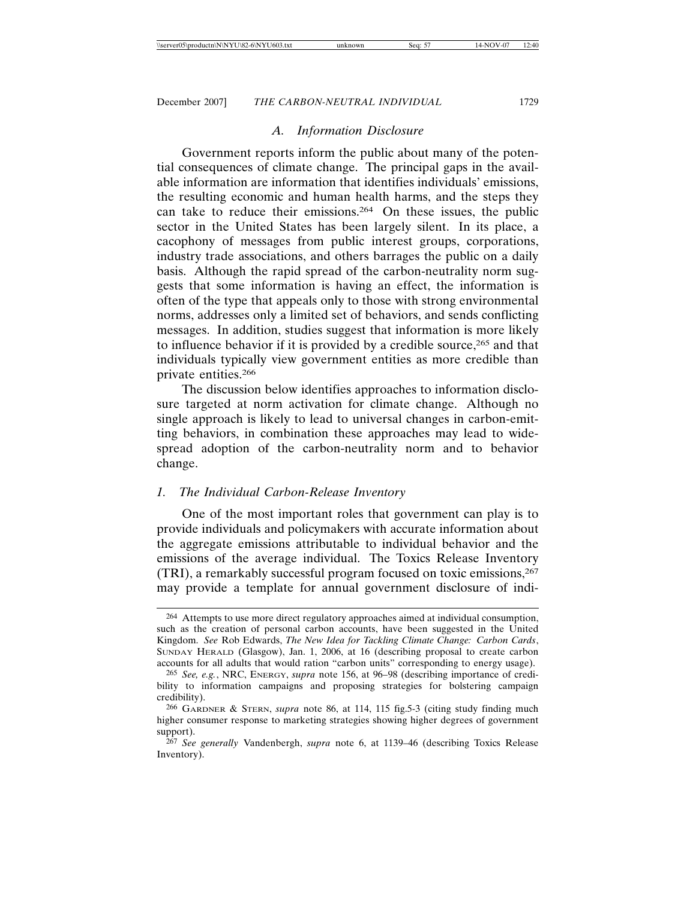### *A. Information Disclosure*

Government reports inform the public about many of the potential consequences of climate change. The principal gaps in the available information are information that identifies individuals' emissions, the resulting economic and human health harms, and the steps they can take to reduce their emissions.[264] On these issues, the public sector in the United States has been largely silent. In its place, a cacophony of messages from public interest groups, corporations, industry trade associations, and others barrages the public on a daily basis. Although the rapid spread of the carbon-neutrality norm suggests that some information is having an effect, the information is often of the type that appeals only to those with strong environmental norms, addresses only a limited set of behaviors, and sends conflicting messages. In addition, studies suggest that information is more likely to influence behavior if it is provided by a credible source,[265] and that individuals typically view government entities as more credible than private entities.[266]

The discussion below identifies approaches to information disclosure targeted at norm activation for climate change. Although no single approach is likely to lead to universal changes in carbon-emitting behaviors, in combination these approaches may lead to widespread adoption of the carbon-neutrality norm and to behavior change.

#### *1. The Individual Carbon-Release Inventory*

One of the most important roles that government can play is to provide individuals and policymakers with accurate information about the aggregate emissions attributable to individual behavior and the emissions of the average individual. The Toxics Release Inventory (TRI), a remarkably successful program focused on toxic emissions,[267] may provide a template for annual government disclosure of indi-

---

[264] Attempts to use more direct regulatory approaches aimed at individual consumption, such as the creation of personal carbon accounts, have been suggested in the United Kingdom. *See* Rob Edwards, *The New Idea for Tackling Climate Change: Carbon Cards*, SUNDAY HERALD (Glasgow), Jan. 1, 2006, at 16 (describing proposal to create carbon accounts for all adults that would ration "carbon units" corresponding to energy usage).

[265] *See, e.g.*, NRC, ENERGY, *supra* note 156, at 96–98 (describing importance of credibility to information campaigns and proposing strategies for bolstering campaign credibility).

[266] GARDNER & STERN, *supra* note 86, at 114, 115 fig.5-3 (citing study finding much higher consumer response to marketing strategies showing higher degrees of government support).

[267] *See generally* Vandenbergh, *supra* note 6, at 1139–46 (describing Toxics Release Inventory).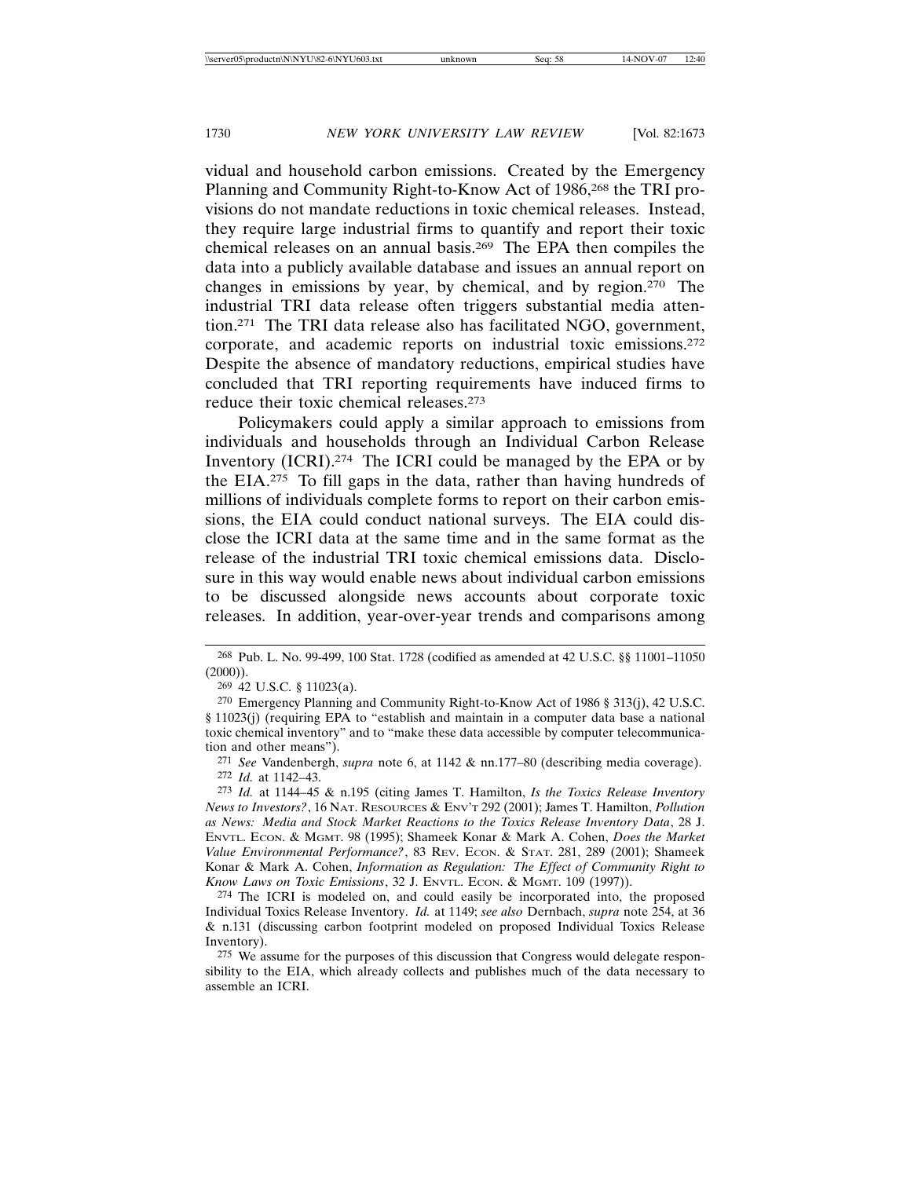vidual and household carbon emissions. Created by the Emergency Planning and Community Right-to-Know Act of 1986,[268] the TRI provisions do not mandate reductions in toxic chemical releases. Instead, they require large industrial firms to quantify and report their toxic chemical releases on an annual basis.[269] The EPA then compiles the data into a publicly available database and issues an annual report on changes in emissions by year, by chemical, and by region.[270] The industrial TRI data release often triggers substantial media attention.[271] The TRI data release also has facilitated NGO, government, corporate, and academic reports on industrial toxic emissions.[272] Despite the absence of mandatory reductions, empirical studies have concluded that TRI reporting requirements have induced firms to reduce their toxic chemical releases.[273]

Policymakers could apply a similar approach to emissions from individuals and households through an Individual Carbon Release Inventory (ICRI).[274] The ICRI could be managed by the EPA or by the EIA.[275] To fill gaps in the data, rather than having hundreds of millions of individuals complete forms to report on their carbon emissions, the EIA could conduct national surveys. The EIA could disclose the ICRI data at the same time and in the same format as the release of the industrial TRI toxic chemical emissions data. Disclosure in this way would enable news about individual carbon emissions to be discussed alongside news accounts about corporate toxic releases. In addition, year-over-year trends and comparisons among

---

[268] Pub. L. No. 99-499, 100 Stat. 1728 (codified as amended at 42 U.S.C. §§ 11001–11050 (2000)).

[269] 42 U.S.C. § 11023(a).

[270] Emergency Planning and Community Right-to-Know Act of 1986 § 313(j), 42 U.S.C. § 11023(j) (requiring EPA to "establish and maintain in a computer data base a national toxic chemical inventory" and to "make these data accessible by computer telecommunication and other means").

[271] *See* Vandenbergh, *supra* note 6, at 1142 & nn.177–80 (describing media coverage).

[272] *Id.* at 1142–43.

[273] *Id.* at 1144–45 & n.195 (citing James T. Hamilton, *Is the Toxics Release Inventory News to Investors?*, 16 NAT. RESOURCES & ENV'T 292 (2001); James T. Hamilton, *Pollution as News: Media and Stock Market Reactions to the Toxics Release Inventory Data*, 28 J. ENVTL. ECON. & MGMT. 98 (1995); Shameek Konar & Mark A. Cohen, *Does the Market Value Environmental Performance?*, 83 REV. ECON. & STAT. 281, 289 (2001); Shameek Konar & Mark A. Cohen, *Information as Regulation: The Effect of Community Right to Know Laws on Toxic Emissions*, 32 J. ENVTL. ECON. & MGMT. 109 (1997)).

[274] The ICRI is modeled on, and could easily be incorporated into, the proposed Individual Toxics Release Inventory. *Id.* at 1149; *see also* Dernbach, *supra* note 254, at 36 & n.131 (discussing carbon footprint modeled on proposed Individual Toxics Release Inventory).

[275] We assume for the purposes of this discussion that Congress would delegate responsibility to the EIA, which already collects and publishes much of the data necessary to assemble an ICRI.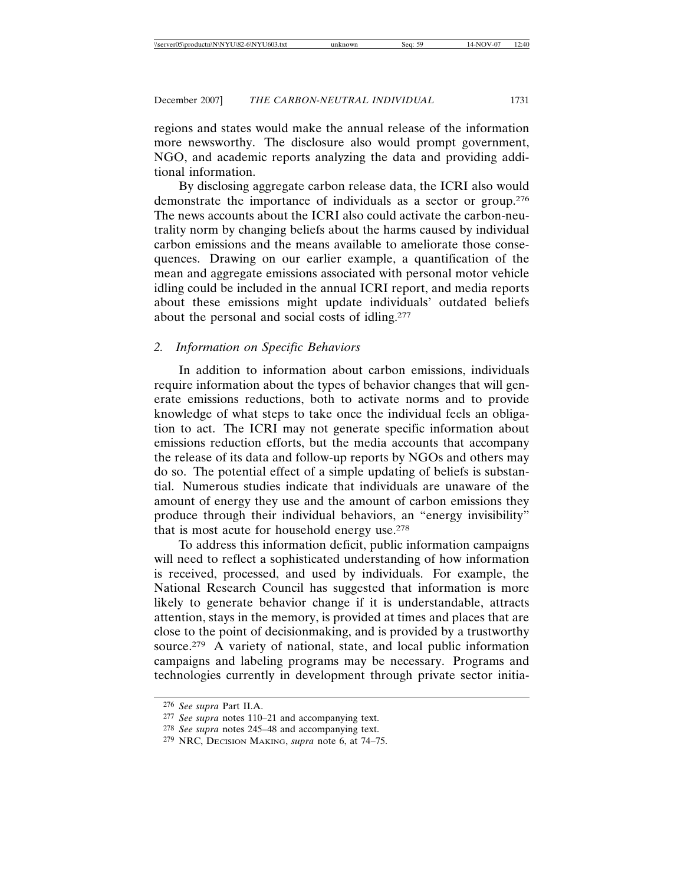regions and states would make the annual release of the information more newsworthy. The disclosure also would prompt government, NGO, and academic reports analyzing the data and providing additional information.

By disclosing aggregate carbon release data, the ICRI also would demonstrate the importance of individuals as a sector or group.[276] The news accounts about the ICRI also could activate the carbon-neutrality norm by changing beliefs about the harms caused by individual carbon emissions and the means available to ameliorate those consequences. Drawing on our earlier example, a quantification of the mean and aggregate emissions associated with personal motor vehicle idling could be included in the annual ICRI report, and media reports about these emissions might update individuals' outdated beliefs about the personal and social costs of idling.[277]

### 2. *Information on Specific Behaviors*

In addition to information about carbon emissions, individuals require information about the types of behavior changes that will generate emissions reductions, both to activate norms and to provide knowledge of what steps to take once the individual feels an obligation to act. The ICRI may not generate specific information about emissions reduction efforts, but the media accounts that accompany the release of its data and follow-up reports by NGOs and others may do so. The potential effect of a simple updating of beliefs is substantial. Numerous studies indicate that individuals are unaware of the amount of energy they use and the amount of carbon emissions they produce through their individual behaviors, an "energy invisibility" that is most acute for household energy use.[278]

To address this information deficit, public information campaigns will need to reflect a sophisticated understanding of how information is received, processed, and used by individuals. For example, the National Research Council has suggested that information is more likely to generate behavior change if it is understandable, attracts attention, stays in the memory, is provided at times and places that are close to the point of decisionmaking, and is provided by a trustworthy source.[279] A variety of national, state, and local public information campaigns and labeling programs may be necessary. Programs and technologies currently in development through private sector initia-

---

[276] *See supra* Part II.A.

[277] *See supra* notes 110–21 and accompanying text.

[278] *See supra* notes 245–48 and accompanying text.

[279] NRC, DECISION MAKING, *supra* note 6, at 74–75.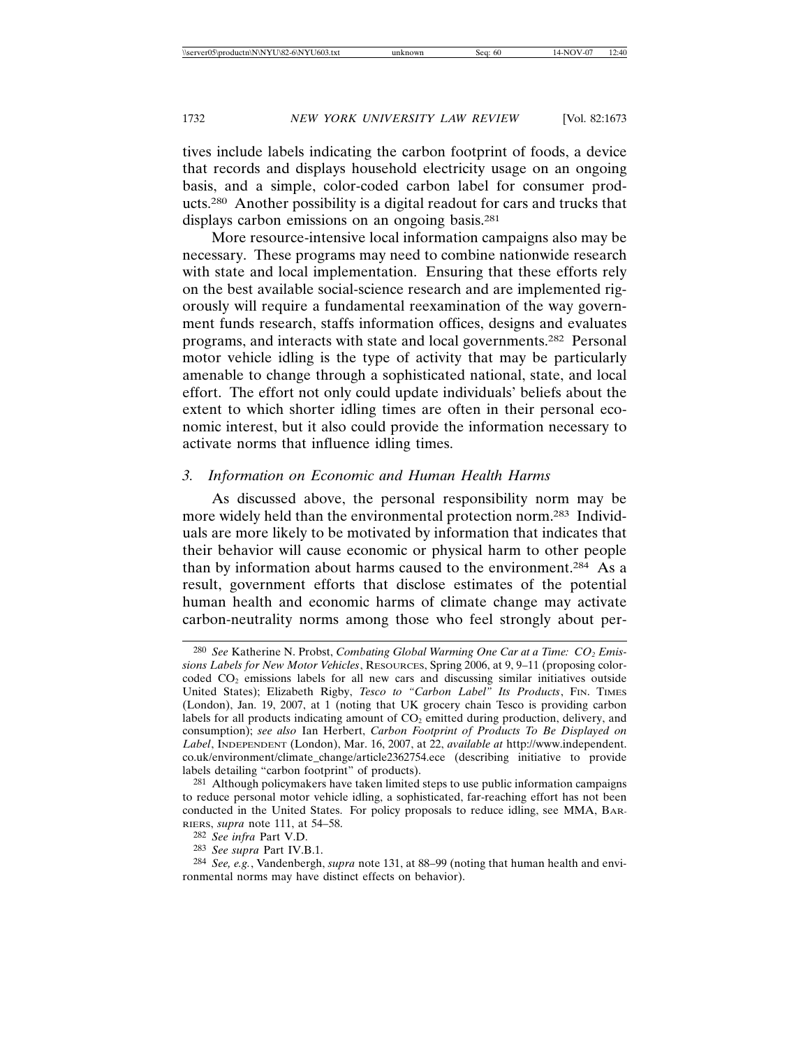tives include labels indicating the carbon footprint of foods, a device that records and displays household electricity usage on an ongoing basis, and a simple, color-coded carbon label for consumer products.[280] Another possibility is a digital readout for cars and trucks that displays carbon emissions on an ongoing basis.[281]

More resource-intensive local information campaigns also may be necessary. These programs may need to combine nationwide research with state and local implementation. Ensuring that these efforts rely on the best available social-science research and are implemented rigorously will require a fundamental reexamination of the way government funds research, staffs information offices, designs and evaluates programs, and interacts with state and local governments.[282] Personal motor vehicle idling is the type of activity that may be particularly amenable to change through a sophisticated national, state, and local effort. The effort not only could update individuals' beliefs about the extent to which shorter idling times are often in their personal economic interest, but it also could provide the information necessary to activate norms that influence idling times.

### 3. *Information on Economic and Human Health Harms*

As discussed above, the personal responsibility norm may be more widely held than the environmental protection norm.[283] Individuals are more likely to be motivated by information that indicates that their behavior will cause economic or physical harm to other people than by information about harms caused to the environment.[284] As a result, government efforts that disclose estimates of the potential human health and economic harms of climate change may activate carbon-neutrality norms among those who feel strongly about per-

---

[280] *See* Katherine N. Probst, *Combating Global Warming One Car at a Time: $CO_2$ Emissions Labels for New Motor Vehicles*, RESOURCES, Spring 2006, at 9, 9–11 (proposing color-coded $CO_2$ emissions labels for all new cars and discussing similar initiatives outside United States); Elizabeth Rigby, *Tesco to "Carbon Label" Its Products*, FIN. TIMES (London), Jan. 19, 2007, at 1 (noting that UK grocery chain Tesco is providing carbon labels for all products indicating amount of $CO_2$ emitted during production, delivery, and consumption); *see also* Ian Herbert, *Carbon Footprint of Products To Be Displayed on Label*, INDEPENDENT (London), Mar. 16, 2007, at 22, *available at* http://www.independent.co.uk/environment/climate_change/article2362754.ece (describing initiative to provide labels detailing "carbon footprint" of products).

[281] Although policymakers have taken limited steps to use public information campaigns to reduce personal motor vehicle idling, a sophisticated, far-reaching effort has not been conducted in the United States. For policy proposals to reduce idling, see MMA, BARRIERS, *supra* note 111, at 54–58.

[282] *See infra* Part V.D.

[283] *See supra* Part IV.B.1.

[284] *See, e.g.*, Vandenbergh, *supra* note 131, at 88–99 (noting that human health and environmental norms may have distinct effects on behavior).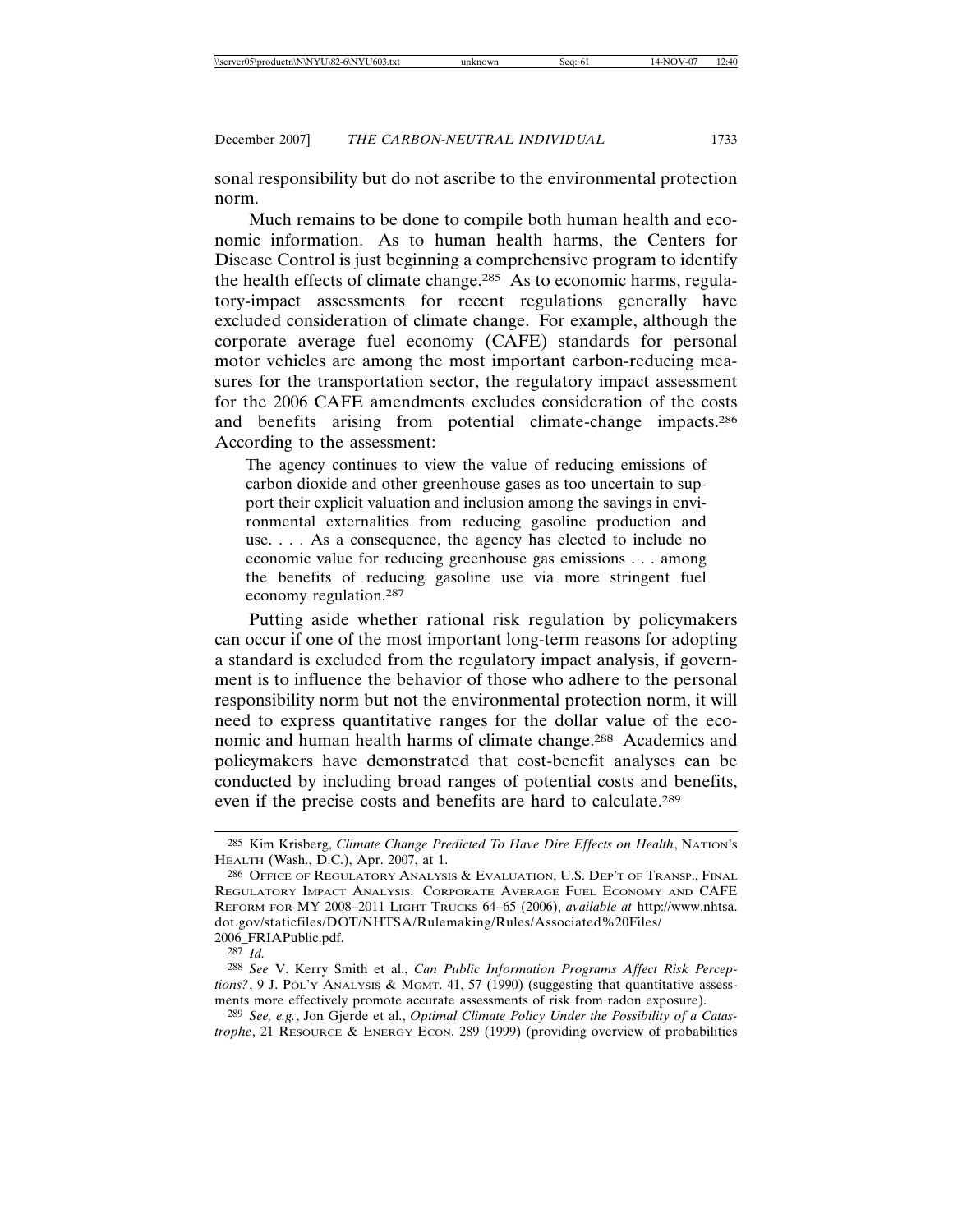sonal responsibility but do not ascribe to the environmental protection norm.

Much remains to be done to compile both human health and economic information. As to human health harms, the Centers for Disease Control is just beginning a comprehensive program to identify the health effects of climate change.[285] As to economic harms, regulatory-impact assessments for recent regulations generally have excluded consideration of climate change. For example, although the corporate average fuel economy (CAFE) standards for personal motor vehicles are among the most important carbon-reducing measures for the transportation sector, the regulatory impact assessment for the 2006 CAFE amendments excludes consideration of the costs and benefits arising from potential climate-change impacts.[286] According to the assessment:

> The agency continues to view the value of reducing emissions of carbon dioxide and other greenhouse gases as too uncertain to support their explicit valuation and inclusion among the savings in environmental externalities from reducing gasoline production and use. . . . As a consequence, the agency has elected to include no economic value for reducing greenhouse gas emissions . . . among the benefits of reducing gasoline use via more stringent fuel economy regulation.[287]

Putting aside whether rational risk regulation by policymakers can occur if one of the most important long-term reasons for adopting a standard is excluded from the regulatory impact analysis, if government is to influence the behavior of those who adhere to the personal responsibility norm but not the environmental protection norm, it will need to express quantitative ranges for the dollar value of the economic and human health harms of climate change.[288] Academics and policymakers have demonstrated that cost-benefit analyses can be conducted by including broad ranges of potential costs and benefits, even if the precise costs and benefits are hard to calculate.[289]

---

[285] Kim Krisberg, *Climate Change Predicted To Have Dire Effects on Health*, NATION'S HEALTH (Wash., D.C.), Apr. 2007, at 1.

[286] OFFICE OF REGULATORY ANALYSIS & EVALUATION, U.S. DEP'T OF TRANSP., FINAL REGULATORY IMPACT ANALYSIS: CORPORATE AVERAGE FUEL ECONOMY AND CAFE REFORM FOR MY 2008–2011 LIGHT TRUCKS 64–65 (2006), *available at* http://www.nhtsa.dot.gov/staticfiles/DOT/NHTSA/Rulemaking/Rules/Associated%20Files/2006_FRIAPublic.pdf.

[287] *Id.*

[288] *See* V. Kerry Smith et al., *Can Public Information Programs Affect Risk Perceptions?*, 9 J. POL'Y ANALYSIS & MGMT. 41, 57 (1990) (suggesting that quantitative assessments more effectively promote accurate assessments of risk from radon exposure).

[289] *See, e.g.*, Jon Gjerde et al., *Optimal Climate Policy Under the Possibility of a Catastrophe*, 21 RESOURCE & ENERGY ECON. 289 (1999) (providing overview of probabilities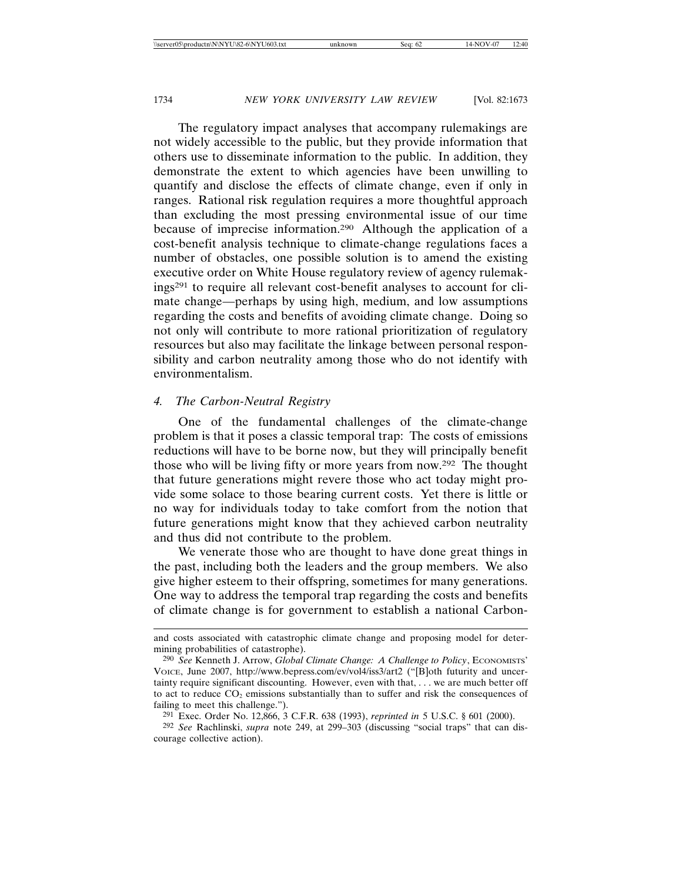The regulatory impact analyses that accompany rulemakings are not widely accessible to the public, but they provide information that others use to disseminate information to the public. In addition, they demonstrate the extent to which agencies have been unwilling to quantify and disclose the effects of climate change, even if only in ranges. Rational risk regulation requires a more thoughtful approach than excluding the most pressing environmental issue of our time because of imprecise information.[290] Although the application of a cost-benefit analysis technique to climate-change regulations faces a number of obstacles, one possible solution is to amend the existing executive order on White House regulatory review of agency rulemakings[291] to require all relevant cost-benefit analyses to account for climate change—perhaps by using high, medium, and low assumptions regarding the costs and benefits of avoiding climate change. Doing so not only will contribute to more rational prioritization of regulatory resources but also may facilitate the linkage between personal responsibility and carbon neutrality among those who do not identify with environmentalism.

### 4. *The Carbon-Neutral Registry*

One of the fundamental challenges of the climate-change problem is that it poses a classic temporal trap: The costs of emissions reductions will have to be borne now, but they will principally benefit those who will be living fifty or more years from now.[292] The thought that future generations might revere those who act today might provide some solace to those bearing current costs. Yet there is little or no way for individuals today to take comfort from the notion that future generations might know that they achieved carbon neutrality and thus did not contribute to the problem.

We venerate those who are thought to have done great things in the past, including both the leaders and the group members. We also give higher esteem to their offspring, sometimes for many generations. One way to address the temporal trap regarding the costs and benefits of climate change is for government to establish a national Carbon-

---

and costs associated with catastrophic climate change and proposing model for determining probabilities of catastrophe).

[290] *See* Kenneth J. Arrow, *Global Climate Change: A Challenge to Policy*, ECONOMISTS' VOICE, June 2007, http://www.bepress.com/ev/vol4/iss3/art2 ("[B]oth futurity and uncertainty require significant discounting. However, even with that, . . . we are much better off to act to reduce $CO_2$ emissions substantially than to suffer and risk the consequences of failing to meet this challenge.").

[291] Exec. Order No. 12,866, 3 C.F.R. 638 (1993), *reprinted in* 5 U.S.C. § 601 (2000).

[292] *See* Rachlinski, *supra* note 249, at 299–303 (discussing "social traps" that can discourage collective action).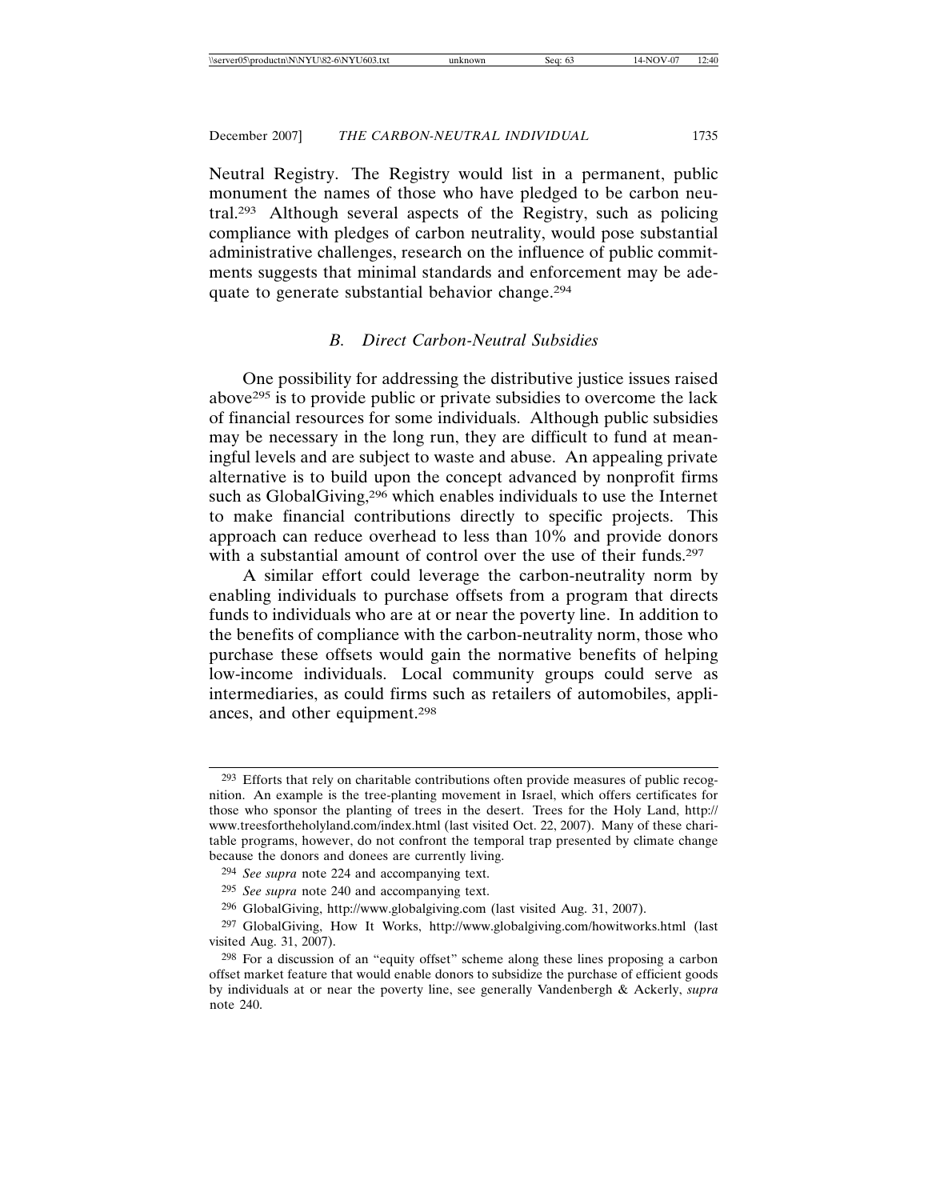Neutral Registry. The Registry would list in a permanent, public monument the names of those who have pledged to be carbon neutral.[293] Although several aspects of the Registry, such as policing compliance with pledges of carbon neutrality, would pose substantial administrative challenges, research on the influence of public commitments suggests that minimal standards and enforcement may be adequate to generate substantial behavior change.[294]

### *B. Direct Carbon-Neutral Subsidies*

One possibility for addressing the distributive justice issues raised above[295] is to provide public or private subsidies to overcome the lack of financial resources for some individuals. Although public subsidies may be necessary in the long run, they are difficult to fund at meaningful levels and are subject to waste and abuse. An appealing private alternative is to build upon the concept advanced by nonprofit firms such as GlobalGiving,[296] which enables individuals to use the Internet to make financial contributions directly to specific projects. This approach can reduce overhead to less than 10% and provide donors with a substantial amount of control over the use of their funds.[297]

A similar effort could leverage the carbon-neutrality norm by enabling individuals to purchase offsets from a program that directs funds to individuals who are at or near the poverty line. In addition to the benefits of compliance with the carbon-neutrality norm, those who purchase these offsets would gain the normative benefits of helping low-income individuals. Local community groups could serve as intermediaries, as could firms such as retailers of automobiles, appliances, and other equipment.[298]

---

[293] Efforts that rely on charitable contributions often provide measures of public recognition. An example is the tree-planting movement in Israel, which offers certificates for those who sponsor the planting of trees in the desert. Trees for the Holy Land, http://www.treesfortheholyland.com/index.html (last visited Oct. 22, 2007). Many of these charitable programs, however, do not confront the temporal trap presented by climate change because the donors and donees are currently living.

[294] *See supra* note 224 and accompanying text.

[295] *See supra* note 240 and accompanying text.

[296] GlobalGiving, http://www.globalgiving.com (last visited Aug. 31, 2007).

[297] GlobalGiving, How It Works, http://www.globalgiving.com/howitworks.html (last visited Aug. 31, 2007).

[298] For a discussion of an "equity offset" scheme along these lines proposing a carbon offset market feature that would enable donors to subsidize the purchase of efficient goods by individuals at or near the poverty line, see generally Vandenbergh & Ackerly, *supra* note 240.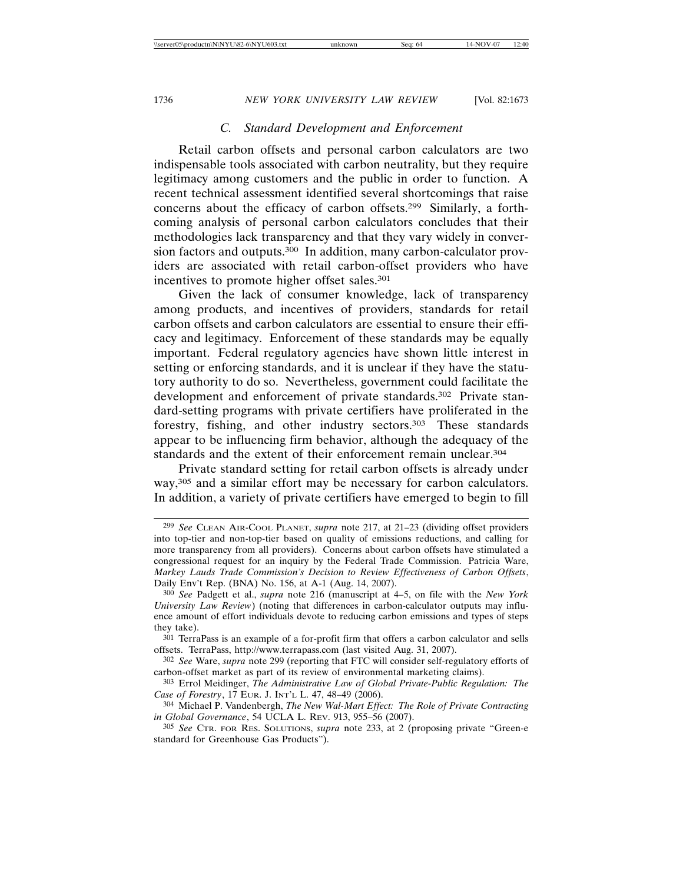### *C. Standard Development and Enforcement*

Retail carbon offsets and personal carbon calculators are two indispensable tools associated with carbon neutrality, but they require legitimacy among customers and the public in order to function. A recent technical assessment identified several shortcomings that raise concerns about the efficacy of carbon offsets.[299] Similarly, a forthcoming analysis of personal carbon calculators concludes that their methodologies lack transparency and that they vary widely in conversion factors and outputs.[300] In addition, many carbon-calculator providers are associated with retail carbon-offset providers who have incentives to promote higher offset sales.[301]

Given the lack of consumer knowledge, lack of transparency among products, and incentives of providers, standards for retail carbon offsets and carbon calculators are essential to ensure their efficacy and legitimacy. Enforcement of these standards may be equally important. Federal regulatory agencies have shown little interest in setting or enforcing standards, and it is unclear if they have the statutory authority to do so. Nevertheless, government could facilitate the development and enforcement of private standards.[302] Private standard-setting programs with private certifiers have proliferated in the forestry, fishing, and other industry sectors.[303] These standards appear to be influencing firm behavior, although the adequacy of the standards and the extent of their enforcement remain unclear.[304]

Private standard setting for retail carbon offsets is already under way,[305] and a similar effort may be necessary for carbon calculators. In addition, a variety of private certifiers have emerged to begin to fill

---

[299] *See* CLEAN AIR-COOL PLANET, *supra* note 217, at 21–23 (dividing offset providers into top-tier and non-top-tier based on quality of emissions reductions, and calling for more transparency from all providers). Concerns about carbon offsets have stimulated a congressional request for an inquiry by the Federal Trade Commission. Patricia Ware, *Markey Lauds Trade Commission's Decision to Review Effectiveness of Carbon Offsets*, Daily Env't Rep. (BNA) No. 156, at A-1 (Aug. 14, 2007).

[300] *See* Padgett et al., *supra* note 216 (manuscript at 4–5, on file with the *New York University Law Review*) (noting that differences in carbon-calculator outputs may influence amount of effort individuals devote to reducing carbon emissions and types of steps they take).

[301] TerraPass is an example of a for-profit firm that offers a carbon calculator and sells offsets. TerraPass, http://www.terrapass.com (last visited Aug. 31, 2007).

[302] *See* Ware, *supra* note 299 (reporting that FTC will consider self-regulatory efforts of carbon-offset market as part of its review of environmental marketing claims).

[303] Errol Meidinger, *The Administrative Law of Global Private-Public Regulation: The Case of Forestry*, 17 EUR. J. INT'L L. 47, 48–49 (2006).

[304] Michael P. Vandenbergh, *The New Wal-Mart Effect: The Role of Private Contracting in Global Governance*, 54 UCLA L. REV. 913, 955–56 (2007).

[305] *See* CTR. FOR RES. SOLUTIONS, *supra* note 233, at 2 (proposing private "Green-e standard for Greenhouse Gas Products").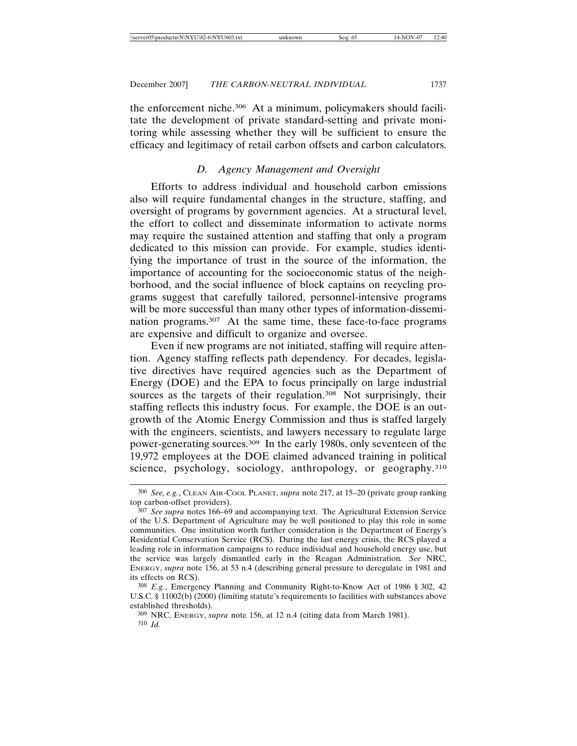the enforcement niche.[306] At a minimum, policymakers should facilitate the development of private standard-setting and private monitoring while assessing whether they will be sufficient to ensure the efficacy and legitimacy of retail carbon offsets and carbon calculators.

### *D. Agency Management and Oversight*

Efforts to address individual and household carbon emissions also will require fundamental changes in the structure, staffing, and oversight of programs by government agencies. At a structural level, the effort to collect and disseminate information to activate norms may require the sustained attention and staffing that only a program dedicated to this mission can provide. For example, studies identifying the importance of trust in the source of the information, the importance of accounting for the socioeconomic status of the neighborhood, and the social influence of block captains on recycling programs suggest that carefully tailored, personnel-intensive programs will be more successful than many other types of information-dissemination programs.[307] At the same time, these face-to-face programs are expensive and difficult to organize and oversee.

Even if new programs are not initiated, staffing will require attention. Agency staffing reflects path dependency. For decades, legislative directives have required agencies such as the Department of Energy (DOE) and the EPA to focus principally on large industrial sources as the targets of their regulation.[308] Not surprisingly, their staffing reflects this industry focus. For example, the DOE is an outgrowth of the Atomic Energy Commission and thus is staffed largely with the engineers, scientists, and lawyers necessary to regulate large power-generating sources.[309] In the early 1980s, only seventeen of the 19,972 employees at the DOE claimed advanced training in political science, psychology, sociology, anthropology, or geography.[310]

---

[306] *See, e.g.*, CLEAN AIR-COOL PLANET, *supra* note 217, at 15–20 (private group ranking top carbon-offset providers).

[307] *See supra* notes 166–69 and accompanying text. The Agricultural Extension Service of the U.S. Department of Agriculture may be well positioned to play this role in some communities. One institution worth further consideration is the Department of Energy's Residential Conservation Service (RCS). During the last energy crisis, the RCS played a leading role in information campaigns to reduce individual and household energy use, but the service was largely dismantled early in the Reagan Administration. *See* NRC, ENERGY, *supra* note 156, at 53 n.4 (describing general pressure to deregulate in 1981 and its effects on RCS).

[308] *E.g.*, Emergency Planning and Community Right-to-Know Act of 1986 § 302, 42 U.S.C. § 11002(b) (2000) (limiting statute's requirements to facilities with substances above established thresholds).

[309] NRC, ENERGY, *supra* note 156, at 12 n.4 (citing data from March 1981).

[310] *Id.*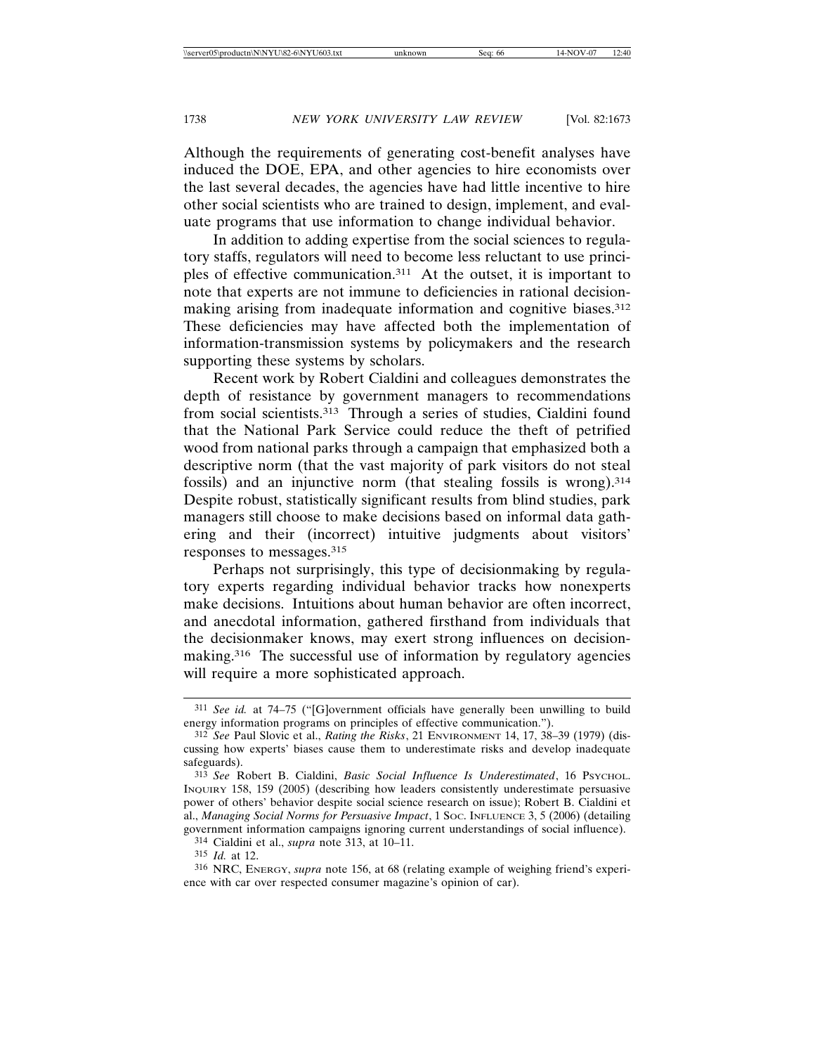Although the requirements of generating cost-benefit analyses have induced the DOE, EPA, and other agencies to hire economists over the last several decades, the agencies have had little incentive to hire other social scientists who are trained to design, implement, and evaluate programs that use information to change individual behavior.

In addition to adding expertise from the social sciences to regulatory staffs, regulators will need to become less reluctant to use principles of effective communication.[311] At the outset, it is important to note that experts are not immune to deficiencies in rational decisionmaking arising from inadequate information and cognitive biases.[312] These deficiencies may have affected both the implementation of information-transmission systems by policymakers and the research supporting these systems by scholars.

Recent work by Robert Cialdini and colleagues demonstrates the depth of resistance by government managers to recommendations from social scientists.[313] Through a series of studies, Cialdini found that the National Park Service could reduce the theft of petrified wood from national parks through a campaign that emphasized both a descriptive norm (that the vast majority of park visitors do not steal fossils) and an injunctive norm (that stealing fossils is wrong).[314] Despite robust, statistically significant results from blind studies, park managers still choose to make decisions based on informal data gathering and their (incorrect) intuitive judgments about visitors' responses to messages.[315]

Perhaps not surprisingly, this type of decisionmaking by regulatory experts regarding individual behavior tracks how nonexperts make decisions. Intuitions about human behavior are often incorrect, and anecdotal information, gathered firsthand from individuals that the decisionmaker knows, may exert strong influences on decisionmaking.[316] The successful use of information by regulatory agencies will require a more sophisticated approach.

---

[311] *See id.* at 74–75 ("[G]overnment officials have generally been unwilling to build energy information programs on principles of effective communication.").

[312] *See* Paul Slovic et al., *Rating the Risks*, 21 ENVIRONMENT 14, 17, 38–39 (1979) (discussing how experts' biases cause them to underestimate risks and develop inadequate safeguards).

[313] *See* Robert B. Cialdini, *Basic Social Influence Is Underestimated*, 16 PSYCHOL. INQUIRY 158, 159 (2005) (describing how leaders consistently underestimate persuasive power of others' behavior despite social science research on issue); Robert B. Cialdini et al., *Managing Social Norms for Persuasive Impact*, 1 SOC. INFLUENCE 3, 5 (2006) (detailing government information campaigns ignoring current understandings of social influence).

[314] Cialdini et al., *supra* note 313, at 10–11.

[315] *Id.* at 12.

[316] NRC, ENERGY, *supra* note 156, at 68 (relating example of weighing friend's experience with car over respected consumer magazine's opinion of car).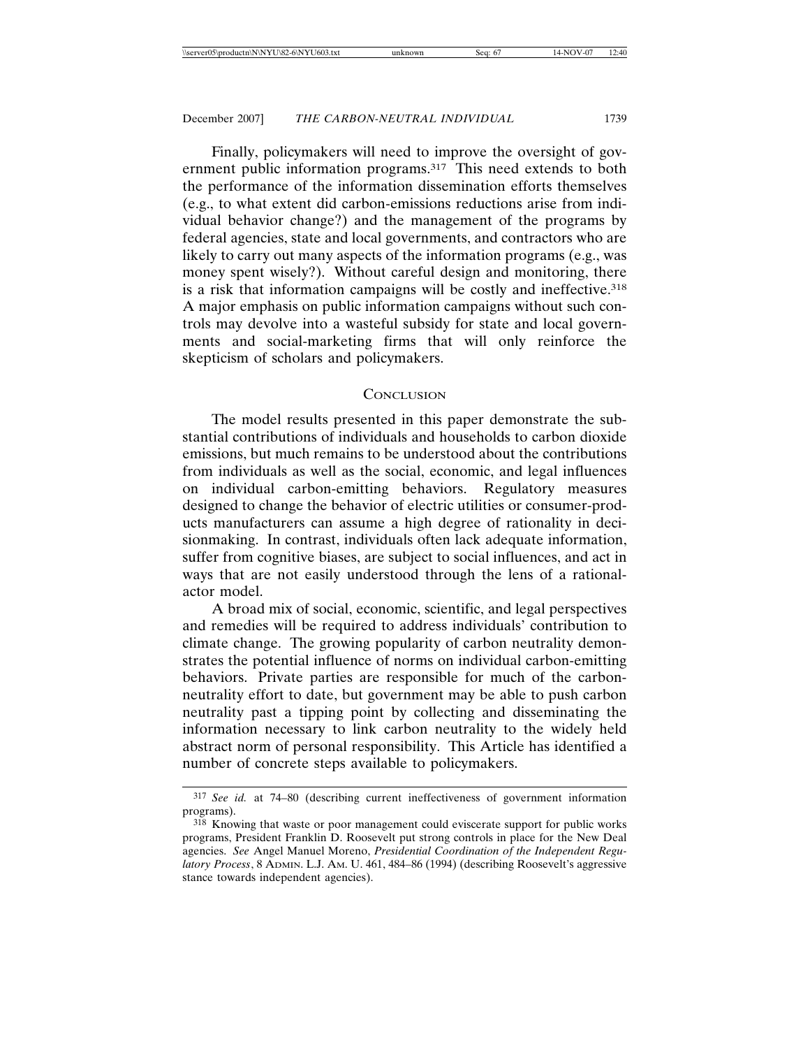Finally, policymakers will need to improve the oversight of government public information programs.[317] This need extends to both the performance of the information dissemination efforts themselves (e.g., to what extent did carbon-emissions reductions arise from individual behavior change?) and the management of the programs by federal agencies, state and local governments, and contractors who are likely to carry out many aspects of the information programs (e.g., was money spent wisely?). Without careful design and monitoring, there is a risk that information campaigns will be costly and ineffective.[318] A major emphasis on public information campaigns without such controls may devolve into a wasteful subsidy for state and local governments and social-marketing firms that will only reinforce the skepticism of scholars and policymakers.

## Conclusion

The model results presented in this paper demonstrate the substantial contributions of individuals and households to carbon dioxide emissions, but much remains to be understood about the contributions from individuals as well as the social, economic, and legal influences on individual carbon-emitting behaviors. Regulatory measures designed to change the behavior of electric utilities or consumer-products manufacturers can assume a high degree of rationality in decisionmaking. In contrast, individuals often lack adequate information, suffer from cognitive biases, are subject to social influences, and act in ways that are not easily understood through the lens of a rational-actor model.

A broad mix of social, economic, scientific, and legal perspectives and remedies will be required to address individuals' contribution to climate change. The growing popularity of carbon neutrality demonstrates the potential influence of norms on individual carbon-emitting behaviors. Private parties are responsible for much of the carbon-neutrality effort to date, but government may be able to push carbon neutrality past a tipping point by collecting and disseminating the information necessary to link carbon neutrality to the widely held abstract norm of personal responsibility. This Article has identified a number of concrete steps available to policymakers.

---

[317] *See id.* at 74–80 (describing current ineffectiveness of government information programs).

[318] Knowing that waste or poor management could eviscerate support for public works programs, President Franklin D. Roosevelt put strong controls in place for the New Deal agencies. *See* Angel Manuel Moreno, *Presidential Coordination of the Independent Regulatory Process*, 8 Admin. L.J. Am. U. 461, 484–86 (1994) (describing Roosevelt's aggressive stance towards independent agencies).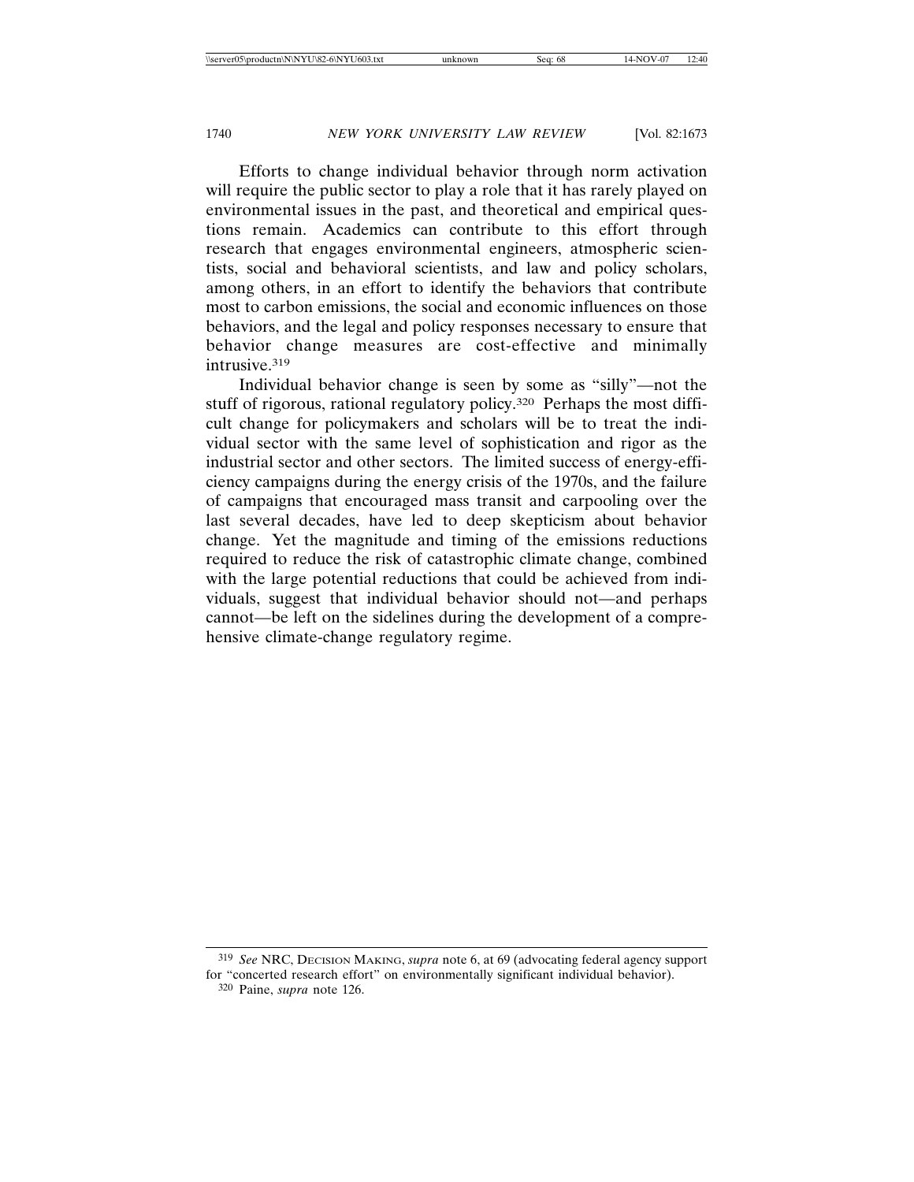Efforts to change individual behavior through norm activation will require the public sector to play a role that it has rarely played on environmental issues in the past, and theoretical and empirical questions remain. Academics can contribute to this effort through research that engages environmental engineers, atmospheric scientists, social and behavioral scientists, and law and policy scholars, among others, in an effort to identify the behaviors that contribute most to carbon emissions, the social and economic influences on those behaviors, and the legal and policy responses necessary to ensure that behavior change measures are cost-effective and minimally intrusive.[319]

Individual behavior change is seen by some as "silly"—not the stuff of rigorous, rational regulatory policy.[320] Perhaps the most difficult change for policymakers and scholars will be to treat the individual sector with the same level of sophistication and rigor as the industrial sector and other sectors. The limited success of energy-efficiency campaigns during the energy crisis of the 1970s, and the failure of campaigns that encouraged mass transit and carpooling over the last several decades, have led to deep skepticism about behavior change. Yet the magnitude and timing of the emissions reductions required to reduce the risk of catastrophic climate change, combined with the large potential reductions that could be achieved from individuals, suggest that individual behavior should not—and perhaps cannot—be left on the sidelines during the development of a comprehensive climate-change regulatory regime.

---

[319] *See* NRC, DECISION MAKING, *supra* note 6, at 69 (advocating federal agency support for "concerted research effort" on environmentally significant individual behavior).

[320] Paine, *supra* note 126.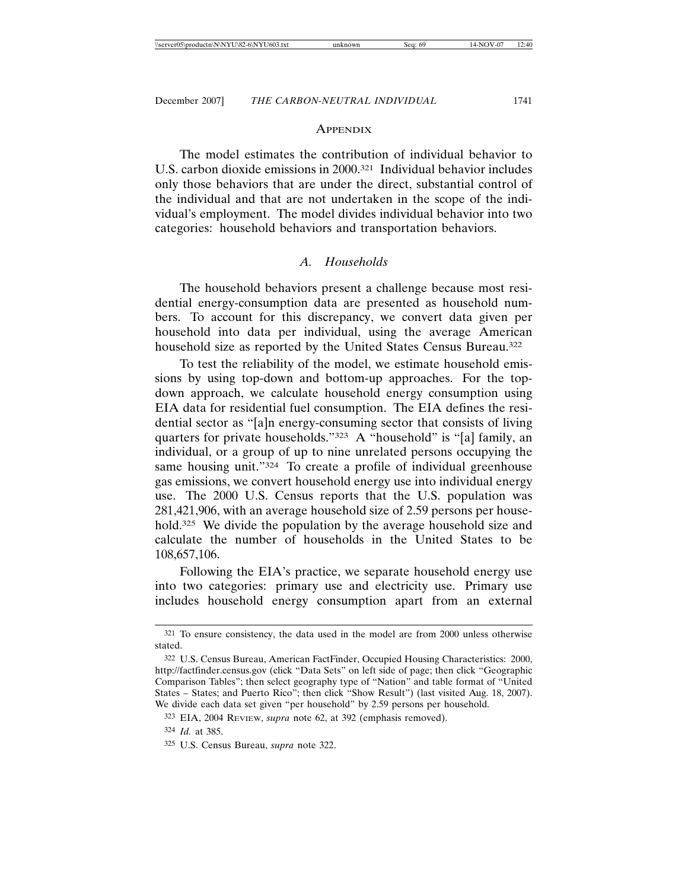## Appendix

The model estimates the contribution of individual behavior to U.S. carbon dioxide emissions in 2000.[321] Individual behavior includes only those behaviors that are under the direct, substantial control of the individual and that are not undertaken in the scope of the individual's employment. The model divides individual behavior into two categories: household behaviors and transportation behaviors.

### *A. Households*

The household behaviors present a challenge because most residential energy-consumption data are presented as household numbers. To account for this discrepancy, we convert data given per household into data per individual, using the average American household size as reported by the United States Census Bureau.[322]

To test the reliability of the model, we estimate household emissions by using top-down and bottom-up approaches. For the top-down approach, we calculate household energy consumption using EIA data for residential fuel consumption. The EIA defines the residential sector as "[a]n energy-consuming sector that consists of living quarters for private households."[323] A "household" is "[a] family, an individual, or a group of up to nine unrelated persons occupying the same housing unit."[324] To create a profile of individual greenhouse gas emissions, we convert household energy use into individual energy use. The 2000 U.S. Census reports that the U.S. population was 281,421,906, with an average household size of 2.59 persons per household.[325] We divide the population by the average household size and calculate the number of households in the United States to be 108,657,106.

Following the EIA's practice, we separate household energy use into two categories: primary use and electricity use. Primary use includes household energy consumption apart from an external

---

[321] To ensure consistency, the data used in the model are from 2000 unless otherwise stated.

[322] U.S. Census Bureau, American FactFinder, Occupied Housing Characteristics: 2000, http://factfinder.census.gov (click "Data Sets" on left side of page; then click "Geographic Comparison Tables"; then select geography type of "Nation" and table format of "United States – States; and Puerto Rico"; then click "Show Result") (last visited Aug. 18, 2007). We divide each data set given "per household" by 2.59 persons per household.

[323] EIA, 2004 Review, *supra* note 62, at 392 (emphasis removed).

[324] *Id.* at 385.

[325] U.S. Census Bureau, *supra* note 322.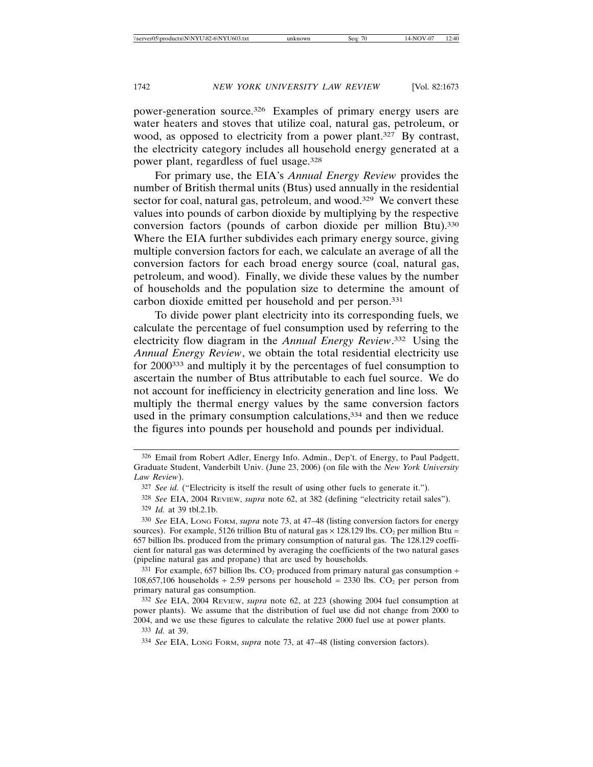power-generation source.[326] Examples of primary energy users are water heaters and stoves that utilize coal, natural gas, petroleum, or wood, as opposed to electricity from a power plant.[327] By contrast, the electricity category includes all household energy generated at a power plant, regardless of fuel usage.[328]

For primary use, the EIA's *Annual Energy Review* provides the number of British thermal units (Btus) used annually in the residential sector for coal, natural gas, petroleum, and wood.[329] We convert these values into pounds of carbon dioxide by multiplying by the respective conversion factors (pounds of carbon dioxide per million Btu).[330] Where the EIA further subdivides each primary energy source, giving multiple conversion factors for each, we calculate an average of all the conversion factors for each broad energy source (coal, natural gas, petroleum, and wood). Finally, we divide these values by the number of households and the population size to determine the amount of carbon dioxide emitted per household and per person.[331]

To divide power plant electricity into its corresponding fuels, we calculate the percentage of fuel consumption used by referring to the electricity flow diagram in the *Annual Energy Review*.[332] Using the *Annual Energy Review*, we obtain the total residential electricity use for 2000[333] and multiply it by the percentages of fuel consumption to ascertain the number of Btus attributable to each fuel source. We do not account for inefficiency in electricity generation and line loss. We multiply the thermal energy values by the same conversion factors used in the primary consumption calculations,[334] and then we reduce the figures into pounds per household and pounds per individual.

---

326 Email from Robert Adler, Energy Info. Admin., Dep't. of Energy, to Paul Padgett, Graduate Student, Vanderbilt Univ. (June 23, 2006) (on file with the *New York University Law Review*).

327 *See id.* ("Electricity is itself the result of using other fuels to generate it.").

328 *See* EIA, 2004 REVIEW, *supra* note 62, at 382 (defining "electricity retail sales").

329 *Id.* at 39 tbl.2.1b.

330 *See* EIA, LONG FORM, *supra* note 73, at 47–48 (listing conversion factors for energy sources). For example, 5126 trillion Btu of natural gas × 128.129 lbs. $CO_2$ per million Btu = 657 billion lbs. produced from the primary consumption of natural gas. The 128.129 coefficient for natural gas was determined by averaging the coefficients of the two natural gases (pipeline natural gas and propane) that are used by households.

331 For example, 657 billion lbs. $CO_2$ produced from primary natural gas consumption ÷ 108,657,106 households ÷ 2.59 persons per household = 2330 lbs. $CO_2$ per person from primary natural gas consumption.

332 *See* EIA, 2004 REVIEW, *supra* note 62, at 223 (showing 2004 fuel consumption at power plants). We assume that the distribution of fuel use did not change from 2000 to 2004, and we use these figures to calculate the relative 2000 fuel use at power plants.

333 *Id.* at 39.

334 *See* EIA, LONG FORM, *supra* note 73, at 47–48 (listing conversion factors).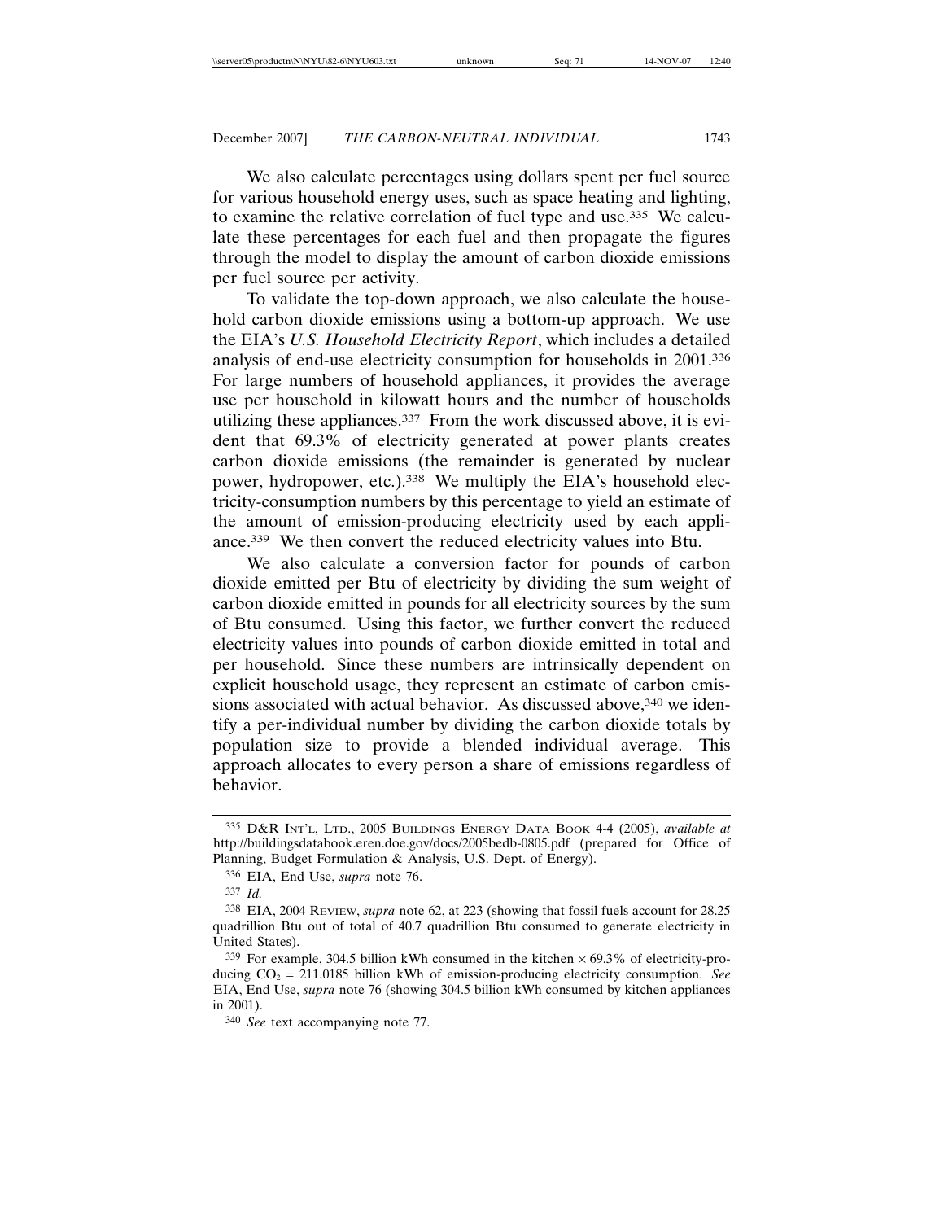We also calculate percentages using dollars spent per fuel source for various household energy uses, such as space heating and lighting, to examine the relative correlation of fuel type and use.[335] We calculate these percentages for each fuel and then propagate the figures through the model to display the amount of carbon dioxide emissions per fuel source per activity.

To validate the top-down approach, we also calculate the household carbon dioxide emissions using a bottom-up approach. We use the EIA's *U.S. Household Electricity Report*, which includes a detailed analysis of end-use electricity consumption for households in 2001.[336] For large numbers of household appliances, it provides the average use per household in kilowatt hours and the number of households utilizing these appliances.[337] From the work discussed above, it is evident that 69.3% of electricity generated at power plants creates carbon dioxide emissions (the remainder is generated by nuclear power, hydropower, etc.).[338] We multiply the EIA's household electricity-consumption numbers by this percentage to yield an estimate of the amount of emission-producing electricity used by each appliance.[339] We then convert the reduced electricity values into Btu.

We also calculate a conversion factor for pounds of carbon dioxide emitted per Btu of electricity by dividing the sum weight of carbon dioxide emitted in pounds for all electricity sources by the sum of Btu consumed. Using this factor, we further convert the reduced electricity values into pounds of carbon dioxide emitted in total and per household. Since these numbers are intrinsically dependent on explicit household usage, they represent an estimate of carbon emissions associated with actual behavior. As discussed above,[340] we identify a per-individual number by dividing the carbon dioxide totals by population size to provide a blended individual average. This approach allocates to every person a share of emissions regardless of behavior.

---

[335] D&R INT'L, LTD., 2005 BUILDINGS ENERGY DATA BOOK 4-4 (2005), *available at* http://buildingsdatabook.eren.doe.gov/docs/2005bedb-0805.pdf (prepared for Office of Planning, Budget Formulation & Analysis, U.S. Dept. of Energy).

[336] EIA, End Use, *supra* note 76.

[337] *Id.*

[338] EIA, 2004 REVIEW, *supra* note 62, at 223 (showing that fossil fuels account for 28.25 quadrillion Btu out of total of 40.7 quadrillion Btu consumed to generate electricity in United States).

[339] For example, 304.5 billion kWh consumed in the kitchen $\times$ 69.3% of electricity-producing $CO_2$ = 211.0185 billion kWh of emission-producing electricity consumption. *See* EIA, End Use, *supra* note 76 (showing 304.5 billion kWh consumed by kitchen appliances in 2001).

[340] *See* text accompanying note 77.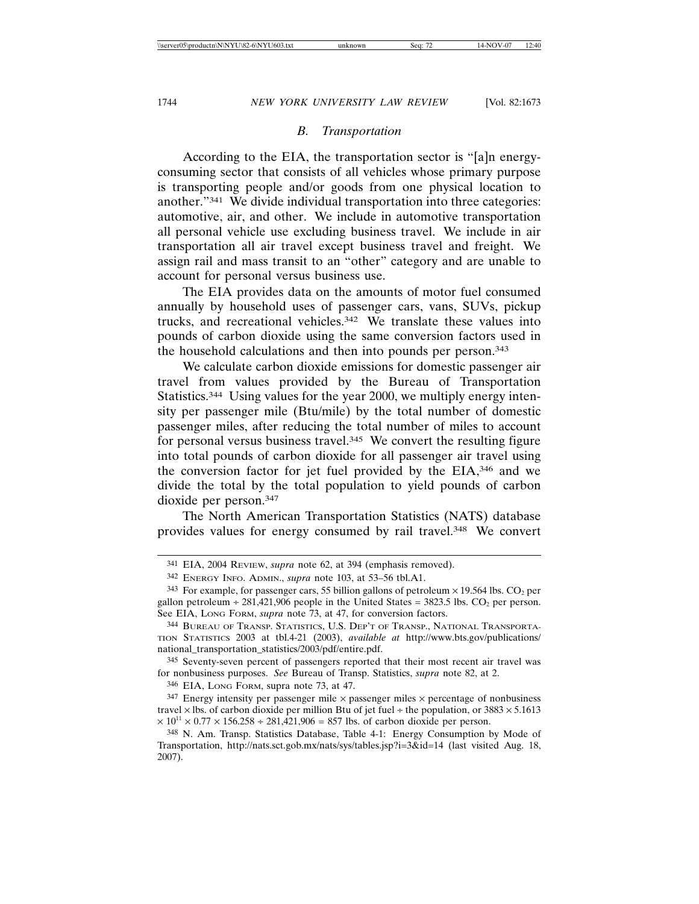### *B. Transportation*

According to the EIA, the transportation sector is "[a]n energy-consuming sector that consists of all vehicles whose primary purpose is transporting people and/or goods from one physical location to another."[341] We divide individual transportation into three categories: automotive, air, and other. We include in automotive transportation all personal vehicle use excluding business travel. We include in air transportation all air travel except business travel and freight. We assign rail and mass transit to an "other" category and are unable to account for personal versus business use.

The EIA provides data on the amounts of motor fuel consumed annually by household uses of passenger cars, vans, SUVs, pickup trucks, and recreational vehicles.[342] We translate these values into pounds of carbon dioxide using the same conversion factors used in the household calculations and then into pounds per person.[343]

We calculate carbon dioxide emissions for domestic passenger air travel from values provided by the Bureau of Transportation Statistics.[344] Using values for the year 2000, we multiply energy intensity per passenger mile (Btu/mile) by the total number of domestic passenger miles, after reducing the total number of miles to account for personal versus business travel.[345] We convert the resulting figure into total pounds of carbon dioxide for all passenger air travel using the conversion factor for jet fuel provided by the EIA,[346] and we divide the total by the total population to yield pounds of carbon dioxide per person.[347]

The North American Transportation Statistics (NATS) database provides values for energy consumed by rail travel.[348] We convert

---

341 EIA, 2004 REVIEW, *supra* note 62, at 394 (emphasis removed).

342 ENERGY INFO. ADMIN., *supra* note 103, at 53–56 tbl.A1.

343 For example, for passenger cars, 55 billion gallons of petroleum × 19.564 lbs. $CO_2$ per gallon petroleum ÷ 281,421,906 people in the United States = 3823.5 lbs. $CO_2$ per person. See EIA, LONG FORM, *supra* note 73, at 47, for conversion factors.

344 BUREAU OF TRANSP. STATISTICS, U.S. DEP'T OF TRANSP., NATIONAL TRANSPORTATION STATISTICS 2003 at tbl.4-21 (2003), *available at* http://www.bts.gov/publications/national_transportation_statistics/2003/pdf/entire.pdf.

345 Seventy-seven percent of passengers reported that their most recent air travel was for nonbusiness purposes. *See* Bureau of Transp. Statistics, *supra* note 82, at 2.

346 EIA, LONG FORM, supra note 73, at 47.

347 Energy intensity per passenger mile × passenger miles × percentage of nonbusiness travel × lbs. of carbon dioxide per million Btu of jet fuel ÷ the population, or $3883 \times 5.1613 \times 10^{11} \times 0.77 \times 156.258 \div 281{,}421{,}906 = 857$ lbs. of carbon dioxide per person.

348 N. Am. Transp. Statistics Database, Table 4-1: Energy Consumption by Mode of Transportation, http://nats.sct.gob.mx/nats/sys/tables.jsp?i=3&id=14 (last visited Aug. 18, 2007).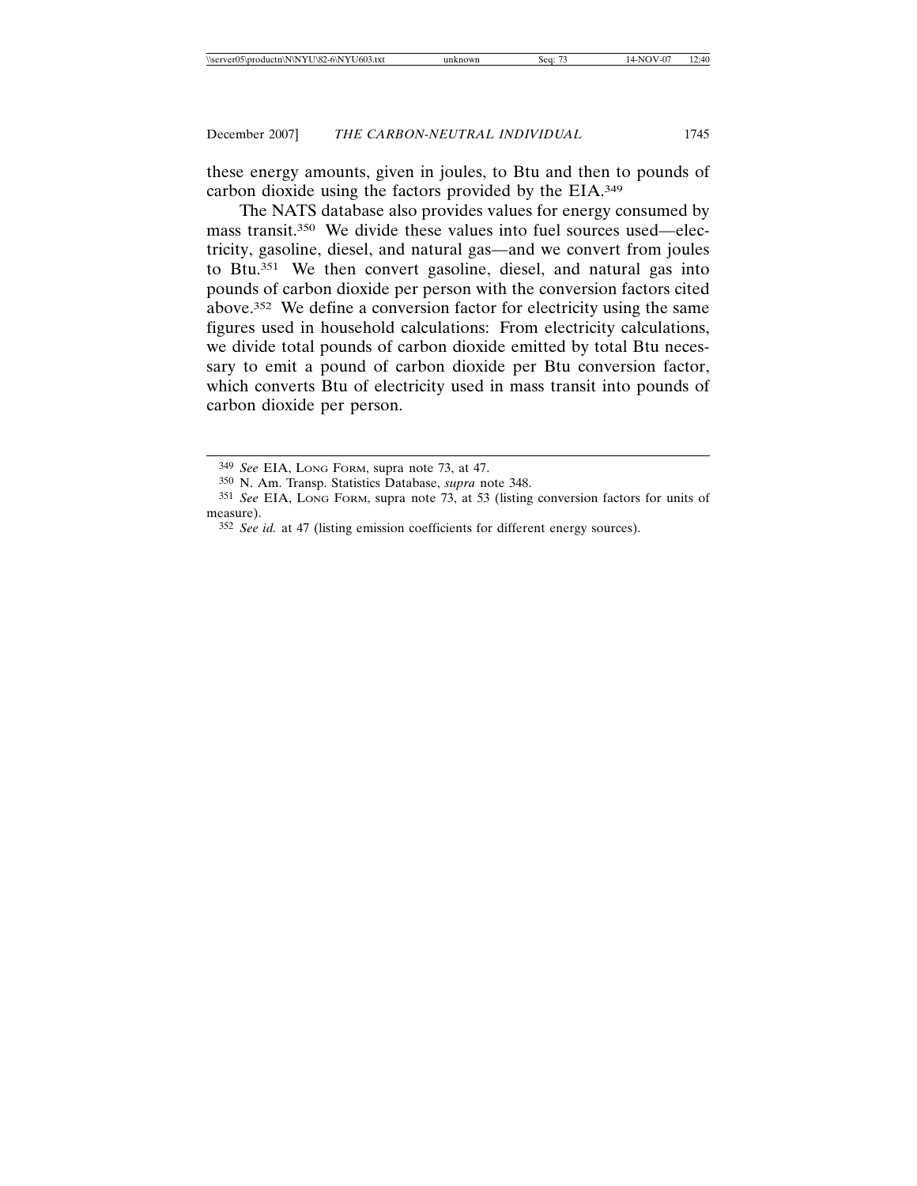these energy amounts, given in joules, to Btu and then to pounds of carbon dioxide using the factors provided by the EIA.[349]

The NATS database also provides values for energy consumed by mass transit.[350] We divide these values into fuel sources used—electricity, gasoline, diesel, and natural gas—and we convert from joules to Btu.[351] We then convert gasoline, diesel, and natural gas into pounds of carbon dioxide per person with the conversion factors cited above.[352] We define a conversion factor for electricity using the same figures used in household calculations: From electricity calculations, we divide total pounds of carbon dioxide emitted by total Btu necessary to emit a pound of carbon dioxide per Btu conversion factor, which converts Btu of electricity used in mass transit into pounds of carbon dioxide per person.

---

[349] *See* EIA, LONG FORM, supra note 73, at 47.

[350] N. Am. Transp. Statistics Database, *supra* note 348.

[351] *See* EIA, LONG FORM, supra note 73, at 53 (listing conversion factors for units of measure).

[352] *See id.* at 47 (listing emission coefficients for different energy sources).